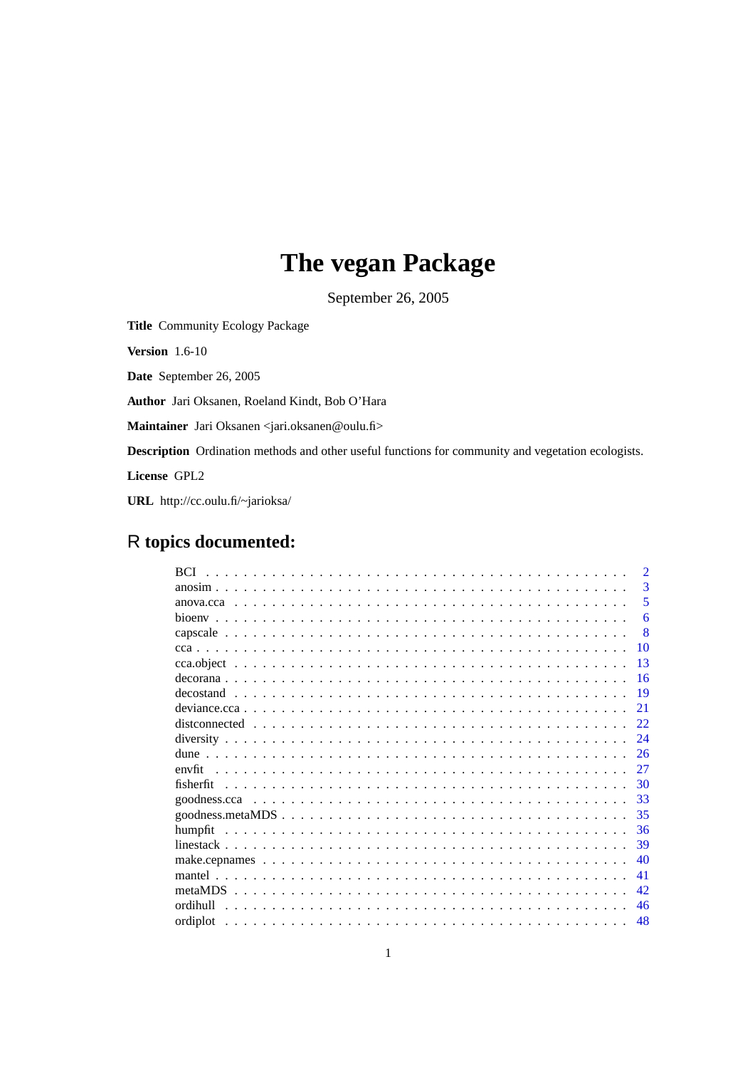# The vegan Package

September 26, 2005

**Title** Community Ecology Package

**Version** 1.6-10

**Date** September 26, 2005

**Author** Jari Oksanen, Roeland Kindt, Bob O'Hara

**Maintainer** Jari Oksanen <jari.oksanen@oulu.fi>

**Description** Ordination methods and other useful functions for community and vegetation ecologists.

**License** GPL2

**URL** http://cc.oulu.fi/~jarioksa/

## R topics documented:

| | |
|---|---|
| BCI | 2 |
| anosim | 3 |
| anova.cca | 5 |
| bioenv | 6 |
| capscale | 8 |
| cca | 10 |
| cca.object | 13 |
| decorana | 16 |
| decostand | 19 |
| deviance.cca | 21 |
| distconnected | 22 |
| diversity | 24 |
| dune | 26 |
| envfit | 27 |
| fisherfit | 30 |
| goodness.cca | 33 |
| goodness.metaMDS | 35 |
| humpfit | 36 |
| linestack | 39 |
| make.cepnames | 40 |
| mantel | 41 |
| metaMDS | 42 |
| ordihull | 46 |
| ordiplot | 48 |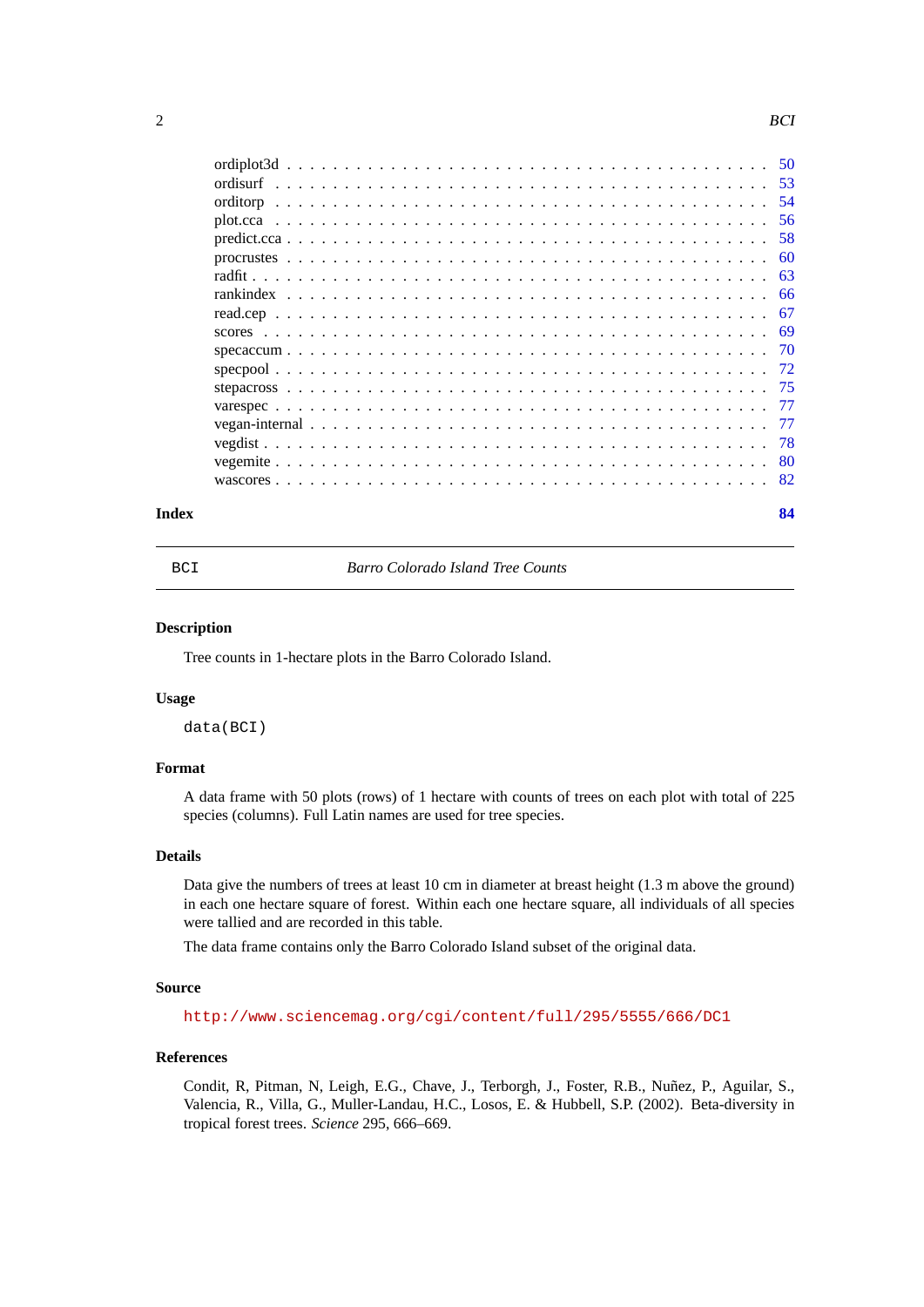ordiplot3d . . . . . . . . . . . . . . . . . . . . . . . . . . . . . . . . . . . . . . . . 50
ordisurf . . . . . . . . . . . . . . . . . . . . . . . . . . . . . . . . . . . . . . . . . 53
orditorp . . . . . . . . . . . . . . . . . . . . . . . . . . . . . . . . . . . . . . . . . 54
plot.cca . . . . . . . . . . . . . . . . . . . . . . . . . . . . . . . . . . . . . . . . . 56
predict.cca . . . . . . . . . . . . . . . . . . . . . . . . . . . . . . . . . . . . . . . . 58
procrustes . . . . . . . . . . . . . . . . . . . . . . . . . . . . . . . . . . . . . . . . 60
radfit . . . . . . . . . . . . . . . . . . . . . . . . . . . . . . . . . . . . . . . . . . 63
rankindex . . . . . . . . . . . . . . . . . . . . . . . . . . . . . . . . . . . . . . . . 66
read.cep . . . . . . . . . . . . . . . . . . . . . . . . . . . . . . . . . . . . . . . . . 67
scores . . . . . . . . . . . . . . . . . . . . . . . . . . . . . . . . . . . . . . . . . . 69
specaccum . . . . . . . . . . . . . . . . . . . . . . . . . . . . . . . . . . . . . . . . 70
specpool . . . . . . . . . . . . . . . . . . . . . . . . . . . . . . . . . . . . . . . . . 72
stepacross . . . . . . . . . . . . . . . . . . . . . . . . . . . . . . . . . . . . . . . . 75
varespec . . . . . . . . . . . . . . . . . . . . . . . . . . . . . . . . . . . . . . . . . 77
vegan-internal . . . . . . . . . . . . . . . . . . . . . . . . . . . . . . . . . . . . . . 77
vegdist . . . . . . . . . . . . . . . . . . . . . . . . . . . . . . . . . . . . . . . . . . 78
vegemite . . . . . . . . . . . . . . . . . . . . . . . . . . . . . . . . . . . . . . . . . 80
wascores . . . . . . . . . . . . . . . . . . . . . . . . . . . . . . . . . . . . . . . . . 82

**Index** **84**

---

## BCI — *Barro Colorado Island Tree Counts*

---

### Description

Tree counts in 1-hectare plots in the Barro Colorado Island.

### Usage

```
data(BCI)
```

### Format

A data frame with 50 plots (rows) of 1 hectare with counts of trees on each plot with total of 225 species (columns). Full Latin names are used for tree species.

### Details

Data give the numbers of trees at least 10 cm in diameter at breast height (1.3 m above the ground) in each one hectare square of forest. Within each one hectare square, all individuals of all species were tallied and are recorded in this table.

The data frame contains only the Barro Colorado Island subset of the original data.

### Source

http://www.sciencemag.org/cgi/content/full/295/5555/666/DC1

### References

Condit, R, Pitman, N, Leigh, E.G., Chave, J., Terborgh, J., Foster, R.B., Nuñez, P., Aguilar, S., Valencia, R., Villa, G., Muller-Landau, H.C., Losos, E. & Hubbell, S.P. (2002). Beta-diversity in tropical forest trees. *Science* 295, 666–669.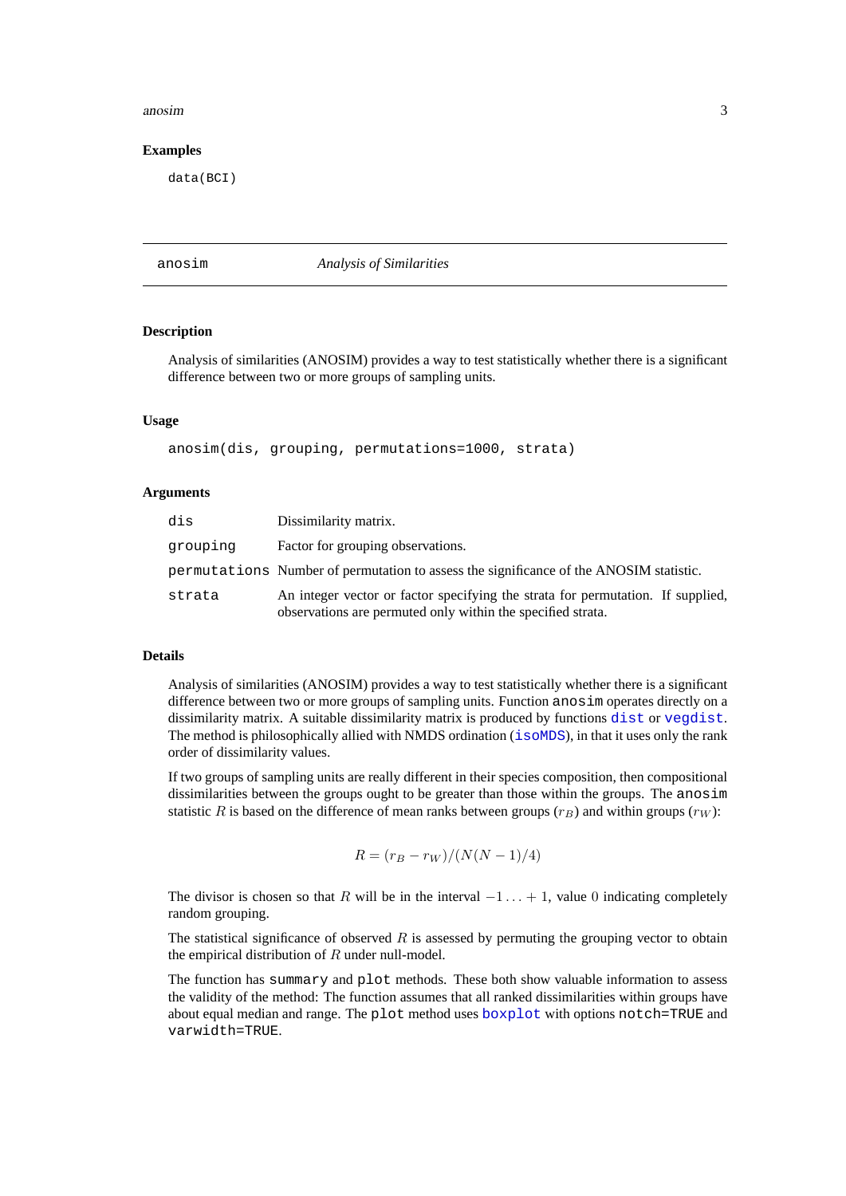### Examples

```
data(BCI)
```

---

## anosim — *Analysis of Similarities*

---

### Description

Analysis of similarities (ANOSIM) provides a way to test statistically whether there is a significant difference between two or more groups of sampling units.

### Usage

```
anosim(dis, grouping, permutations=1000, strata)
```

### Arguments

| | |
|---|---|
| `dis` | Dissimilarity matrix. |
| `grouping` | Factor for grouping observations. |
| `permutations` | Number of permutation to assess the significance of the ANOSIM statistic. |
| `strata` | An integer vector or factor specifying the strata for permutation. If supplied, observations are permuted only within the specified strata. |

### Details

Analysis of similarities (ANOSIM) provides a way to test statistically whether there is a significant difference between two or more groups of sampling units. Function `anosim` operates directly on a dissimilarity matrix. A suitable dissimilarity matrix is produced by functions `dist` or `vegdist`. The method is philosophically allied with NMDS ordination (`isoMDS`), in that it uses only the rank order of dissimilarity values.

If two groups of sampling units are really different in their species composition, then compositional dissimilarities between the groups ought to be greater than those within the groups. The `anosim` statistic $R$ is based on the difference of mean ranks between groups ($r_B$) and within groups ($r_W$):

$$R = (r_B - r_W)/(N(N-1)/4)$$

The divisor is chosen so that $R$ will be in the interval $-1 \ldots +1$, value $0$ indicating completely random grouping.

The statistical significance of observed $R$ is assessed by permuting the grouping vector to obtain the empirical distribution of $R$ under null-model.

The function has `summary` and `plot` methods. These both show valuable information to assess the validity of the method: The function assumes that all ranked dissimilarities within groups have about equal median and range. The `plot` method uses `boxplot` with options `notch=TRUE` and `varwidth=TRUE`.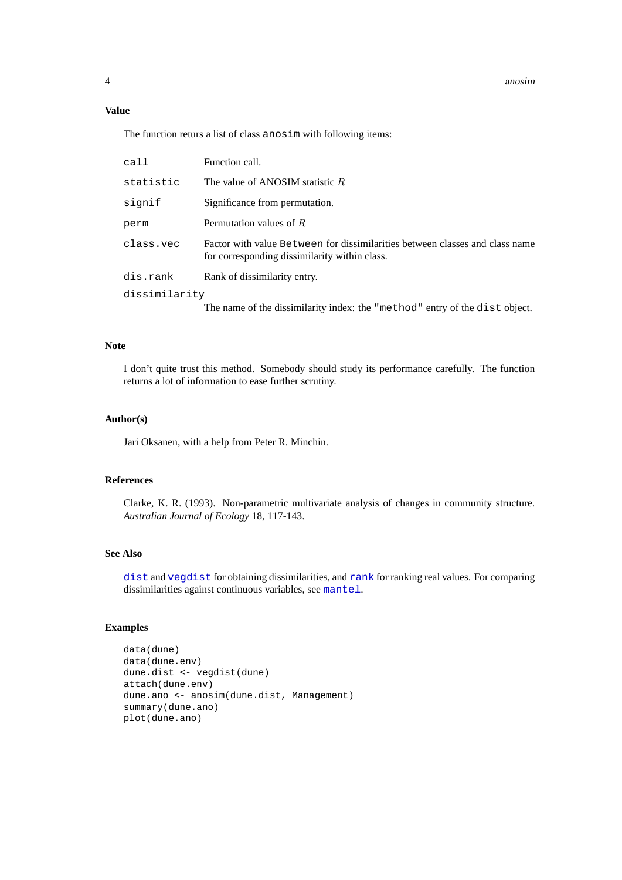### Value

The function returs a list of class `anosim` with following items:

| | |
|---|---|
| `call` | Function call. |
| `statistic` | The value of ANOSIM statistic $R$ |
| `signif` | Significance from permutation. |
| `perm` | Permutation values of $R$ |
| `class.vec` | Factor with value `Between` for dissimilarities between classes and class name for corresponding dissimilarity within class. |
| `dis.rank` | Rank of dissimilarity entry. |
| `dissimilarity` | The name of the dissimilarity index: the `"method"` entry of the `dist` object. |

### Note

I don't quite trust this method. Somebody should study its performance carefully. The function returns a lot of information to ease further scrutiny.

### Author(s)

Jari Oksanen, with a help from Peter R. Minchin.

### References

Clarke, K. R. (1993). Non-parametric multivariate analysis of changes in community structure. *Australian Journal of Ecology* 18, 117-143.

### See Also

`dist` and `vegdist` for obtaining dissimilarities, and `rank` for ranking real values. For comparing dissimilarities against continuous variables, see `mantel`.

### Examples

```
data(dune)
data(dune.env)
dune.dist <- vegdist(dune)
attach(dune.env)
dune.ano <- anosim(dune.dist, Management)
summary(dune.ano)
plot(dune.ano)
```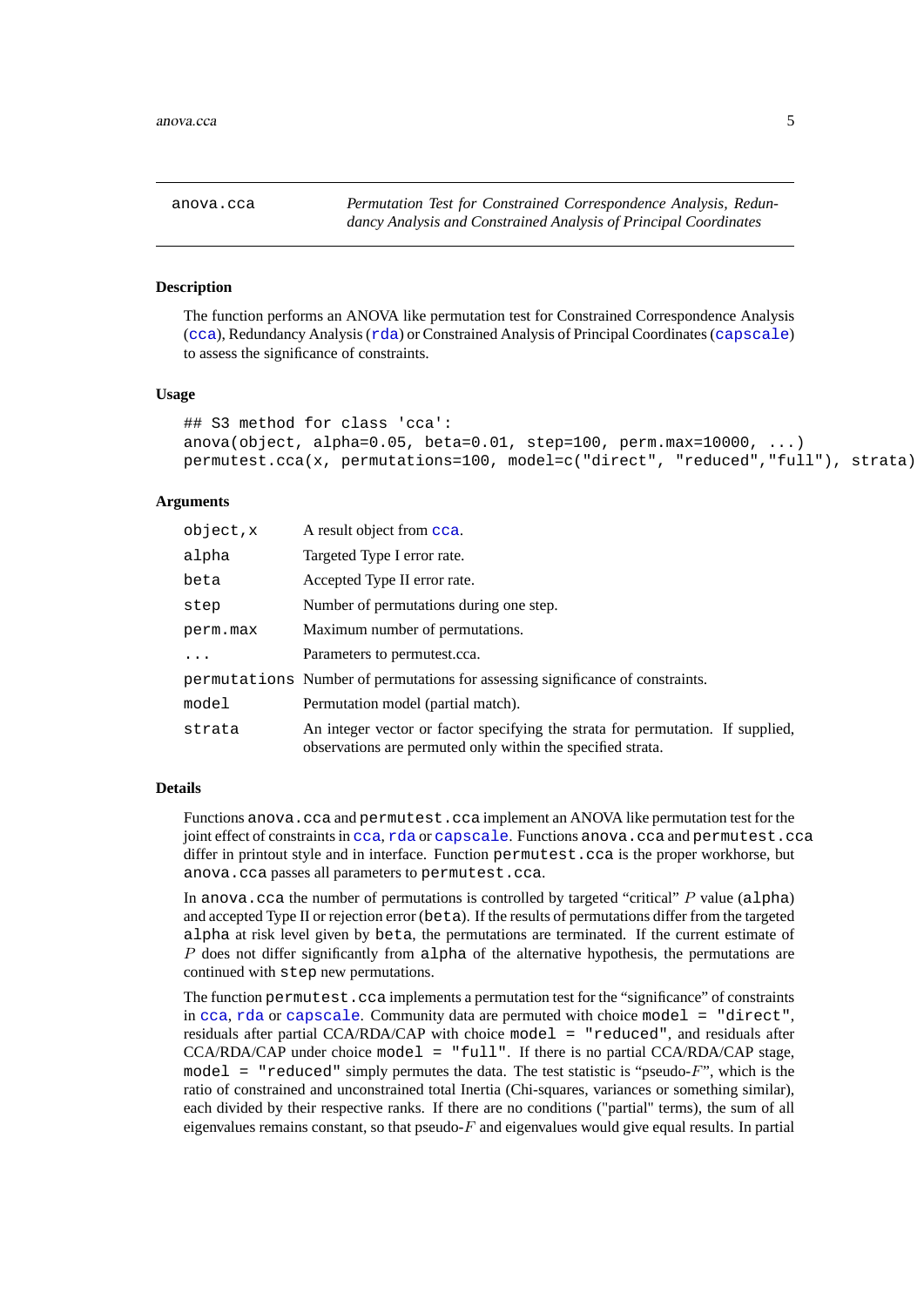# anova.cca — *Permutation Test for Constrained Correspondence Analysis, Redundancy Analysis and Constrained Analysis of Principal Coordinates*

## Description

The function performs an ANOVA like permutation test for Constrained Correspondence Analysis (`cca`), Redundancy Analysis (`rda`) or Constrained Analysis of Principal Coordinates (`capscale`) to assess the significance of constraints.

## Usage

```
## S3 method for class 'cca':
anova(object, alpha=0.05, beta=0.01, step=100, perm.max=10000, ...)
permutest.cca(x, permutations=100, model=c("direct", "reduced","full"), strata)
```

## Arguments

| | |
|---|---|
| `object,x` | A result object from `cca`. |
| `alpha` | Targeted Type I error rate. |
| `beta` | Accepted Type II error rate. |
| `step` | Number of permutations during one step. |
| `perm.max` | Maximum number of permutations. |
| `...` | Parameters to permutest.cca. |
| `permutations` | Number of permutations for assessing significance of constraints. |
| `model` | Permutation model (partial match). |
| `strata` | An integer vector or factor specifying the strata for permutation. If supplied, observations are permuted only within the specified strata. |

## Details

Functions `anova.cca` and `permutest.cca` implement an ANOVA like permutation test for the joint effect of constraints in `cca`, `rda` or `capscale`. Functions `anova.cca` and `permutest.cca` differ in printout style and in interface. Function `permutest.cca` is the proper workhorse, but `anova.cca` passes all parameters to `permutest.cca`.

In `anova.cca` the number of permutations is controlled by targeted "critical" $P$ value (`alpha`) and accepted Type II or rejection error (`beta`). If the results of permutations differ from the targeted `alpha` at risk level given by `beta`, the permutations are terminated. If the current estimate of $P$ does not differ significantly from `alpha` of the alternative hypothesis, the permutations are continued with `step` new permutations.

The function `permutest.cca` implements a permutation test for the "significance" of constraints in `cca`, `rda` or `capscale`. Community data are permuted with choice `model = "direct"`, residuals after partial CCA/RDA/CAP with choice `model = "reduced"`, and residuals after CCA/RDA/CAP under choice `model = "full"`. If there is no partial CCA/RDA/CAP stage, `model = "reduced"` simply permutes the data. The test statistic is "pseudo-$F$", which is the ratio of constrained and unconstrained total Inertia (Chi-squares, variances or something similar), each divided by their respective ranks. If there are no conditions ("partial" terms), the sum of all eigenvalues remains constant, so that pseudo-$F$ and eigenvalues would give equal results. In partial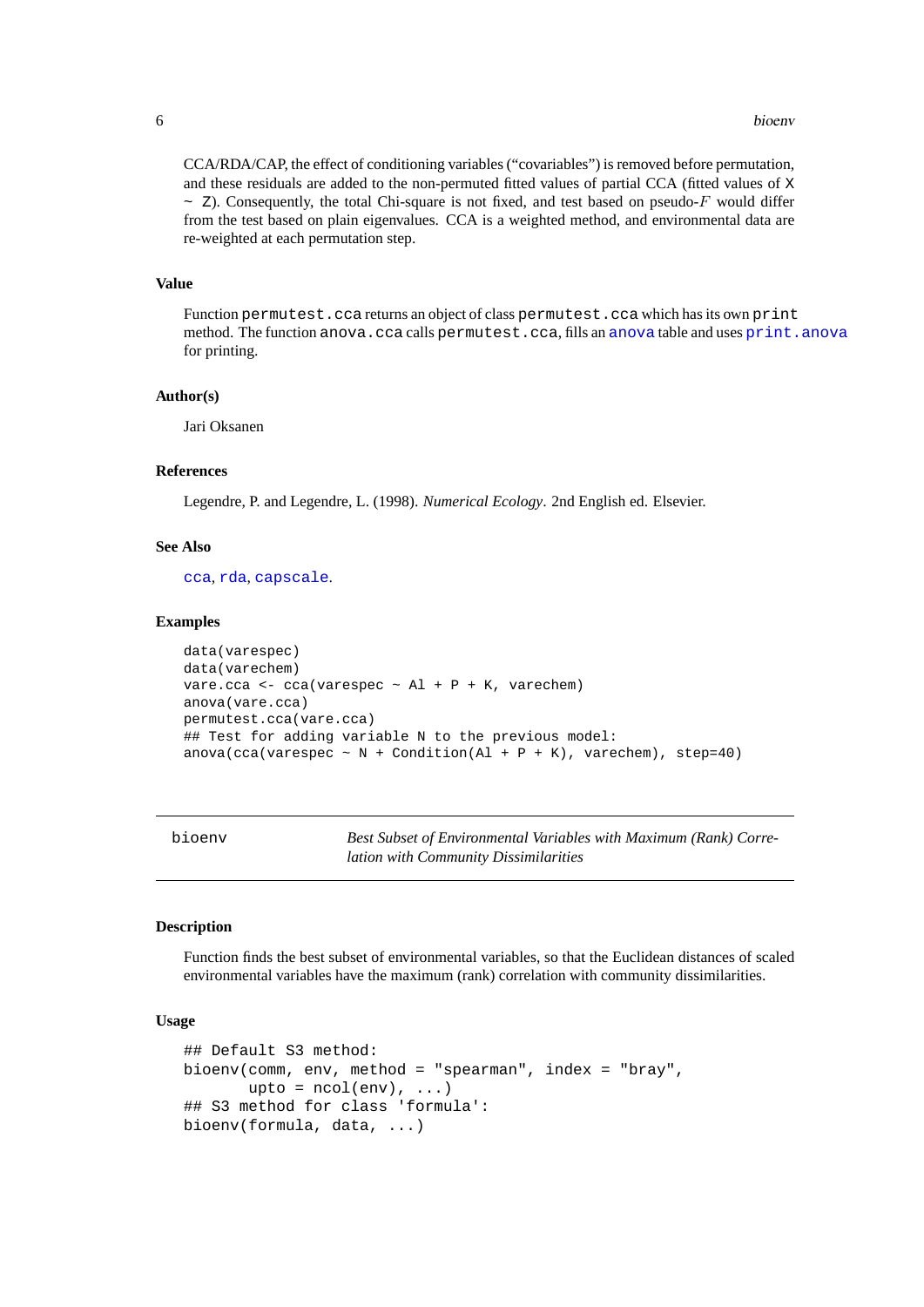CCA/RDA/CAP, the effect of conditioning variables ("covariables") is removed before permutation, and these residuals are added to the non-permuted fitted values of partial CCA (fitted values of `X ~ Z`). Consequently, the total Chi-square is not fixed, and test based on pseudo-$F$ would differ from the test based on plain eigenvalues. CCA is a weighted method, and environmental data are re-weighted at each permutation step.

### Value

Function `permutest.cca` returns an object of class `permutest.cca` which has its own `print` method. The function `anova.cca` calls `permutest.cca`, fills an `anova` table and uses `print.anova` for printing.

### Author(s)

Jari Oksanen

### References

Legendre, P. and Legendre, L. (1998). *Numerical Ecology*. 2nd English ed. Elsevier.

### See Also

`cca`, `rda`, `capscale`.

### Examples

```
data(varespec)
data(varechem)
vare.cca <- cca(varespec ~ Al + P + K, varechem)
anova(vare.cca)
permutest.cca(vare.cca)
## Test for adding variable N to the previous model:
anova(cca(varespec ~ N + Condition(Al + P + K), varechem), step=40)
```

---

## bioenv — *Best Subset of Environmental Variables with Maximum (Rank) Correlation with Community Dissimilarities*

---

### Description

Function finds the best subset of environmental variables, so that the Euclidean distances of scaled environmental variables have the maximum (rank) correlation with community dissimilarities.

### Usage

```
## Default S3 method:
bioenv(comm, env, method = "spearman", index = "bray",
       upto = ncol(env), ...)
## S3 method for class 'formula':
bioenv(formula, data, ...)
```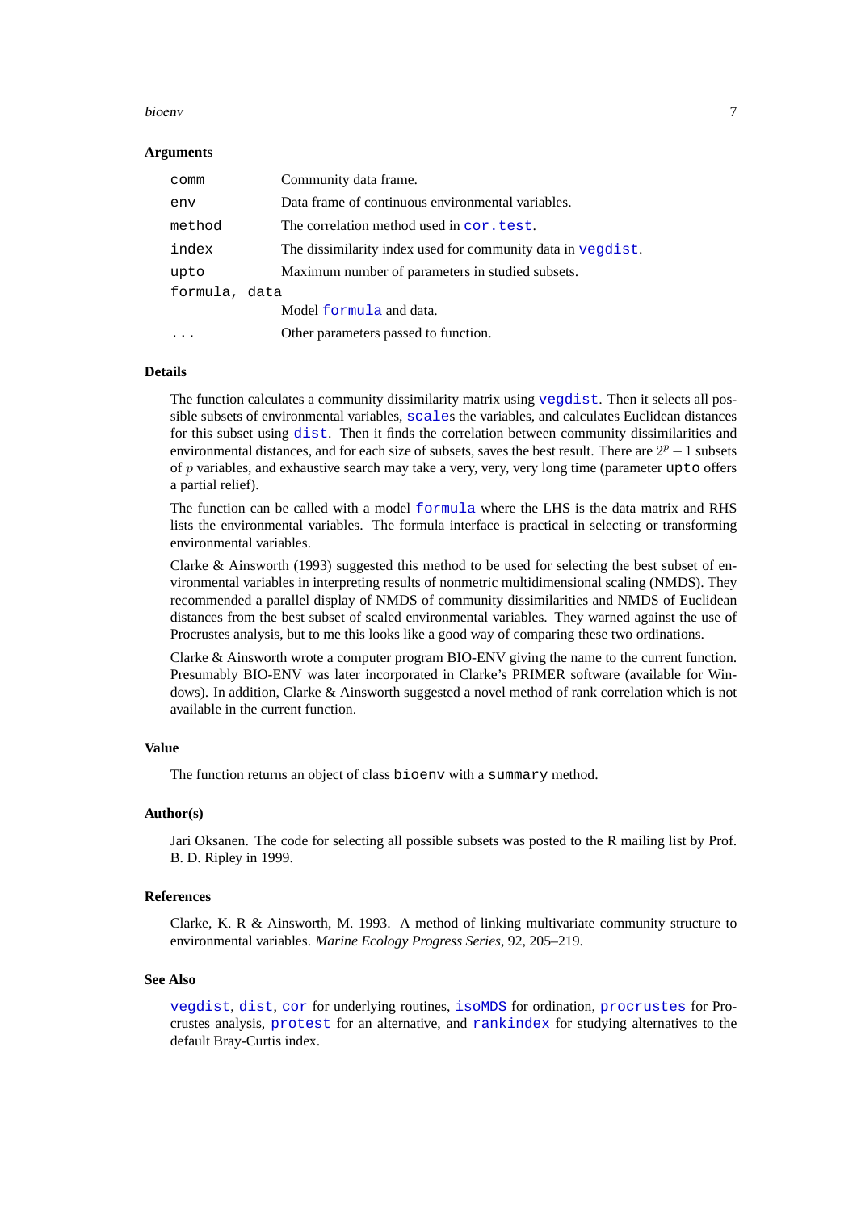### Arguments

| | |
|---|---|
| `comm` | Community data frame. |
| `env` | Data frame of continuous environmental variables. |
| `method` | The correlation method used in `cor.test`. |
| `index` | The dissimilarity index used for community data in `vegdist`. |
| `upto` | Maximum number of parameters in studied subsets. |
| `formula, data` | Model `formula` and data. |
| `...` | Other parameters passed to function. |

### Details

The function calculates a community dissimilarity matrix using `vegdist`. Then it selects all possible subsets of environmental variables, `scale`s the variables, and calculates Euclidean distances for this subset using `dist`. Then it finds the correlation between community dissimilarities and environmental distances, and for each size of subsets, saves the best result. There are $2^p - 1$ subsets of $p$ variables, and exhaustive search may take a very, very, very long time (parameter `upto` offers a partial relief).

The function can be called with a model `formula` where the LHS is the data matrix and RHS lists the environmental variables. The formula interface is practical in selecting or transforming environmental variables.

Clarke & Ainsworth (1993) suggested this method to be used for selecting the best subset of environmental variables in interpreting results of nonmetric multidimensional scaling (NMDS). They recommended a parallel display of NMDS of community dissimilarities and NMDS of Euclidean distances from the best subset of scaled environmental variables. They warned against the use of Procrustes analysis, but to me this looks like a good way of comparing these two ordinations.

Clarke & Ainsworth wrote a computer program BIO-ENV giving the name to the current function. Presumably BIO-ENV was later incorporated in Clarke's PRIMER software (available for Windows). In addition, Clarke & Ainsworth suggested a novel method of rank correlation which is not available in the current function.

### Value

The function returns an object of class `bioenv` with a `summary` method.

### Author(s)

Jari Oksanen. The code for selecting all possible subsets was posted to the R mailing list by Prof. B. D. Ripley in 1999.

### References

Clarke, K. R & Ainsworth, M. 1993. A method of linking multivariate community structure to environmental variables. *Marine Ecology Progress Series*, 92, 205–219.

### See Also

`vegdist`, `dist`, `cor` for underlying routines, `isoMDS` for ordination, `procrustes` for Procrustes analysis, `protest` for an alternative, and `rankindex` for studying alternatives to the default Bray-Curtis index.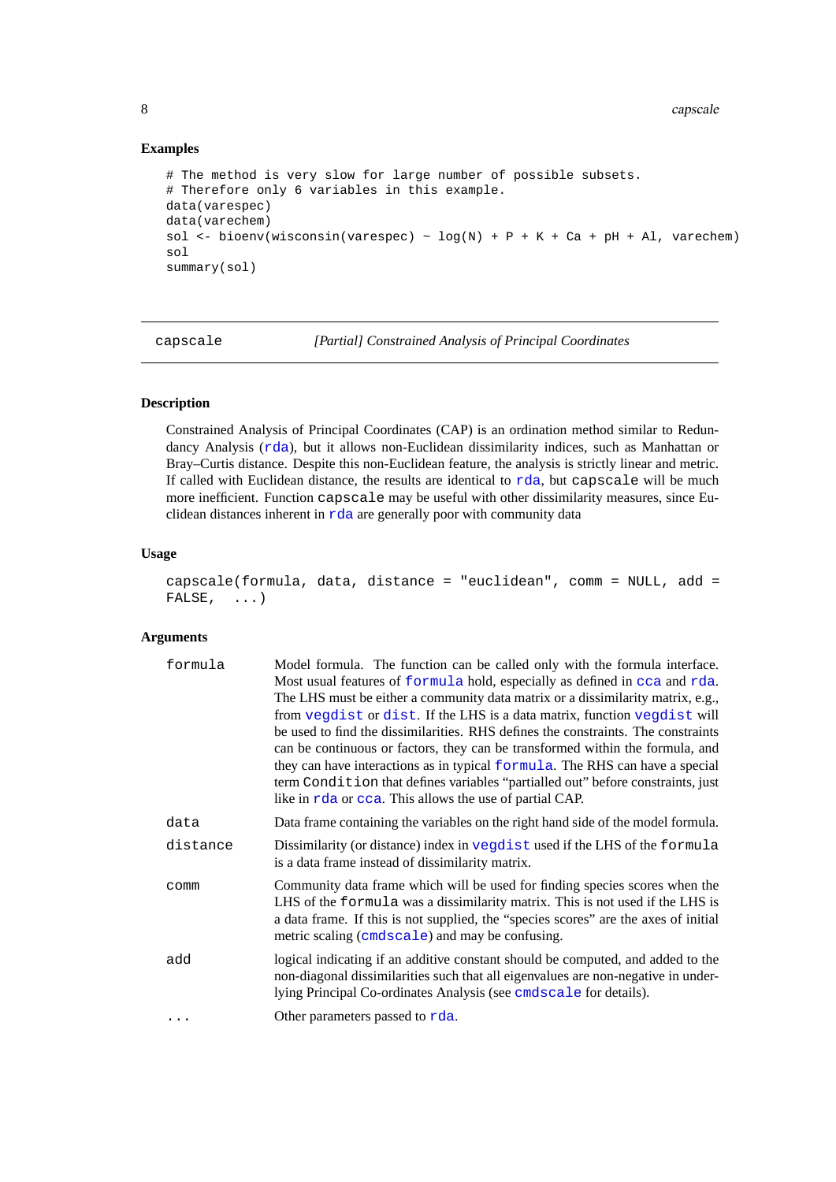### Examples

```
# The method is very slow for large number of possible subsets.
# Therefore only 6 variables in this example.
data(varespec)
data(varechem)
sol <- bioenv(wisconsin(varespec) ~ log(N) + P + K + Ca + pH + Al, varechem)
sol
summary(sol)
```

---

## capscale — *[Partial] Constrained Analysis of Principal Coordinates*

---

### Description

Constrained Analysis of Principal Coordinates (CAP) is an ordination method similar to Redundancy Analysis (`rda`), but it allows non-Euclidean dissimilarity indices, such as Manhattan or Bray–Curtis distance. Despite this non-Euclidean feature, the analysis is strictly linear and metric. If called with Euclidean distance, the results are identical to `rda`, but `capscale` will be much more inefficient. Function `capscale` may be useful with other dissimilarity measures, since Euclidean distances inherent in `rda` are generally poor with community data

### Usage

```
capscale(formula, data, distance = "euclidean", comm = NULL, add =
FALSE,  ...)
```

### Arguments

| | |
|---|---|
| `formula` | Model formula. The function can be called only with the formula interface. Most usual features of `formula` hold, especially as defined in `cca` and `rda`. The LHS must be either a community data matrix or a dissimilarity matrix, e.g., from `vegdist` or `dist`. If the LHS is a data matrix, function `vegdist` will be used to find the dissimilarities. RHS defines the constraints. The constraints can be continuous or factors, they can be transformed within the formula, and they can have interactions as in typical `formula`. The RHS can have a special term `Condition` that defines variables "partialled out" before constraints, just like in `rda` or `cca`. This allows the use of partial CAP. |
| `data` | Data frame containing the variables on the right hand side of the model formula. |
| `distance` | Dissimilarity (or distance) index in `vegdist` used if the LHS of the `formula` is a data frame instead of dissimilarity matrix. |
| `comm` | Community data frame which will be used for finding species scores when the LHS of the `formula` was a dissimilarity matrix. This is not used if the LHS is a data frame. If this is not supplied, the "species scores" are the axes of initial metric scaling (`cmdscale`) and may be confusing. |
| `add` | logical indicating if an additive constant should be computed, and added to the non-diagonal dissimilarities such that all eigenvalues are non-negative in underlying Principal Co-ordinates Analysis (see `cmdscale` for details). |
| `...` | Other parameters passed to `rda`. |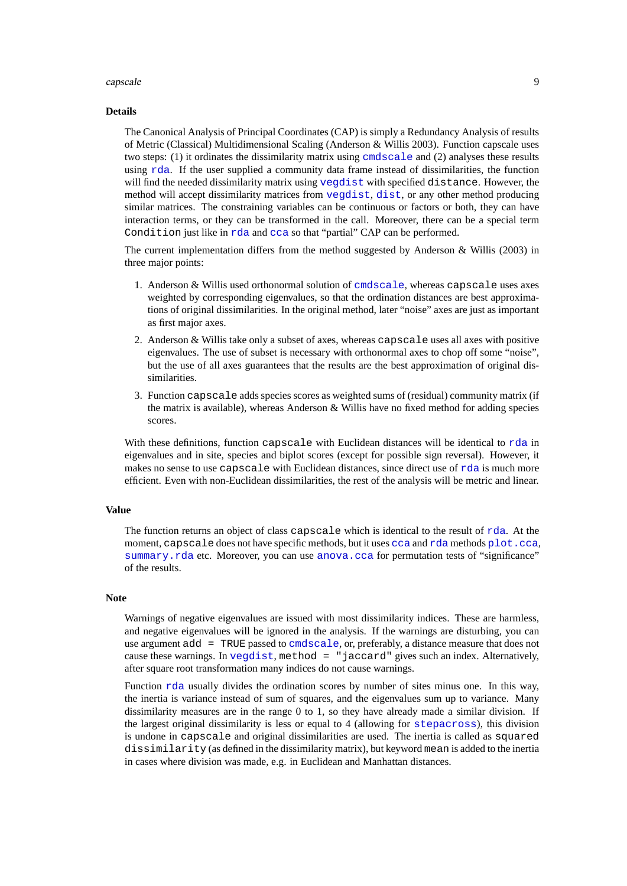## Details

The Canonical Analysis of Principal Coordinates (CAP) is simply a Redundancy Analysis of results of Metric (Classical) Multidimensional Scaling (Anderson & Willis 2003). Function capscale uses two steps: (1) it ordinates the dissimilarity matrix using `cmdscale` and (2) analyses these results using `rda`. If the user supplied a community data frame instead of dissimilarities, the function will find the needed dissimilarity matrix using `vegdist` with specified `distance`. However, the method will accept dissimilarity matrices from `vegdist`, `dist`, or any other method producing similar matrices. The constraining variables can be continuous or factors or both, they can have interaction terms, or they can be transformed in the call. Moreover, there can be a special term `Condition` just like in `rda` and `cca` so that "partial" CAP can be performed.

The current implementation differs from the method suggested by Anderson & Willis (2003) in three major points:

1. Anderson & Willis used orthonormal solution of `cmdscale`, whereas `capscale` uses axes weighted by corresponding eigenvalues, so that the ordination distances are best approximations of original dissimilarities. In the original method, later "noise" axes are just as important as first major axes.
2. Anderson & Willis take only a subset of axes, whereas `capscale` uses all axes with positive eigenvalues. The use of subset is necessary with orthonormal axes to chop off some "noise", but the use of all axes guarantees that the results are the best approximation of original dissimilarities.
3. Function `capscale` adds species scores as weighted sums of (residual) community matrix (if the matrix is available), whereas Anderson & Willis have no fixed method for adding species scores.

With these definitions, function `capscale` with Euclidean distances will be identical to `rda` in eigenvalues and in site, species and biplot scores (except for possible sign reversal). However, it makes no sense to use `capscale` with Euclidean distances, since direct use of `rda` is much more efficient. Even with non-Euclidean dissimilarities, the rest of the analysis will be metric and linear.

## Value

The function returns an object of class `capscale` which is identical to the result of `rda`. At the moment, `capscale` does not have specific methods, but it uses `cca` and `rda` methods `plot.cca`, `summary.rda` etc. Moreover, you can use `anova.cca` for permutation tests of "significance" of the results.

## Note

Warnings of negative eigenvalues are issued with most dissimilarity indices. These are harmless, and negative eigenvalues will be ignored in the analysis. If the warnings are disturbing, you can use argument `add = TRUE` passed to `cmdscale`, or, preferably, a distance measure that does not cause these warnings. In `vegdist`, `method = "jaccard"` gives such an index. Alternatively, after square root transformation many indices do not cause warnings.

Function `rda` usually divides the ordination scores by number of sites minus one. In this way, the inertia is variance instead of sum of squares, and the eigenvalues sum up to variance. Many dissimilarity measures are in the range 0 to 1, so they have already made a similar division. If the largest original dissimilarity is less or equal to 4 (allowing for `stepacross`), this division is undone in `capscale` and original dissimilarities are used. The inertia is called as `squared dissimilarity` (as defined in the dissimilarity matrix), but keyword `mean` is added to the inertia in cases where division was made, e.g. in Euclidean and Manhattan distances.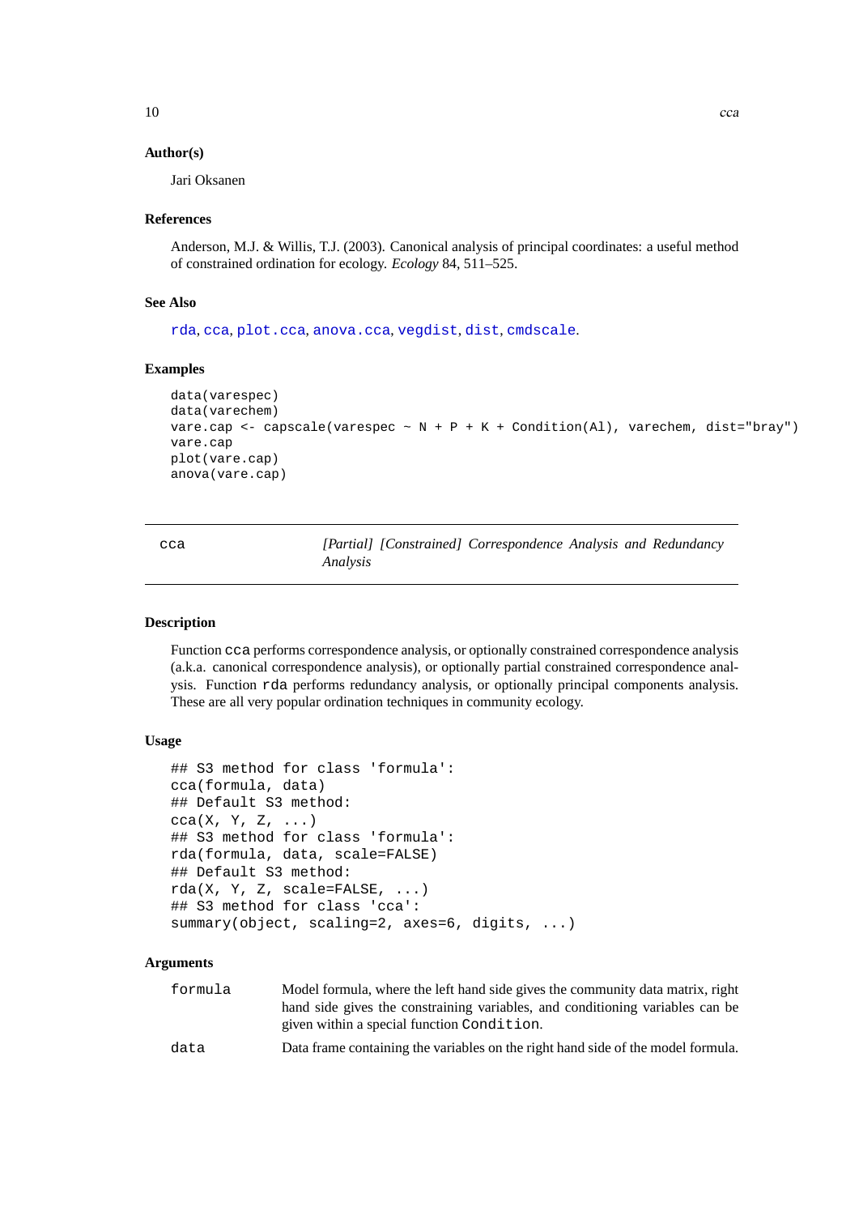### Author(s)

Jari Oksanen

### References

Anderson, M.J. & Willis, T.J. (2003). Canonical analysis of principal coordinates: a useful method of constrained ordination for ecology. *Ecology* 84, 511–525.

### See Also

`rda`, `cca`, `plot.cca`, `anova.cca`, `vegdist`, `dist`, `cmdscale`.

### Examples

```
data(varespec)
data(varechem)
vare.cap <- capscale(varespec ~ N + P + K + Condition(Al), varechem, dist="bray")
vare.cap
plot(vare.cap)
anova(vare.cap)
```

---

## cca — *[Partial] [Constrained] Correspondence Analysis and Redundancy Analysis*

---

### Description

Function `cca` performs correspondence analysis, or optionally constrained correspondence analysis (a.k.a. canonical correspondence analysis), or optionally partial constrained correspondence analysis. Function `rda` performs redundancy analysis, or optionally principal components analysis. These are all very popular ordination techniques in community ecology.

### Usage

```
## S3 method for class 'formula':
cca(formula, data)
## Default S3 method:
cca(X, Y, Z, ...)
## S3 method for class 'formula':
rda(formula, data, scale=FALSE)
## Default S3 method:
rda(X, Y, Z, scale=FALSE, ...)
## S3 method for class 'cca':
summary(object, scaling=2, axes=6, digits, ...)
```

### Arguments

| | |
|---|---|
| `formula` | Model formula, where the left hand side gives the community data matrix, right hand side gives the constraining variables, and conditioning variables can be given within a special function `Condition`. |
| `data` | Data frame containing the variables on the right hand side of the model formula. |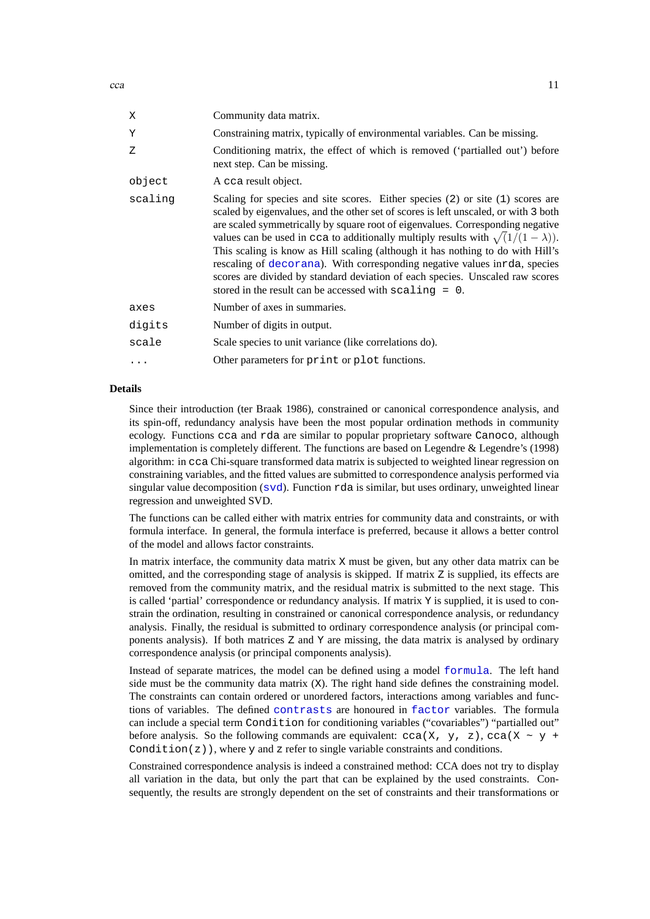| | |
|---|---|
| `X` | Community data matrix. |
| `Y` | Constraining matrix, typically of environmental variables. Can be missing. |
| `Z` | Conditioning matrix, the effect of which is removed ('partialled out') before next step. Can be missing. |
| `object` | A `cca` result object. |
| `scaling` | Scaling for species and site scores. Either species (`2`) or site (`1`) scores are scaled by eigenvalues, and the other set of scores is left unscaled, or with `3` both are scaled symmetrically by square root of eigenvalues. Corresponding negative values can be used in `cca` to additionally multiply results with $\sqrt{(1/(1-\lambda))}$. This scaling is know as Hill scaling (although it has nothing to do with Hill's rescaling of `decorana`). With corresponding negative values in`rda`, species scores are divided by standard deviation of each species. Unscaled raw scores stored in the result can be accessed with `scaling = 0`. |
| `axes` | Number of axes in summaries. |
| `digits` | Number of digits in output. |
| `scale` | Scale species to unit variance (like correlations do). |
| `...` | Other parameters for `print` or `plot` functions. |

## Details

Since their introduction (ter Braak 1986), constrained or canonical correspondence analysis, and its spin-off, redundancy analysis have been the most popular ordination methods in community ecology. Functions `cca` and `rda` are similar to popular proprietary software `Canoco`, although implementation is completely different. The functions are based on Legendre & Legendre's (1998) algorithm: in `cca` Chi-square transformed data matrix is subjected to weighted linear regression on constraining variables, and the fitted values are submitted to correspondence analysis performed via singular value decomposition (`svd`). Function `rda` is similar, but uses ordinary, unweighted linear regression and unweighted SVD.

The functions can be called either with matrix entries for community data and constraints, or with formula interface. In general, the formula interface is preferred, because it allows a better control of the model and allows factor constraints.

In matrix interface, the community data matrix `X` must be given, but any other data matrix can be omitted, and the corresponding stage of analysis is skipped. If matrix `Z` is supplied, its effects are removed from the community matrix, and the residual matrix is submitted to the next stage. This is called 'partial' correspondence or redundancy analysis. If matrix `Y` is supplied, it is used to constrain the ordination, resulting in constrained or canonical correspondence analysis, or redundancy analysis. Finally, the residual is submitted to ordinary correspondence analysis (or principal components analysis). If both matrices `Z` and `Y` are missing, the data matrix is analysed by ordinary correspondence analysis (or principal components analysis).

Instead of separate matrices, the model can be defined using a model `formula`. The left hand side must be the community data matrix (`X`). The right hand side defines the constraining model. The constraints can contain ordered or unordered factors, interactions among variables and functions of variables. The defined `contrasts` are honoured in `factor` variables. The formula can include a special term `Condition` for conditioning variables ("covariables") "partialled out" before analysis. So the following commands are equivalent: `cca(X, y, z)`, `cca(X ~ y + Condition(z))`, where `y` and `z` refer to single variable constraints and conditions.

Constrained correspondence analysis is indeed a constrained method: CCA does not try to display all variation in the data, but only the part that can be explained by the used constraints. Consequently, the results are strongly dependent on the set of constraints and their transformations or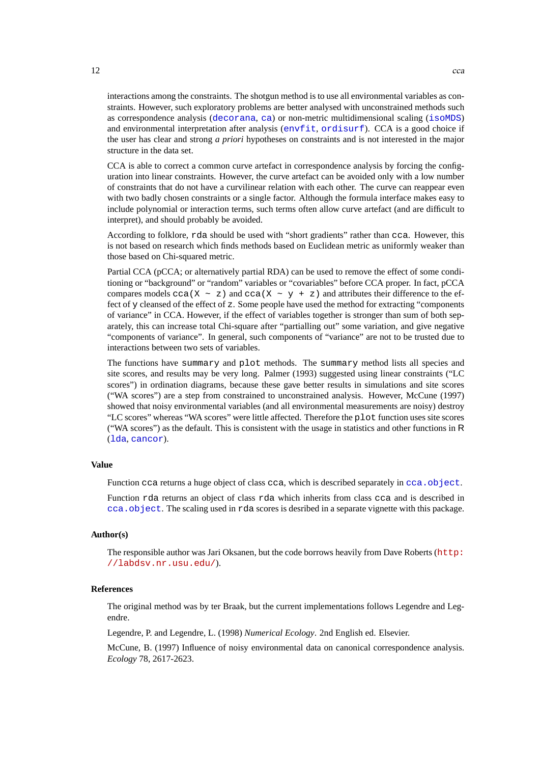interactions among the constraints. The shotgun method is to use all environmental variables as constraints. However, such exploratory problems are better analysed with unconstrained methods such as correspondence analysis (`decorana`, `ca`) or non-metric multidimensional scaling (`isoMDS`) and environmental interpretation after analysis (`envfit`, `ordisurf`). CCA is a good choice if the user has clear and strong *a priori* hypotheses on constraints and is not interested in the major structure in the data set.

CCA is able to correct a common curve artefact in correspondence analysis by forcing the configuration into linear constraints. However, the curve artefact can be avoided only with a low number of constraints that do not have a curvilinear relation with each other. The curve can reappear even with two badly chosen constraints or a single factor. Although the formula interface makes easy to include polynomial or interaction terms, such terms often allow curve artefact (and are difficult to interpret), and should probably be avoided.

According to folklore, `rda` should be used with "short gradients" rather than `cca`. However, this is not based on research which finds methods based on Euclidean metric as uniformly weaker than those based on Chi-squared metric.

Partial CCA (pCCA; or alternatively partial RDA) can be used to remove the effect of some conditioning or "background" or "random" variables or "covariables" before CCA proper. In fact, pCCA compares models `cca(X ~ z)` and `cca(X ~ y + z)` and attributes their difference to the effect of `y` cleansed of the effect of `z`. Some people have used the method for extracting "components of variance" in CCA. However, if the effect of variables together is stronger than sum of both separately, this can increase total Chi-square after "partialling out" some variation, and give negative "components of variance". In general, such components of "variance" are not to be trusted due to interactions between two sets of variables.

The functions have `summary` and `plot` methods. The `summary` method lists all species and site scores, and results may be very long. Palmer (1993) suggested using linear constraints ("LC scores") in ordination diagrams, because these gave better results in simulations and site scores ("WA scores") are a step from constrained to unconstrained analysis. However, McCune (1997) showed that noisy environmental variables (and all environmental measurements are noisy) destroy "LC scores" whereas "WA scores" were little affected. Therefore the `plot` function uses site scores ("WA scores") as the default. This is consistent with the usage in statistics and other functions in R (`lda`, `cancor`).

### Value

Function `cca` returns a huge object of class `cca`, which is described separately in `cca.object`.

Function `rda` returns an object of class `rda` which inherits from class `cca` and is described in `cca.object`. The scaling used in `rda` scores is desribed in a separate vignette with this package.

### Author(s)

The responsible author was Jari Oksanen, but the code borrows heavily from Dave Roberts (`http://labdsv.nr.usu.edu/`).

### References

The original method was by ter Braak, but the current implementations follows Legendre and Legendre.

Legendre, P. and Legendre, L. (1998) *Numerical Ecology*. 2nd English ed. Elsevier.

McCune, B. (1997) Influence of noisy environmental data on canonical correspondence analysis. *Ecology* 78, 2617-2623.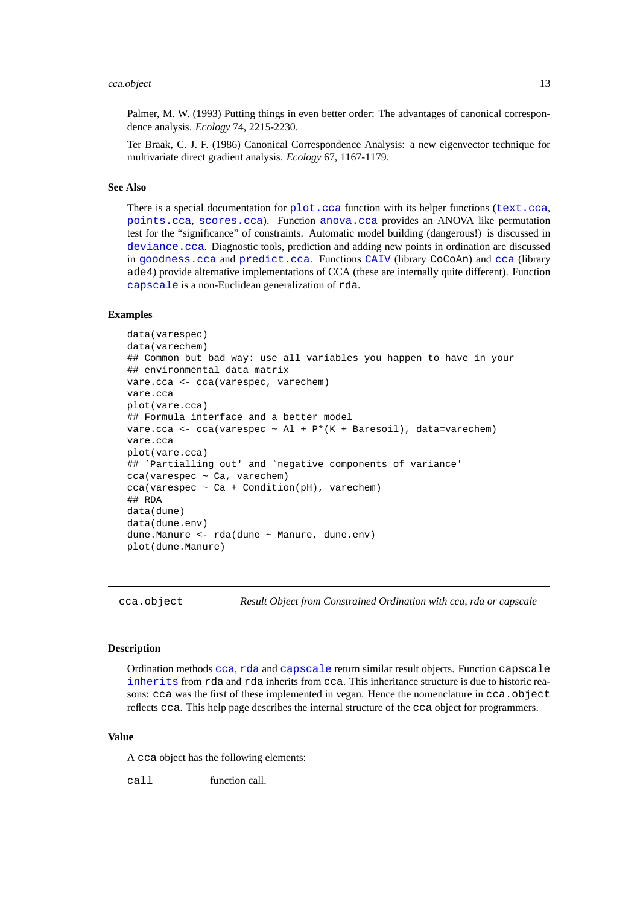Palmer, M. W. (1993) Putting things in even better order: The advantages of canonical correspondence analysis. *Ecology* 74, 2215-2230.

Ter Braak, C. J. F. (1986) Canonical Correspondence Analysis: a new eigenvector technique for multivariate direct gradient analysis. *Ecology* 67, 1167-1179.

### See Also

There is a special documentation for `plot.cca` function with its helper functions (`text.cca`, `points.cca`, `scores.cca`). Function `anova.cca` provides an ANOVA like permutation test for the "significance" of constraints. Automatic model building (dangerous!) is discussed in `deviance.cca`. Diagnostic tools, prediction and adding new points in ordination are discussed in `goodness.cca` and `predict.cca`. Functions `CAIV` (library `CoCoAn`) and `cca` (library `ade4`) provide alternative implementations of CCA (these are internally quite different). Function `capscale` is a non-Euclidean generalization of `rda`.

### Examples

```
data(varespec)
data(varechem)
## Common but bad way: use all variables you happen to have in your
## environmental data matrix
vare.cca <- cca(varespec, varechem)
vare.cca
plot(vare.cca)
## Formula interface and a better model
vare.cca <- cca(varespec ~ Al + P*(K + Baresoil), data=varechem)
vare.cca
plot(vare.cca)
## `Partialling out' and `negative components of variance'
cca(varespec ~ Ca, varechem)
cca(varespec ~ Ca + Condition(pH), varechem)
## RDA
data(dune)
data(dune.env)
dune.Manure <- rda(dune ~ Manure, dune.env)
plot(dune.Manure)
```

---

## cca.object — *Result Object from Constrained Ordination with cca, rda or capscale*

---

### Description

Ordination methods `cca`, `rda` and `capscale` return similar result objects. Function `capscale` `inherits` from `rda` and `rda` inherits from `cca`. This inheritance structure is due to historic reasons: `cca` was the first of these implemented in vegan. Hence the nomenclature in `cca.object` reflects `cca`. This help page describes the internal structure of the `cca` object for programmers.

### Value

A `cca` object has the following elements:

`call` function call.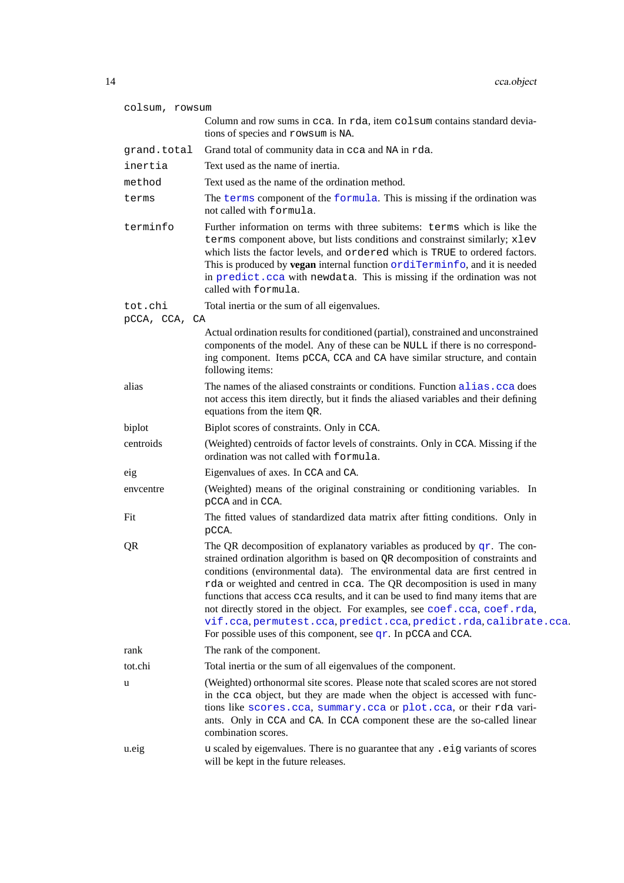`colsum, rowsum`
: Column and row sums in `cca`. In `rda`, item `colsum` contains standard deviations of species and `rowsum` is `NA`.

`grand.total`
: Grand total of community data in `cca` and `NA` in `rda`.

`inertia`
: Text used as the name of inertia.

`method`
: Text used as the name of the ordination method.

`terms`
: The `terms` component of the `formula`. This is missing if the ordination was not called with `formula`.

`terminfo`
: Further information on terms with three subitems: `terms` which is like the `terms` component above, but lists conditions and constrainst similarly; `xlev` which lists the factor levels, and `ordered` which is `TRUE` to ordered factors. This is produced by **vegan** internal function `ordiTerminfo`, and it is needed in `predict.cca` with `newdata`. This is missing if the ordination was not called with `formula`.

`tot.chi`
: Total inertia or the sum of all eigenvalues.

`pCCA, CCA, CA`
: Actual ordination results for conditioned (partial), constrained and unconstrained components of the model. Any of these can be `NULL` if there is no corresponding component. Items `pCCA`, `CCA` and `CA` have similar structure, and contain following items:

alias
: The names of the aliased constraints or conditions. Function `alias.cca` does not access this item directly, but it finds the aliased variables and their defining equations from the item `QR`.

biplot
: Biplot scores of constraints. Only in `CCA`.

centroids
: (Weighted) centroids of factor levels of constraints. Only in `CCA`. Missing if the ordination was not called with `formula`.

eig
: Eigenvalues of axes. In `CCA` and `CA`.

envcentre
: (Weighted) means of the original constraining or conditioning variables. In `pCCA` and in `CCA`.

Fit
: The fitted values of standardized data matrix after fitting conditions. Only in `pCCA`.

QR
: The QR decomposition of explanatory variables as produced by `qr`. The constrained ordination algorithm is based on `QR` decomposition of constraints and conditions (environmental data). The environmental data are first centred in `rda` or weighted and centred in `cca`. The QR decomposition is used in many functions that access `cca` results, and it can be used to find many items that are not directly stored in the object. For examples, see `coef.cca`, `coef.rda`, `vif.cca`, `permutest.cca`, `predict.cca`, `predict.rda`, `calibrate.cca`. For possible uses of this component, see `qr`. In `pCCA` and `CCA`.

rank
: The rank of the component.

tot.chi
: Total inertia or the sum of all eigenvalues of the component.

u
: (Weighted) orthonormal site scores. Please note that scaled scores are not stored in the `cca` object, but they are made when the object is accessed with functions like `scores.cca`, `summary.cca` or `plot.cca`, or their `rda` variants. Only in `CCA` and `CA`. In `CCA` component these are the so-called linear combination scores.

u.eig
: `u` scaled by eigenvalues. There is no guarantee that any `.eig` variants of scores will be kept in the future releases.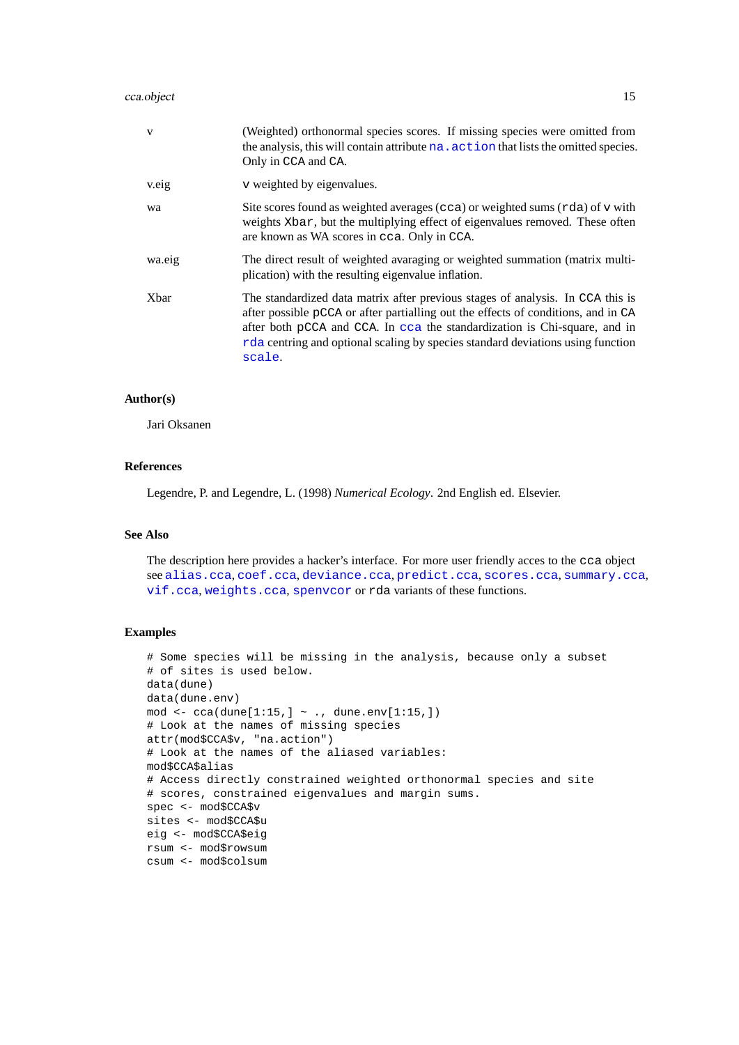v
: (Weighted) orthonormal species scores. If missing species were omitted from the analysis, this will contain attribute `na.action` that lists the omitted species. Only in `CCA` and `CA`.

v.eig
: `v` weighted by eigenvalues.

wa
: Site scores found as weighted averages (`cca`) or weighted sums (`rda`) of `v` with weights `Xbar`, but the multiplying effect of eigenvalues removed. These often are known as WA scores in `cca`. Only in `CCA`.

wa.eig
: The direct result of weighted avaraging or weighted summation (matrix multiplication) with the resulting eigenvalue inflation.

Xbar
: The standardized data matrix after previous stages of analysis. In `CCA` this is after possible `pCCA` or after partialling out the effects of conditions, and in `CA` after both `pCCA` and `CCA`. In `cca` the standardization is Chi-square, and in `rda` centring and optional scaling by species standard deviations using function `scale`.

### Author(s)

Jari Oksanen

### References

Legendre, P. and Legendre, L. (1998) *Numerical Ecology*. 2nd English ed. Elsevier.

### See Also

The description here provides a hacker's interface. For more user friendly acces to the `cca` object see `alias.cca`, `coef.cca`, `deviance.cca`, `predict.cca`, `scores.cca`, `summary.cca`, `vif.cca`, `weights.cca`, `spenvcor` or `rda` variants of these functions.

### Examples

```
# Some species will be missing in the analysis, because only a subset
# of sites is used below.
data(dune)
data(dune.env)
mod <- cca(dune[1:15,] ~ ., dune.env[1:15,])
# Look at the names of missing species
attr(mod$CCA$v, "na.action")
# Look at the names of the aliased variables:
mod$CCA$alias
# Access directly constrained weighted orthonormal species and site
# scores, constrained eigenvalues and margin sums.
spec <- mod$CCA$v
sites <- mod$CCA$u
eig <- mod$CCA$eig
rsum <- mod$rowsum
csum <- mod$colsum
```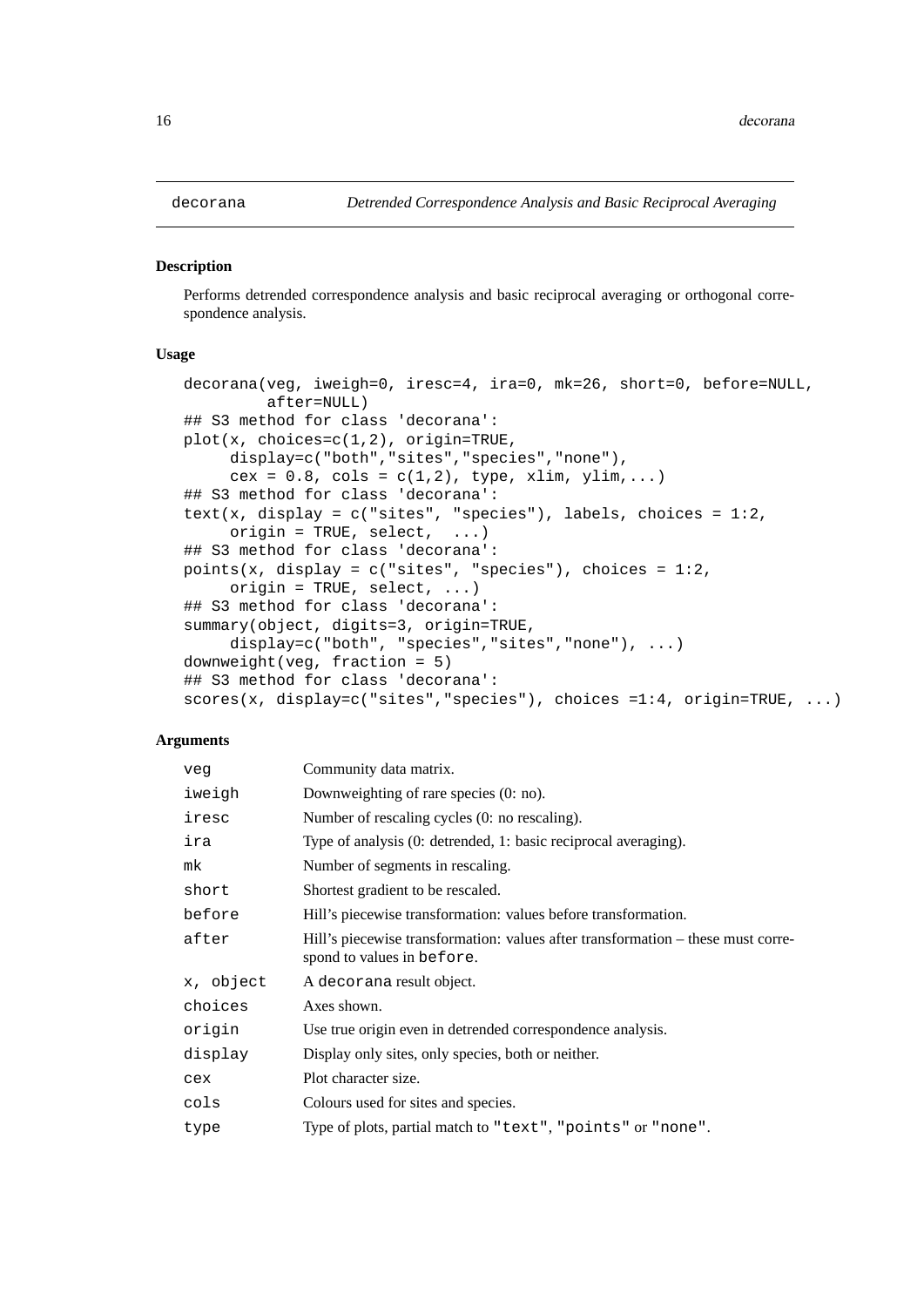# decorana — *Detrended Correspondence Analysis and Basic Reciprocal Averaging*

## Description

Performs detrended correspondence analysis and basic reciprocal averaging or orthogonal correspondence analysis.

## Usage

```
decorana(veg, iweigh=0, iresc=4, ira=0, mk=26, short=0, before=NULL,
         after=NULL)
## S3 method for class 'decorana':
plot(x, choices=c(1,2), origin=TRUE,
     display=c("both","sites","species","none"),
     cex = 0.8, cols = c(1,2), type, xlim, ylim,...)
## S3 method for class 'decorana':
text(x, display = c("sites", "species"), labels, choices = 1:2,
     origin = TRUE, select,  ...)
## S3 method for class 'decorana':
points(x, display = c("sites", "species"), choices = 1:2,
     origin = TRUE, select, ...)
## S3 method for class 'decorana':
summary(object, digits=3, origin=TRUE,
     display=c("both", "species","sites","none"), ...)
downweight(veg, fraction = 5)
## S3 method for class 'decorana':
scores(x, display=c("sites","species"), choices =1:4, origin=TRUE, ...)
```

## Arguments

| | |
|---|---|
| `veg` | Community data matrix. |
| `iweigh` | Downweighting of rare species (0: no). |
| `iresc` | Number of rescaling cycles (0: no rescaling). |
| `ira` | Type of analysis (0: detrended, 1: basic reciprocal averaging). |
| `mk` | Number of segments in rescaling. |
| `short` | Shortest gradient to be rescaled. |
| `before` | Hill's piecewise transformation: values before transformation. |
| `after` | Hill's piecewise transformation: values after transformation – these must correspond to values in `before`. |
| `x, object` | A `decorana` result object. |
| `choices` | Axes shown. |
| `origin` | Use true origin even in detrended correspondence analysis. |
| `display` | Display only sites, only species, both or neither. |
| `cex` | Plot character size. |
| `cols` | Colours used for sites and species. |
| `type` | Type of plots, partial match to `"text"`, `"points"` or `"none"`. |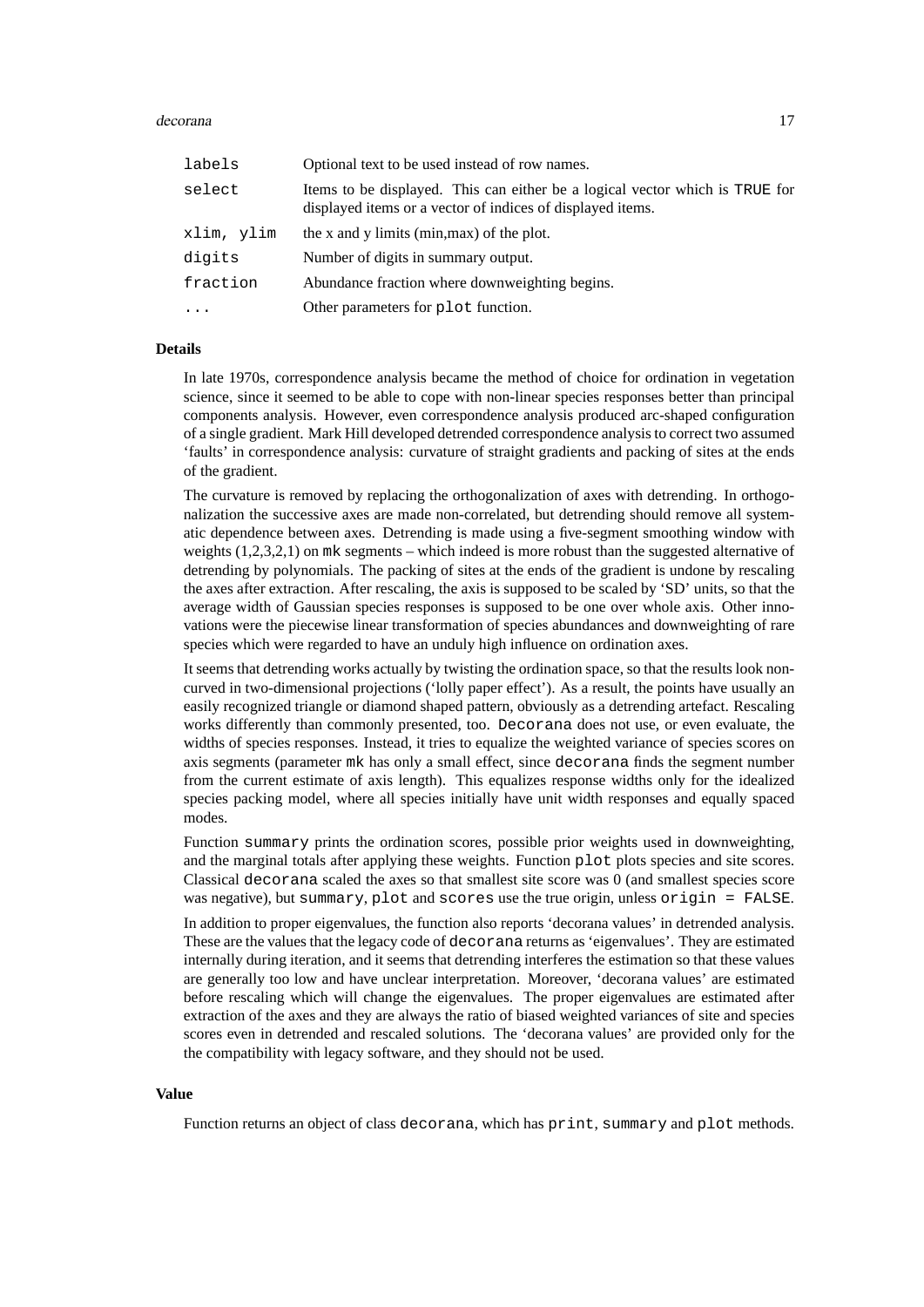| | |
|---|---|
| `labels` | Optional text to be used instead of row names. |
| `select` | Items to be displayed. This can either be a logical vector which is `TRUE` for displayed items or a vector of indices of displayed items. |
| `xlim, ylim` | the x and y limits (min,max) of the plot. |
| `digits` | Number of digits in summary output. |
| `fraction` | Abundance fraction where downweighting begins. |
| `...` | Other parameters for `plot` function. |

### Details

In late 1970s, correspondence analysis became the method of choice for ordination in vegetation science, since it seemed to be able to cope with non-linear species responses better than principal components analysis. However, even correspondence analysis produced arc-shaped configuration of a single gradient. Mark Hill developed detrended correspondence analysis to correct two assumed 'faults' in correspondence analysis: curvature of straight gradients and packing of sites at the ends of the gradient.

The curvature is removed by replacing the orthogonalization of axes with detrending. In orthogonalization the successive axes are made non-correlated, but detrending should remove all systematic dependence between axes. Detrending is made using a five-segment smoothing window with weights (1,2,3,2,1) on `mk` segments – which indeed is more robust than the suggested alternative of detrending by polynomials. The packing of sites at the ends of the gradient is undone by rescaling the axes after extraction. After rescaling, the axis is supposed to be scaled by 'SD' units, so that the average width of Gaussian species responses is supposed to be one over whole axis. Other innovations were the piecewise linear transformation of species abundances and downweighting of rare species which were regarded to have an unduly high influence on ordination axes.

It seems that detrending works actually by twisting the ordination space, so that the results look non-curved in two-dimensional projections ('lolly paper effect'). As a result, the points have usually an easily recognized triangle or diamond shaped pattern, obviously as a detrending artefact. Rescaling works differently than commonly presented, too. `Decorana` does not use, or even evaluate, the widths of species responses. Instead, it tries to equalize the weighted variance of species scores on axis segments (parameter `mk` has only a small effect, since `decorana` finds the segment number from the current estimate of axis length). This equalizes response widths only for the idealized species packing model, where all species initially have unit width responses and equally spaced modes.

Function `summary` prints the ordination scores, possible prior weights used in downweighting, and the marginal totals after applying these weights. Function `plot` plots species and site scores. Classical `decorana` scaled the axes so that smallest site score was 0 (and smallest species score was negative), but `summary`, `plot` and `scores` use the true origin, unless `origin = FALSE`.

In addition to proper eigenvalues, the function also reports 'decorana values' in detrended analysis. These are the values that the legacy code of `decorana` returns as 'eigenvalues'. They are estimated internally during iteration, and it seems that detrending interferes the estimation so that these values are generally too low and have unclear interpretation. Moreover, 'decorana values' are estimated before rescaling which will change the eigenvalues. The proper eigenvalues are estimated after extraction of the axes and they are always the ratio of biased weighted variances of site and species scores even in detrended and rescaled solutions. The 'decorana values' are provided only for the the compatibility with legacy software, and they should not be used.

### Value

Function returns an object of class `decorana`, which has `print`, `summary` and `plot` methods.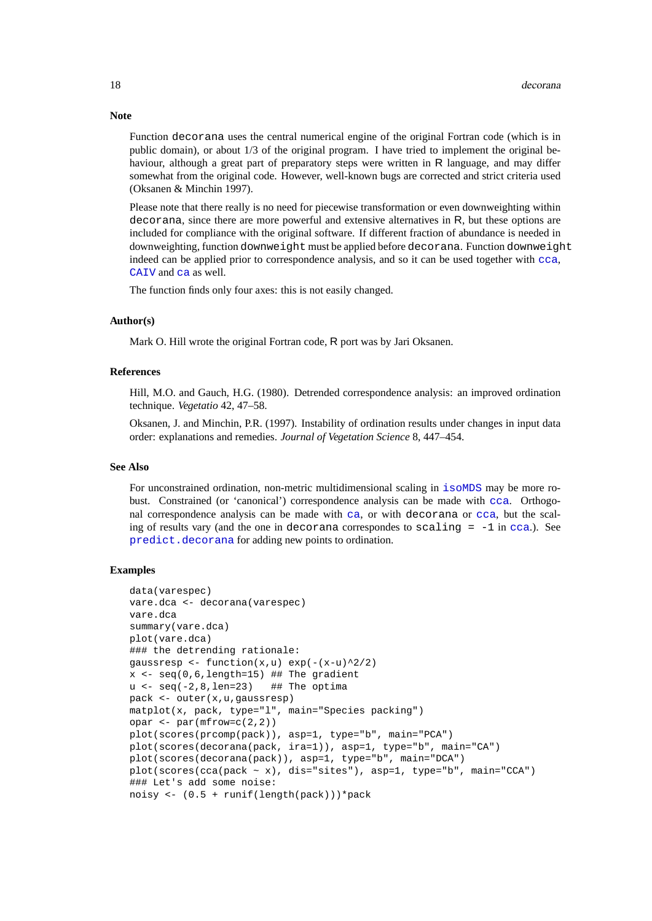## Note

Function `decorana` uses the central numerical engine of the original Fortran code (which is in public domain), or about 1/3 of the original program. I have tried to implement the original behaviour, although a great part of preparatory steps were written in R language, and may differ somewhat from the original code. However, well-known bugs are corrected and strict criteria used (Oksanen & Minchin 1997).

Please note that there really is no need for piecewise transformation or even downweighting within `decorana`, since there are more powerful and extensive alternatives in R, but these options are included for compliance with the original software. If different fraction of abundance is needed in downweighting, function `downweight` must be applied before `decorana`. Function `downweight` indeed can be applied prior to correspondence analysis, and so it can be used together with `cca`, `CAIV` and `ca` as well.

The function finds only four axes: this is not easily changed.

## Author(s)

Mark O. Hill wrote the original Fortran code, R port was by Jari Oksanen.

## References

Hill, M.O. and Gauch, H.G. (1980). Detrended correspondence analysis: an improved ordination technique. *Vegetatio* 42, 47–58.

Oksanen, J. and Minchin, P.R. (1997). Instability of ordination results under changes in input data order: explanations and remedies. *Journal of Vegetation Science* 8, 447–454.

## See Also

For unconstrained ordination, non-metric multidimensional scaling in `isoMDS` may be more robust. Constrained (or 'canonical') correspondence analysis can be made with `cca`. Orthogonal correspondence analysis can be made with `ca`, or with `decorana` or `cca`, but the scaling of results vary (and the one in `decorana` correspondes to `scaling = -1` in `cca`.). See `predict.decorana` for adding new points to ordination.

## Examples

```
data(varespec)
vare.dca <- decorana(varespec)
vare.dca
summary(vare.dca)
plot(vare.dca)
### the detrending rationale:
gaussresp <- function(x,u) exp(-(x-u)^2/2)
x <- seq(0,6,length=15) ## The gradient
u <- seq(-2,8,len=23)   ## The optima
pack <- outer(x,u,gaussresp)
matplot(x, pack, type="l", main="Species packing")
opar <- par(mfrow=c(2,2))
plot(scores(prcomp(pack)), asp=1, type="b", main="PCA")
plot(scores(decorana(pack, ira=1)), asp=1, type="b", main="CA")
plot(scores(decorana(pack)), asp=1, type="b", main="DCA")
plot(scores(cca(pack ~ x), dis="sites"), asp=1, type="b", main="CCA")
### Let's add some noise:
noisy <- (0.5 + runif(length(pack)))*pack
```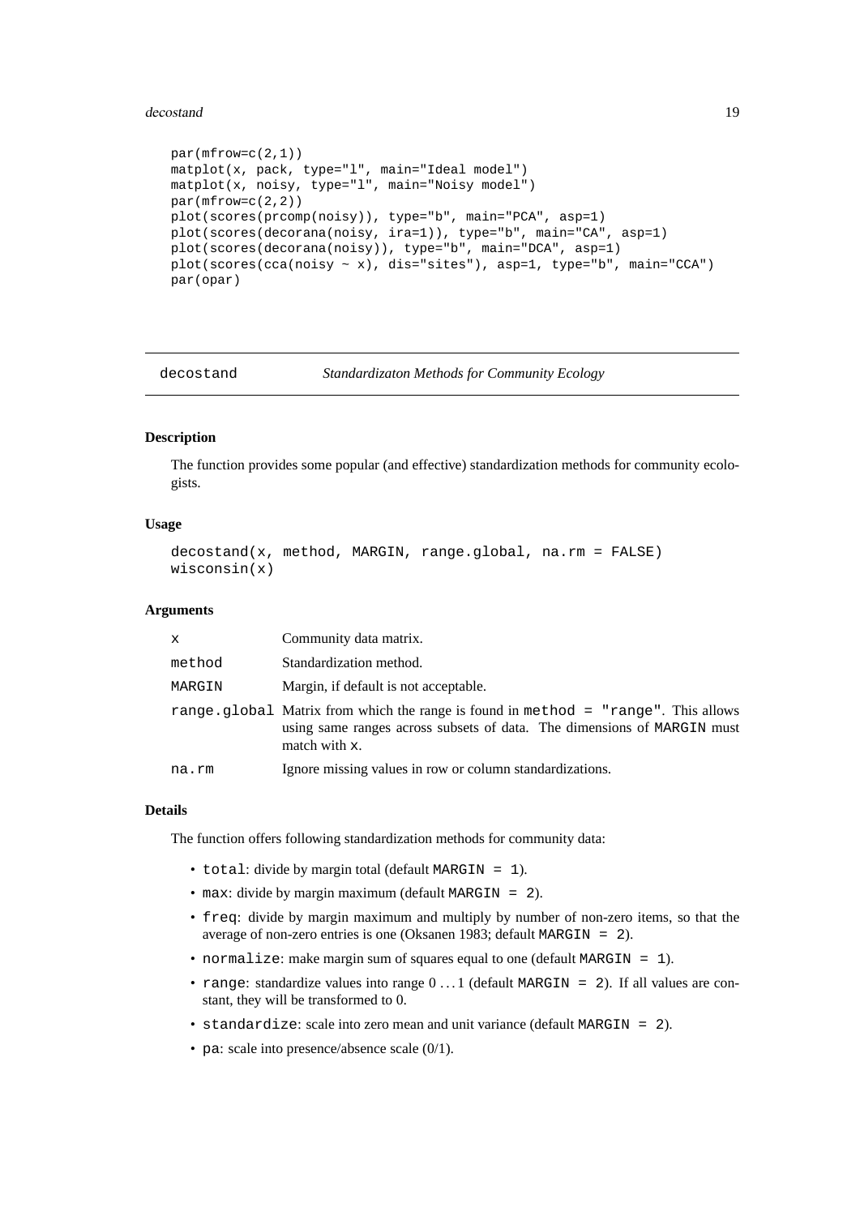```
par(mfrow=c(2,1))
matplot(x, pack, type="l", main="Ideal model")
matplot(x, noisy, type="l", main="Noisy model")
par(mfrow=c(2,2))
plot(scores(prcomp(noisy)), type="b", main="PCA", asp=1)
plot(scores(decorana(noisy, ira=1)), type="b", main="CA", asp=1)
plot(scores(decorana(noisy)), type="b", main="DCA", asp=1)
plot(scores(cca(noisy ~ x), dis="sites"), asp=1, type="b", main="CCA")
par(opar)
```

---

## decostand — *Standardizaton Methods for Community Ecology*

---

### Description

The function provides some popular (and effective) standardization methods for community ecologists.

### Usage

```
decostand(x, method, MARGIN, range.global, na.rm = FALSE)
wisconsin(x)
```

### Arguments

| | |
|---|---|
| `x` | Community data matrix. |
| `method` | Standardization method. |
| `MARGIN` | Margin, if default is not acceptable. |
| `range.global` | Matrix from which the range is found in `method = "range"`. This allows using same ranges across subsets of data. The dimensions of `MARGIN` must match with `x`. |
| `na.rm` | Ignore missing values in row or column standardizations. |

### Details

The function offers following standardization methods for community data:

- `total`: divide by margin total (default `MARGIN = 1`).
- `max`: divide by margin maximum (default `MARGIN = 2`).
- `freq`: divide by margin maximum and multiply by number of non-zero items, so that the average of non-zero entries is one (Oksanen 1983; default `MARGIN = 2`).
- `normalize`: make margin sum of squares equal to one (default `MARGIN = 1`).
- `range`: standardize values into range $0 \dots 1$ (default `MARGIN = 2`). If all values are constant, they will be transformed to 0.
- `standardize`: scale into zero mean and unit variance (default `MARGIN = 2`).
- `pa`: scale into presence/absence scale (0/1).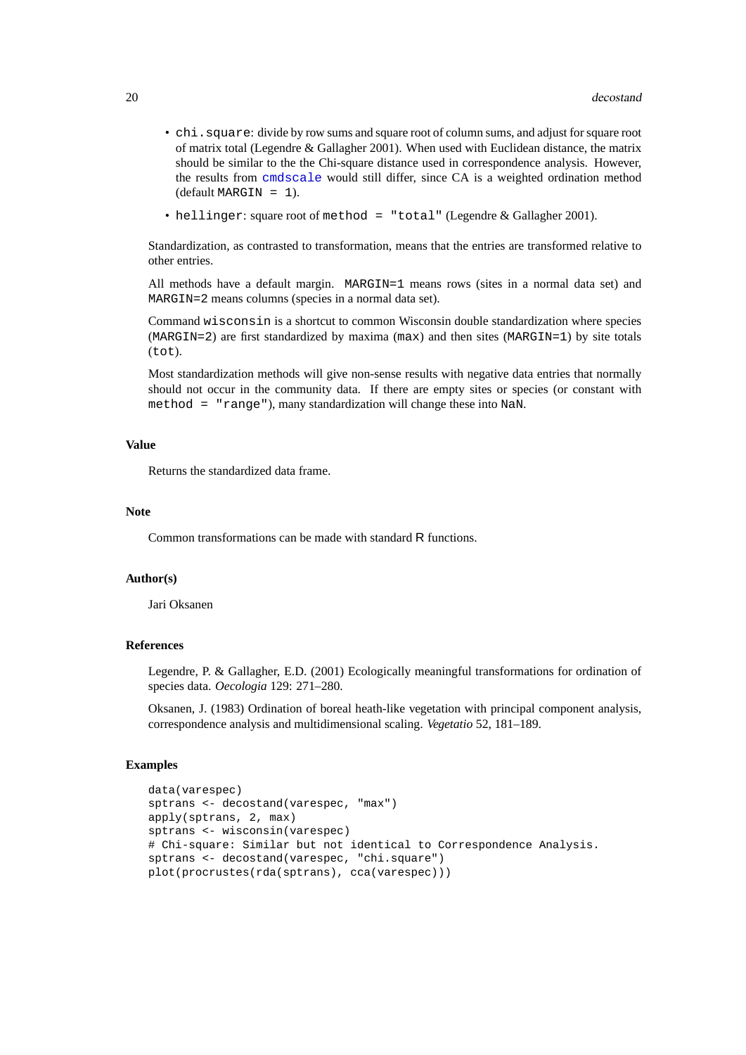- `chi.square`: divide by row sums and square root of column sums, and adjust for square root of matrix total (Legendre & Gallagher 2001). When used with Euclidean distance, the matrix should be similar to the the Chi-square distance used in correspondence analysis. However, the results from `cmdscale` would still differ, since CA is a weighted ordination method (default `MARGIN = 1`).
- `hellinger`: square root of `method = "total"` (Legendre & Gallagher 2001).

Standardization, as contrasted to transformation, means that the entries are transformed relative to other entries.

All methods have a default margin. `MARGIN=1` means rows (sites in a normal data set) and `MARGIN=2` means columns (species in a normal data set).

Command `wisconsin` is a shortcut to common Wisconsin double standardization where species (`MARGIN=2`) are first standardized by maxima (`max`) and then sites (`MARGIN=1`) by site totals (`tot`).

Most standardization methods will give non-sense results with negative data entries that normally should not occur in the community data. If there are empty sites or species (or constant with `method = "range"`), many standardization will change these into `NaN`.

### Value

Returns the standardized data frame.

### Note

Common transformations can be made with standard R functions.

### Author(s)

Jari Oksanen

### References

Legendre, P. & Gallagher, E.D. (2001) Ecologically meaningful transformations for ordination of species data. *Oecologia* 129: 271–280.

Oksanen, J. (1983) Ordination of boreal heath-like vegetation with principal component analysis, correspondence analysis and multidimensional scaling. *Vegetatio* 52, 181–189.

### Examples

```
data(varespec)
sptrans <- decostand(varespec, "max")
apply(sptrans, 2, max)
sptrans <- wisconsin(varespec)
# Chi-square: Similar but not identical to Correspondence Analysis.
sptrans <- decostand(varespec, "chi.square")
plot(procrustes(rda(sptrans), cca(varespec)))
```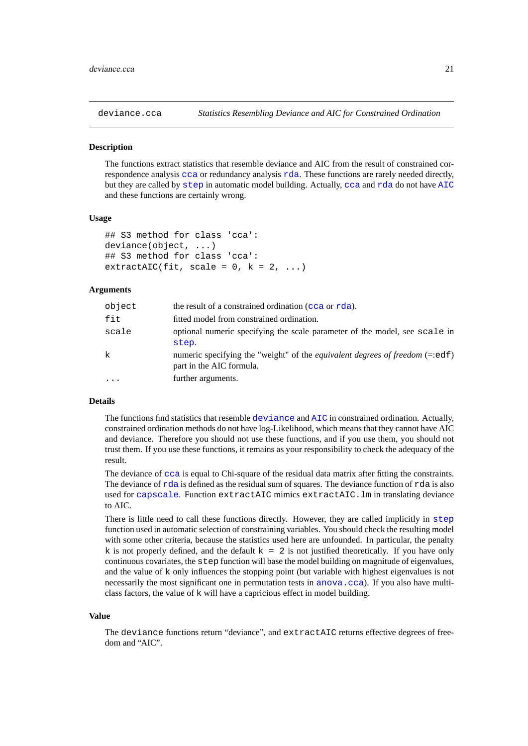## deviance.cca — *Statistics Resembling Deviance and AIC for Constrained Ordination*

### Description

The functions extract statistics that resemble deviance and AIC from the result of constrained correspondence analysis `cca` or redundancy analysis `rda`. These functions are rarely needed directly, but they are called by `step` in automatic model building. Actually, `cca` and `rda` do not have `AIC` and these functions are certainly wrong.

### Usage

```
## S3 method for class 'cca':
deviance(object, ...)
## S3 method for class 'cca':
extractAIC(fit, scale = 0, k = 2, ...)
```

### Arguments

| | |
|---|---|
| `object` | the result of a constrained ordination (`cca` or `rda`). |
| `fit` | fitted model from constrained ordination. |
| `scale` | optional numeric specifying the scale parameter of the model, see `scale` in `step`. |
| `k` | numeric specifying the "weight" of the *equivalent degrees of freedom* (=:`edf`) part in the AIC formula. |
| `...` | further arguments. |

### Details

The functions find statistics that resemble `deviance` and `AIC` in constrained ordination. Actually, constrained ordination methods do not have log-Likelihood, which means that they cannot have AIC and deviance. Therefore you should not use these functions, and if you use them, you should not trust them. If you use these functions, it remains as your responsibility to check the adequacy of the result.

The deviance of `cca` is equal to Chi-square of the residual data matrix after fitting the constraints. The deviance of `rda` is defined as the residual sum of squares. The deviance function of `rda` is also used for `capscale`. Function `extractAIC` mimics `extractAIC.lm` in translating deviance to AIC.

There is little need to call these functions directly. However, they are called implicitly in `step` function used in automatic selection of constraining variables. You should check the resulting model with some other criteria, because the statistics used here are unfounded. In particular, the penalty `k` is not properly defined, and the default `k = 2` is not justified theoretically. If you have only continuous covariates, the `step` function will base the model building on magnitude of eigenvalues, and the value of `k` only influences the stopping point (but variable with highest eigenvalues is not necessarily the most significant one in permutation tests in `anova.cca`). If you also have multi-class factors, the value of `k` will have a capricious effect in model building.

### Value

The `deviance` functions return "deviance", and `extractAIC` returns effective degrees of freedom and "AIC".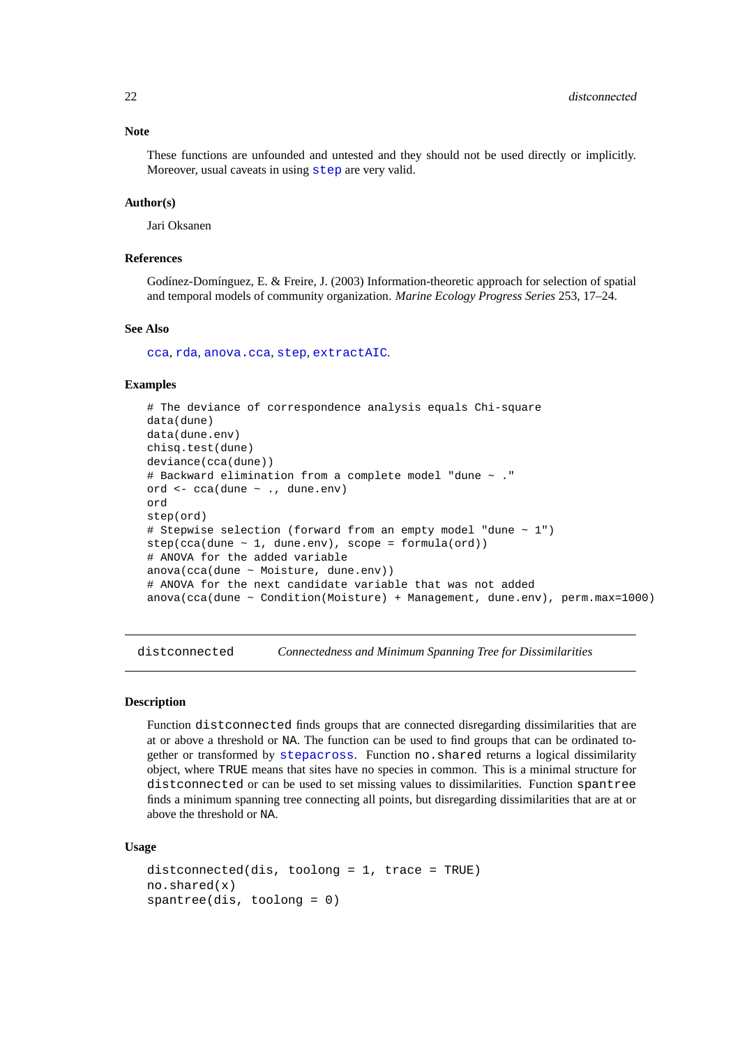### Note

These functions are unfounded and untested and they should not be used directly or implicitly. Moreover, usual caveats in using `step` are very valid.

### Author(s)

Jari Oksanen

### References

Godínez-Domínguez, E. & Freire, J. (2003) Information-theoretic approach for selection of spatial and temporal models of community organization. *Marine Ecology Progress Series* 253, 17–24.

### See Also

`cca`, `rda`, `anova.cca`, `step`, `extractAIC`.

### Examples

```
# The deviance of correspondence analysis equals Chi-square
data(dune)
data(dune.env)
chisq.test(dune)
deviance(cca(dune))
# Backward elimination from a complete model "dune ~ ."
ord <- cca(dune ~ ., dune.env)
ord
step(ord)
# Stepwise selection (forward from an empty model "dune ~ 1")
step(cca(dune ~ 1, dune.env), scope = formula(ord))
# ANOVA for the added variable
anova(cca(dune ~ Moisture, dune.env))
# ANOVA for the next candidate variable that was not added
anova(cca(dune ~ Condition(Moisture) + Management, dune.env), perm.max=1000)
```

---

## distconnected    *Connectedness and Minimum Spanning Tree for Dissimilarities*

---

### Description

Function `distconnected` finds groups that are connected disregarding dissimilarities that are at or above a threshold or `NA`. The function can be used to find groups that can be ordinated together or transformed by `stepacross`. Function `no.shared` returns a logical dissimilarity object, where `TRUE` means that sites have no species in common. This is a minimal structure for `distconnected` or can be used to set missing values to dissimilarities. Function `spantree` finds a minimum spanning tree connecting all points, but disregarding dissimilarities that are at or above the threshold or `NA`.

### Usage

```
distconnected(dis, toolong = 1, trace = TRUE)
no.shared(x)
spantree(dis, toolong = 0)
```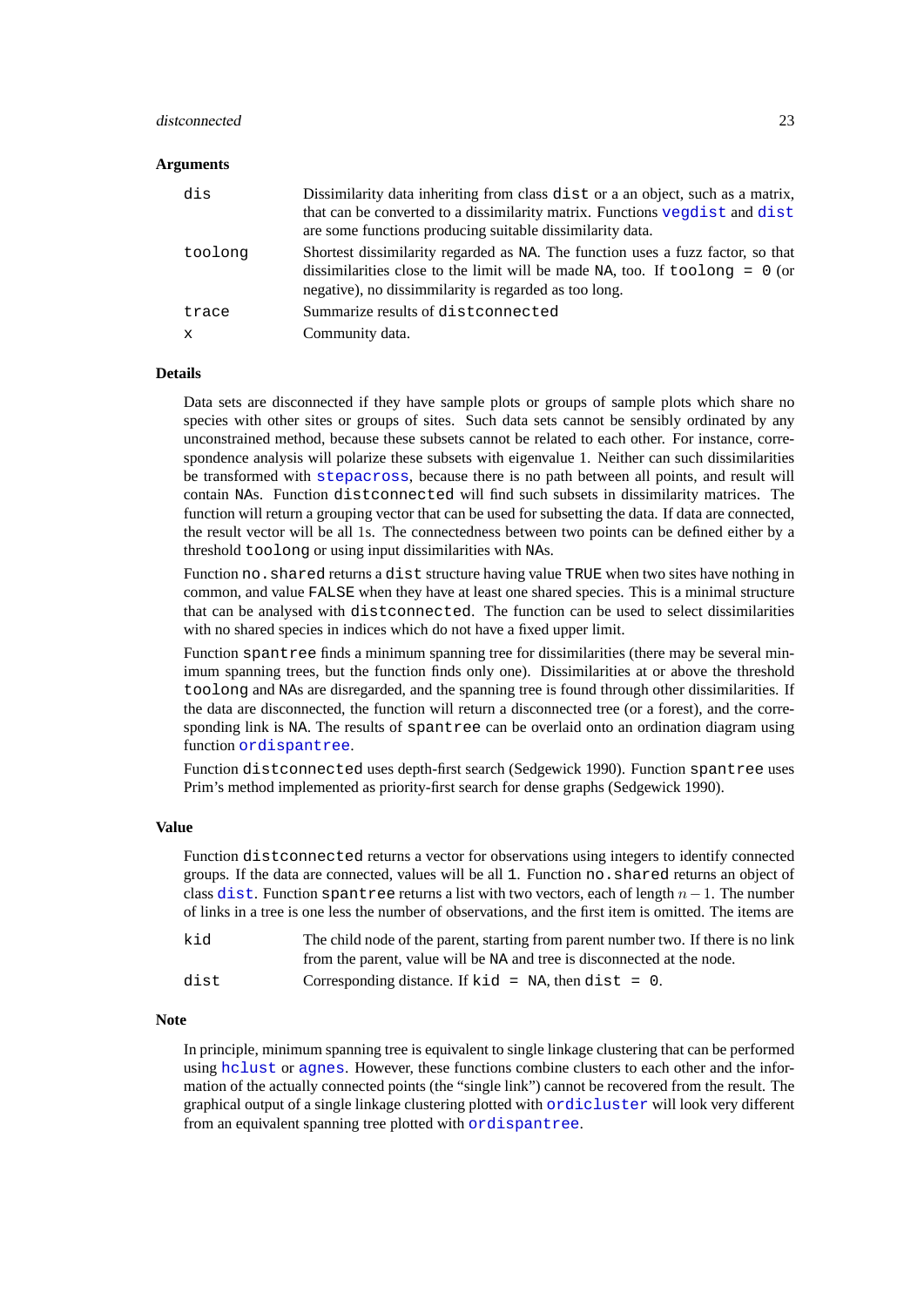### Arguments

| | |
|---|---|
| `dis` | Dissimilarity data inheriting from class `dist` or a an object, such as a matrix, that can be converted to a dissimilarity matrix. Functions `vegdist` and `dist` are some functions producing suitable dissimilarity data. |
| `toolong` | Shortest dissimilarity regarded as `NA`. The function uses a fuzz factor, so that dissimilarities close to the limit will be made `NA`, too. If `toolong = 0` (or negative), no dissmimilarity is regarded as too long. |
| `trace` | Summarize results of `distconnected` |
| `x` | Community data. |

### Details

Data sets are disconnected if they have sample plots or groups of sample plots which share no species with other sites or groups of sites. Such data sets cannot be sensibly ordinated by any unconstrained method, because these subsets cannot be related to each other. For instance, correspondence analysis will polarize these subsets with eigenvalue 1. Neither can such dissimilarities be transformed with `stepacross`, because there is no path between all points, and result will contain `NA`s. Function `distconnected` will find such subsets in dissimilarity matrices. The function will return a grouping vector that can be used for subsetting the data. If data are connected, the result vector will be all 1s. The connectedness between two points can be defined either by a threshold `toolong` or using input dissimilarities with `NA`s.

Function `no.shared` returns a `dist` structure having value `TRUE` when two sites have nothing in common, and value `FALSE` when they have at least one shared species. This is a minimal structure that can be analysed with `distconnected`. The function can be used to select dissimilarities with no shared species in indices which do not have a fixed upper limit.

Function `spantree` finds a minimum spanning tree for dissimilarities (there may be several minimum spanning trees, but the function finds only one). Dissimilarities at or above the threshold `toolong` and `NA`s are disregarded, and the spanning tree is found through other dissimilarities. If the data are disconnected, the function will return a disconnected tree (or a forest), and the corresponding link is `NA`. The results of `spantree` can be overlaid onto an ordination diagram using function `ordispantree`.

Function `distconnected` uses depth-first search (Sedgewick 1990). Function `spantree` uses Prim's method implemented as priority-first search for dense graphs (Sedgewick 1990).

### Value

Function `distconnected` returns a vector for observations using integers to identify connected groups. If the data are connected, values will be all `1`. Function `no.shared` returns an object of class `dist`. Function `spantree` returns a list with two vectors, each of length $n-1$. The number of links in a tree is one less the number of observations, and the first item is omitted. The items are

| | |
|---|---|
| `kid` | The child node of the parent, starting from parent number two. If there is no link from the parent, value will be `NA` and tree is disconnected at the node. |
| `dist` | Corresponding distance. If `kid = NA`, then `dist = 0`. |

### Note

In principle, minimum spanning tree is equivalent to single linkage clustering that can be performed using `hclust` or `agnes`. However, these functions combine clusters to each other and the information of the actually connected points (the "single link") cannot be recovered from the result. The graphical output of a single linkage clustering plotted with `ordicluster` will look very different from an equivalent spanning tree plotted with `ordispantree`.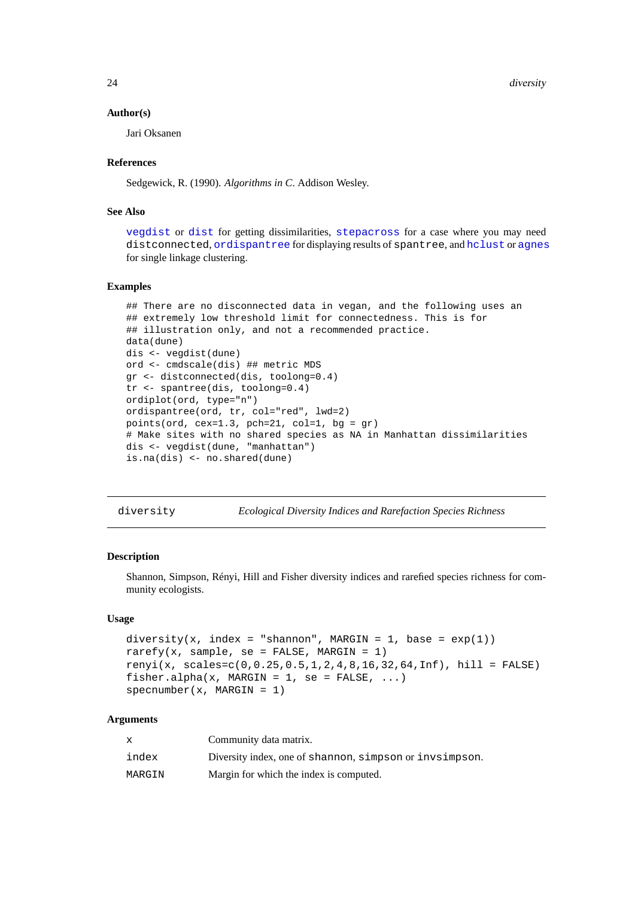### Author(s)

Jari Oksanen

### References

Sedgewick, R. (1990). *Algorithms in C*. Addison Wesley.

### See Also

vegdist or dist for getting dissimilarities, stepacross for a case where you may need distconnected, ordispantree for displaying results of spantree, and hclust or agnes for single linkage clustering.

### Examples

```
## There are no disconnected data in vegan, and the following uses an
## extremely low threshold limit for connectedness. This is for
## illustration only, and not a recommended practice.
data(dune)
dis <- vegdist(dune)
ord <- cmdscale(dis) ## metric MDS
gr <- distconnected(dis, toolong=0.4)
tr <- spantree(dis, toolong=0.4)
ordiplot(ord, type="n")
ordispantree(ord, tr, col="red", lwd=2)
points(ord, cex=1.3, pch=21, col=1, bg = gr)
# Make sites with no shared species as NA in Manhattan dissimilarities
dis <- vegdist(dune, "manhattan")
is.na(dis) <- no.shared(dune)
```

---

## diversity *Ecological Diversity Indices and Rarefaction Species Richness*

---

### Description

Shannon, Simpson, Rényi, Hill and Fisher diversity indices and rarefied species richness for community ecologists.

### Usage

```
diversity(x, index = "shannon", MARGIN = 1, base = exp(1))
rarefy(x, sample, se = FALSE, MARGIN = 1)
renyi(x, scales=c(0,0.25,0.5,1,2,4,8,16,32,64,Inf), hill = FALSE)
fisher.alpha(x, MARGIN = 1, se = FALSE, ...)
specnumber(x, MARGIN = 1)
```

### Arguments

| | |
|---|---|
| x | Community data matrix. |
| index | Diversity index, one of shannon, simpson or invsimpson. |
| MARGIN | Margin for which the index is computed. |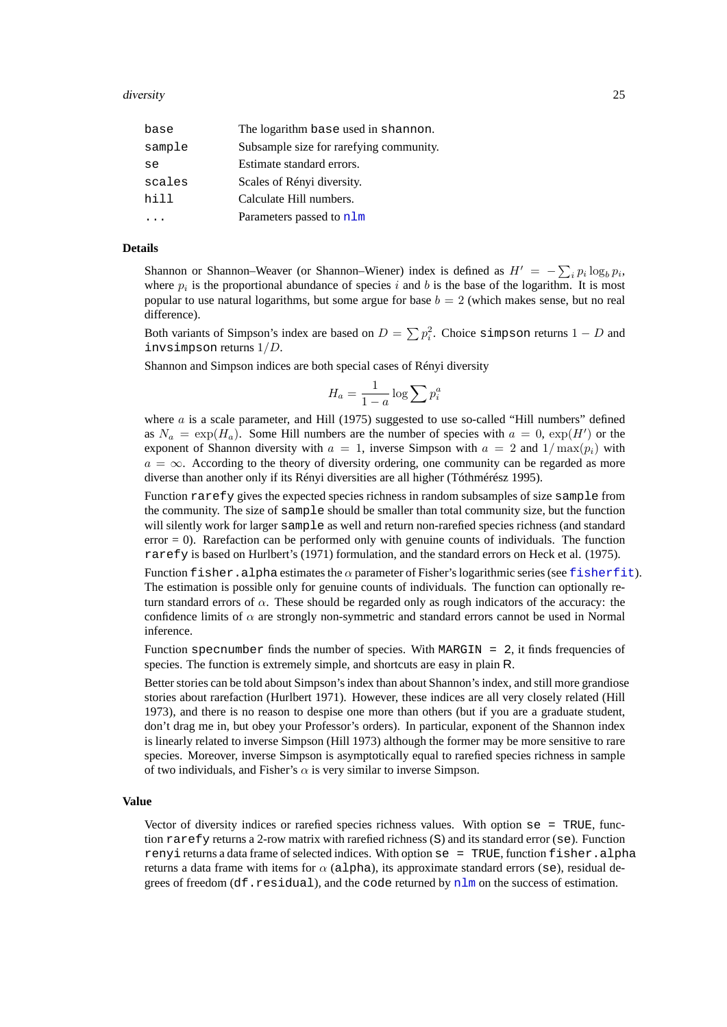| | |
|---|---|
| `base` | The logarithm `base` used in `shannon`. |
| `sample` | Subsample size for rarefying community. |
| `se` | Estimate standard errors. |
| `scales` | Scales of Rényi diversity. |
| `hill` | Calculate Hill numbers. |
| `...` | Parameters passed to `nlm` |

### Details

Shannon or Shannon–Weaver (or Shannon–Wiener) index is defined as $H' = -\sum_i p_i \log_b p_i$, where $p_i$ is the proportional abundance of species $i$ and $b$ is the base of the logarithm. It is most popular to use natural logarithms, but some argue for base $b = 2$ (which makes sense, but no real difference).

Both variants of Simpson's index are based on $D = \sum p_i^2$. Choice `simpson` returns $1 - D$ and `invsimpson` returns $1/D$.

Shannon and Simpson indices are both special cases of Rényi diversity

$$H_a = \frac{1}{1-a} \log \sum p_i^a$$

where $a$ is a scale parameter, and Hill (1975) suggested to use so-called "Hill numbers" defined as $N_a = \exp(H_a)$. Some Hill numbers are the number of species with $a = 0$, $\exp(H')$ or the exponent of Shannon diversity with $a = 1$, inverse Simpson with $a = 2$ and $1/\max(p_i)$ with $a = \infty$. According to the theory of diversity ordering, one community can be regarded as more diverse than another only if its Rényi diversities are all higher (Tóthmérész 1995).

Function `rarefy` gives the expected species richness in random subsamples of size `sample` from the community. The size of `sample` should be smaller than total community size, but the function will silently work for larger `sample` as well and return non-rarefied species richness (and standard error = 0). Rarefaction can be performed only with genuine counts of individuals. The function `rarefy` is based on Hurlbert's (1971) formulation, and the standard errors on Heck et al. (1975).

Function `fisher.alpha` estimates the $\alpha$ parameter of Fisher's logarithmic series (see `fisherfit`). The estimation is possible only for genuine counts of individuals. The function can optionally return standard errors of $\alpha$. These should be regarded only as rough indicators of the accuracy: the confidence limits of $\alpha$ are strongly non-symmetric and standard errors cannot be used in Normal inference.

Function `specnumber` finds the number of species. With `MARGIN = 2`, it finds frequencies of species. The function is extremely simple, and shortcuts are easy in plain R.

Better stories can be told about Simpson's index than about Shannon's index, and still more grandiose stories about rarefaction (Hurlbert 1971). However, these indices are all very closely related (Hill 1973), and there is no reason to despise one more than others (but if you are a graduate student, don't drag me in, but obey your Professor's orders). In particular, exponent of the Shannon index is linearly related to inverse Simpson (Hill 1973) although the former may be more sensitive to rare species. Moreover, inverse Simpson is asymptotically equal to rarefied species richness in sample of two individuals, and Fisher's $\alpha$ is very similar to inverse Simpson.

### Value

Vector of diversity indices or rarefied species richness values. With option `se = TRUE`, function `rarefy` returns a 2-row matrix with rarefied richness (`S`) and its standard error (`se`). Function `renyi` returns a data frame of selected indices. With option `se = TRUE`, function `fisher.alpha` returns a data frame with items for $\alpha$ (`alpha`), its approximate standard errors (`se`), residual degrees of freedom (`df.residual`), and the `code` returned by `nlm` on the success of estimation.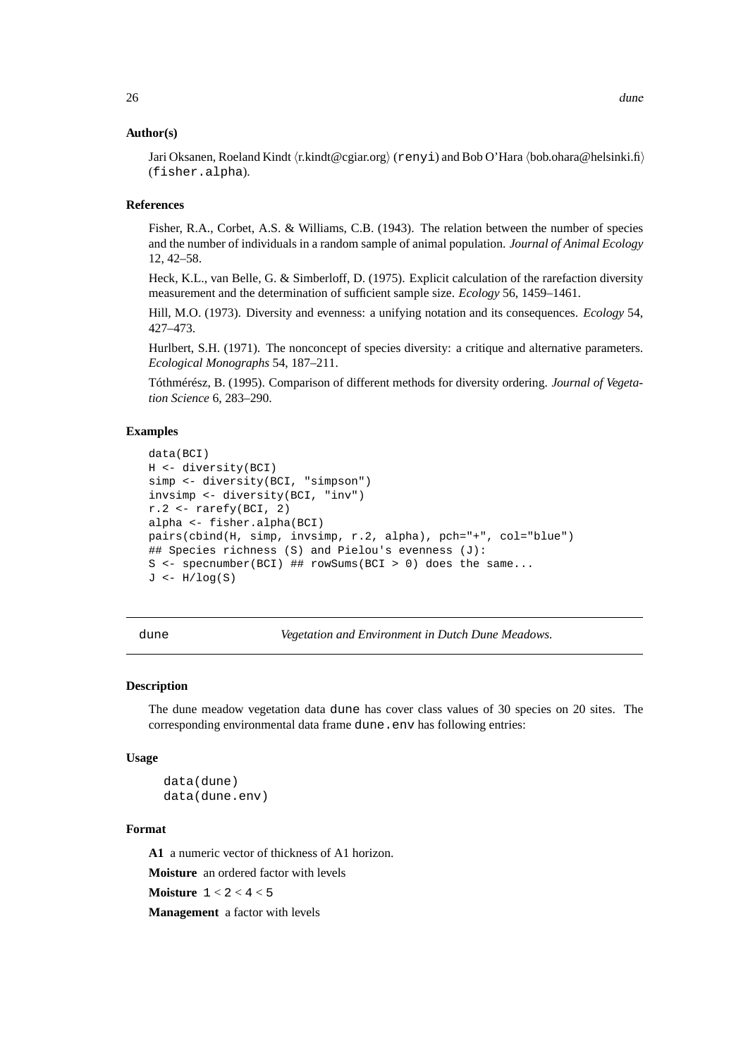### Author(s)

Jari Oksanen, Roeland Kindt ⟨r.kindt@cgiar.org⟩ (`renyi`) and Bob O'Hara ⟨bob.ohara@helsinki.fi⟩ (`fisher.alpha`).

### References

Fisher, R.A., Corbet, A.S. & Williams, C.B. (1943). The relation between the number of species and the number of individuals in a random sample of animal population. *Journal of Animal Ecology* 12, 42–58.

Heck, K.L., van Belle, G. & Simberloff, D. (1975). Explicit calculation of the rarefaction diversity measurement and the determination of sufficient sample size. *Ecology* 56, 1459–1461.

Hill, M.O. (1973). Diversity and evenness: a unifying notation and its consequences. *Ecology* 54, 427–473.

Hurlbert, S.H. (1971). The nonconcept of species diversity: a critique and alternative parameters. *Ecological Monographs* 54, 187–211.

Tóthmérész, B. (1995). Comparison of different methods for diversity ordering. *Journal of Vegetation Science* 6, 283–290.

### Examples

```
data(BCI)
H <- diversity(BCI)
simp <- diversity(BCI, "simpson")
invsimp <- diversity(BCI, "inv")
r.2 <- rarefy(BCI, 2)
alpha <- fisher.alpha(BCI)
pairs(cbind(H, simp, invsimp, r.2, alpha), pch="+", col="blue")
## Species richness (S) and Pielou's evenness (J):
S <- specnumber(BCI) ## rowSums(BCI > 0) does the same...
J <- H/log(S)
```

---

## dune — *Vegetation and Environment in Dutch Dune Meadows.*

---

### Description

The dune meadow vegetation data `dune` has cover class values of 30 species on 20 sites. The corresponding environmental data frame `dune.env` has following entries:

### Usage

```
data(dune)
data(dune.env)
```

### Format

**A1** a numeric vector of thickness of A1 horizon.

**Moisture** an ordered factor with levels

**Moisture** `1` < `2` < `4` < `5`

**Management** a factor with levels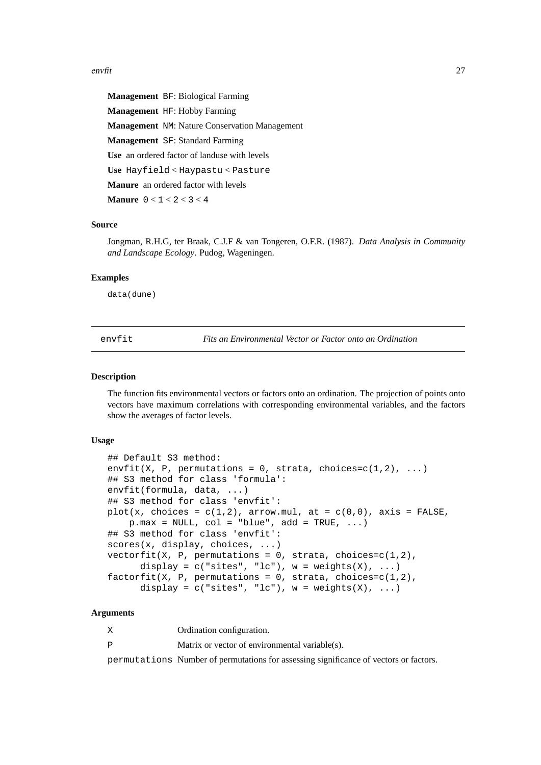**Management** BF: Biological Farming

**Management** HF: Hobby Farming

**Management** NM: Nature Conservation Management

**Management** SF: Standard Farming

**Use** an ordered factor of landuse with levels

**Use** Hayfield < Haypastu < Pasture

**Manure** an ordered factor with levels

**Manure** 0 < 1 < 2 < 3 < 4

### Source

Jongman, R.H.G, ter Braak, C.J.F & van Tongeren, O.F.R. (1987). *Data Analysis in Community and Landscape Ecology*. Pudog, Wageningen.

### Examples

```
data(dune)
```

---

## envfit — *Fits an Environmental Vector or Factor onto an Ordination*

---

### Description

The function fits environmental vectors or factors onto an ordination. The projection of points onto vectors have maximum correlations with corresponding environmental variables, and the factors show the averages of factor levels.

### Usage

```
## Default S3 method:
envfit(X, P, permutations = 0, strata, choices=c(1,2), ...)
## S3 method for class 'formula':
envfit(formula, data, ...)
## S3 method for class 'envfit':
plot(x, choices = c(1,2), arrow.mul, at = c(0,0), axis = FALSE,
    p.max = NULL, col = "blue", add = TRUE, ...)
## S3 method for class 'envfit':
scores(x, display, choices, ...)
vectorfit(X, P, permutations = 0, strata, choices=c(1,2),
      display = c("sites", "lc"), w = weights(X), ...)
factorfit(X, P, permutations = 0, strata, choices=c(1,2),
      display = c("sites", "lc"), w = weights(X), ...)
```

### Arguments

| | |
|---|---|
| X | Ordination configuration. |
| P | Matrix or vector of environmental variable(s). |
| permutations | Number of permutations for assessing significance of vectors or factors. |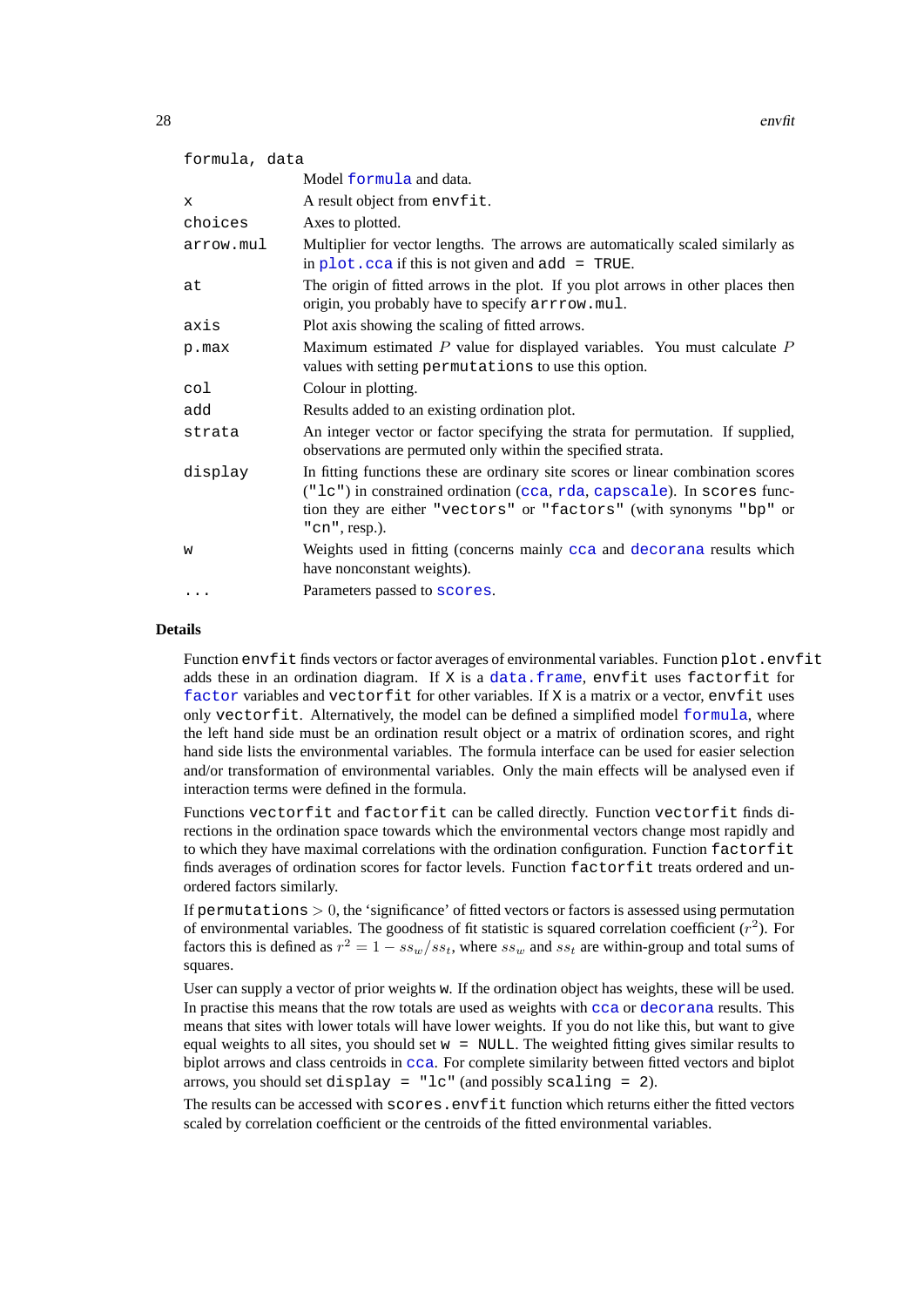`formula, data`
: Model `formula` and data.

`x`
: A result object from `envfit`.

`choices`
: Axes to plotted.

`arrow.mul`
: Multiplier for vector lengths. The arrows are automatically scaled similarly as in `plot.cca` if this is not given and `add = TRUE`.

`at`
: The origin of fitted arrows in the plot. If you plot arrows in other places then origin, you probably have to specify `arrrow.mul`.

`axis`
: Plot axis showing the scaling of fitted arrows.

`p.max`
: Maximum estimated $P$ value for displayed variables. You must calculate $P$ values with setting `permutations` to use this option.

`col`
: Colour in plotting.

`add`
: Results added to an existing ordination plot.

`strata`
: An integer vector or factor specifying the strata for permutation. If supplied, observations are permuted only within the specified strata.

`display`
: In fitting functions these are ordinary site scores or linear combination scores (`"lc"`) in constrained ordination (`cca`, `rda`, `capscale`). In `scores` function they are either `"vectors"` or `"factors"` (with synonyms `"bp"` or `"cn"`, resp.).

`w`
: Weights used in fitting (concerns mainly `cca` and `decorana` results which have nonconstant weights).

`...`
: Parameters passed to `scores`.

## Details

Function `envfit` finds vectors or factor averages of environmental variables. Function `plot.envfit` adds these in an ordination diagram. If `X` is a `data.frame`, `envfit` uses `factorfit` for `factor` variables and `vectorfit` for other variables. If `X` is a matrix or a vector, `envfit` uses only `vectorfit`. Alternatively, the model can be defined a simplified model `formula`, where the left hand side must be an ordination result object or a matrix of ordination scores, and right hand side lists the environmental variables. The formula interface can be used for easier selection and/or transformation of environmental variables. Only the main effects will be analysed even if interaction terms were defined in the formula.

Functions `vectorfit` and `factorfit` can be called directly. Function `vectorfit` finds directions in the ordination space towards which the environmental vectors change most rapidly and to which they have maximal correlations with the ordination configuration. Function `factorfit` finds averages of ordination scores for factor levels. Function `factorfit` treats ordered and unordered factors similarly.

If `permutations` $> 0$, the 'significance' of fitted vectors or factors is assessed using permutation of environmental variables. The goodness of fit statistic is squared correlation coefficient ($r^2$). For factors this is defined as $r^2 = 1 - ss_w/ss_t$, where $ss_w$ and $ss_t$ are within-group and total sums of squares.

User can supply a vector of prior weights `w`. If the ordination object has weights, these will be used. In practise this means that the row totals are used as weights with `cca` or `decorana` results. This means that sites with lower totals will have lower weights. If you do not like this, but want to give equal weights to all sites, you should set `w = NULL`. The weighted fitting gives similar results to biplot arrows and class centroids in `cca`. For complete similarity between fitted vectors and biplot arrows, you should set `display = "lc"` (and possibly `scaling = 2`).

The results can be accessed with `scores.envfit` function which returns either the fitted vectors scaled by correlation coefficient or the centroids of the fitted environmental variables.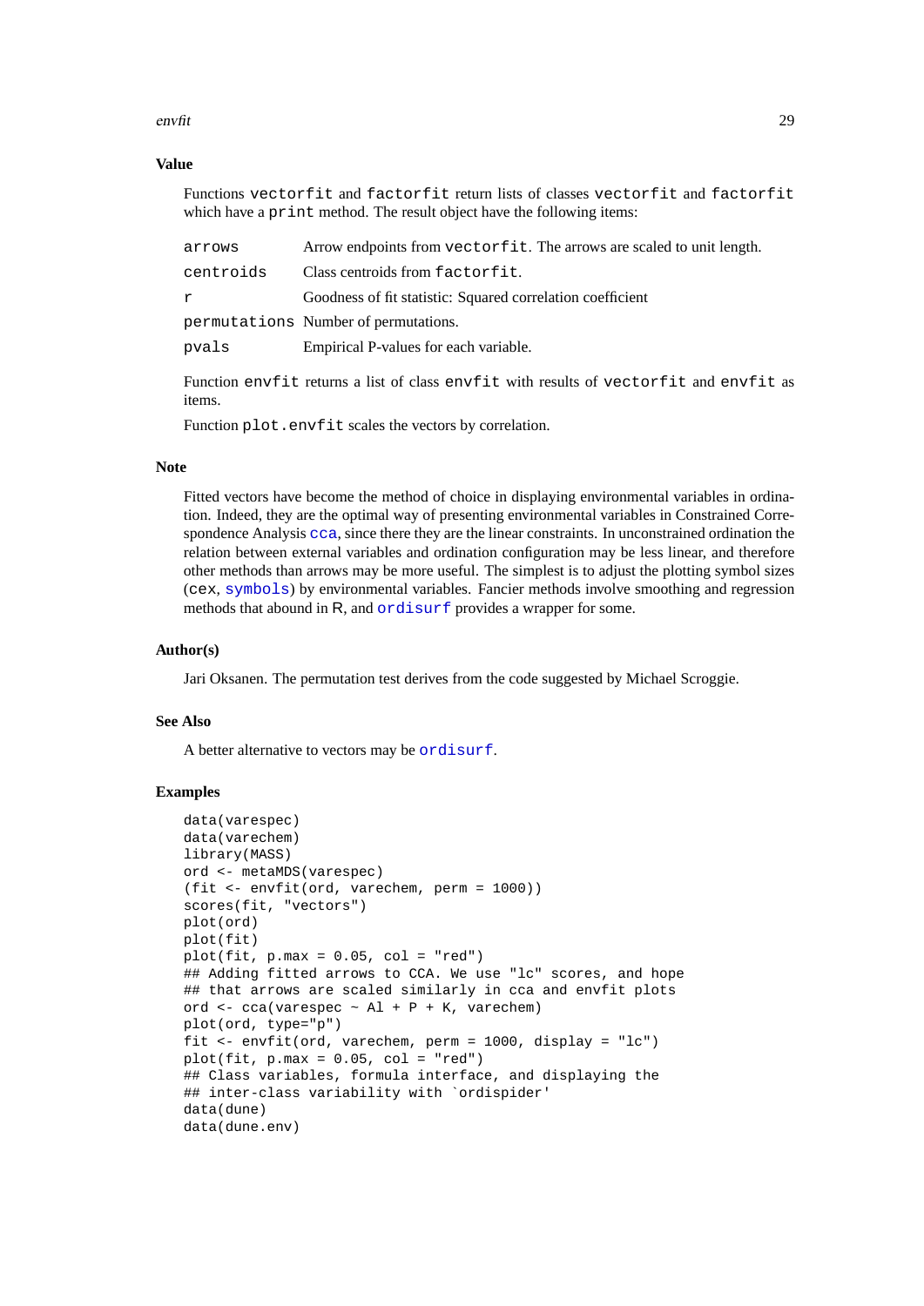### Value

Functions `vectorfit` and `factorfit` return lists of classes `vectorfit` and `factorfit` which have a `print` method. The result object have the following items:

| | |
|---|---|
| `arrows` | Arrow endpoints from `vectorfit`. The arrows are scaled to unit length. |
| `centroids` | Class centroids from `factorfit`. |
| `r` | Goodness of fit statistic: Squared correlation coefficient |
| `permutations` | Number of permutations. |
| `pvals` | Empirical P-values for each variable. |

Function `envfit` returns a list of class `envfit` with results of `vectorfit` and `envfit` as items.

Function `plot.envfit` scales the vectors by correlation.

### Note

Fitted vectors have become the method of choice in displaying environmental variables in ordination. Indeed, they are the optimal way of presenting environmental variables in Constrained Correspondence Analysis `cca`, since there they are the linear constraints. In unconstrained ordination the relation between external variables and ordination configuration may be less linear, and therefore other methods than arrows may be more useful. The simplest is to adjust the plotting symbol sizes (`cex`, `symbols`) by environmental variables. Fancier methods involve smoothing and regression methods that abound in R, and `ordisurf` provides a wrapper for some.

### Author(s)

Jari Oksanen. The permutation test derives from the code suggested by Michael Scroggie.

### See Also

A better alternative to vectors may be `ordisurf`.

### Examples

```
data(varespec)
data(varechem)
library(MASS)
ord <- metaMDS(varespec)
(fit <- envfit(ord, varechem, perm = 1000))
scores(fit, "vectors")
plot(ord)
plot(fit)
plot(fit, p.max = 0.05, col = "red")
## Adding fitted arrows to CCA. We use "lc" scores, and hope
## that arrows are scaled similarly in cca and envfit plots
ord <- cca(varespec ~ Al + P + K, varechem)
plot(ord, type="p")
fit <- envfit(ord, varechem, perm = 1000, display = "lc")
plot(fit, p.max = 0.05, col = "red")
## Class variables, formula interface, and displaying the
## inter-class variability with `ordispider'
data(dune)
data(dune.env)
```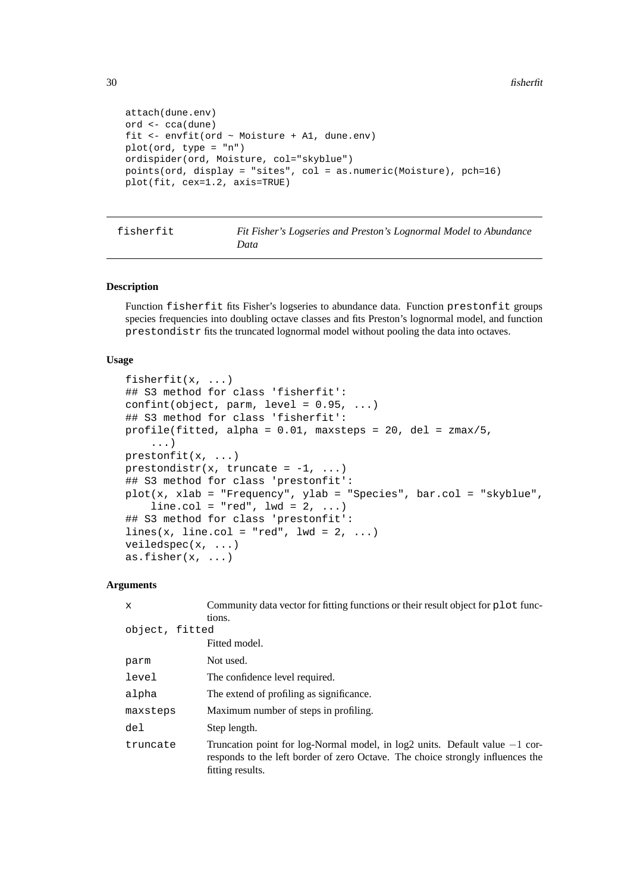```
attach(dune.env)
ord <- cca(dune)
fit <- envfit(ord ~ Moisture + A1, dune.env)
plot(ord, type = "n")
ordispider(ord, Moisture, col="skyblue")
points(ord, display = "sites", col = as.numeric(Moisture), pch=16)
plot(fit, cex=1.2, axis=TRUE)
```

---

`fisherfit` *Fit Fisher's Logseries and Preston's Lognormal Model to Abundance Data*

---

## Description

Function `fisherfit` fits Fisher's logseries to abundance data. Function `prestonfit` groups species frequencies into doubling octave classes and fits Preston's lognormal model, and function `prestondistr` fits the truncated lognormal model without pooling the data into octaves.

## Usage

```
fisherfit(x, ...)
## S3 method for class 'fisherfit':
confint(object, parm, level = 0.95, ...)
## S3 method for class 'fisherfit':
profile(fitted, alpha = 0.01, maxsteps = 20, del = zmax/5,
    ...)
prestonfit(x, ...)
prestondistr(x, truncate = -1, ...)
## S3 method for class 'prestonfit':
plot(x, xlab = "Frequency", ylab = "Species", bar.col = "skyblue",
    line.col = "red", lwd = 2, ...)
## S3 method for class 'prestonfit':
lines(x, line.col = "red", lwd = 2, ...)
veiledspec(x, ...)
as.fisher(x, ...)
```

## Arguments

| | |
|---|---|
| `x` | Community data vector for fitting functions or their result object for `plot` functions. |
| `object, fitted` | Fitted model. |
| `parm` | Not used. |
| `level` | The confidence level required. |
| `alpha` | The extend of profiling as significance. |
| `maxsteps` | Maximum number of steps in profiling. |
| `del` | Step length. |
| `truncate` | Truncation point for log-Normal model, in log2 units. Default value $-1$ corresponds to the left border of zero Octave. The choice strongly influences the fitting results. |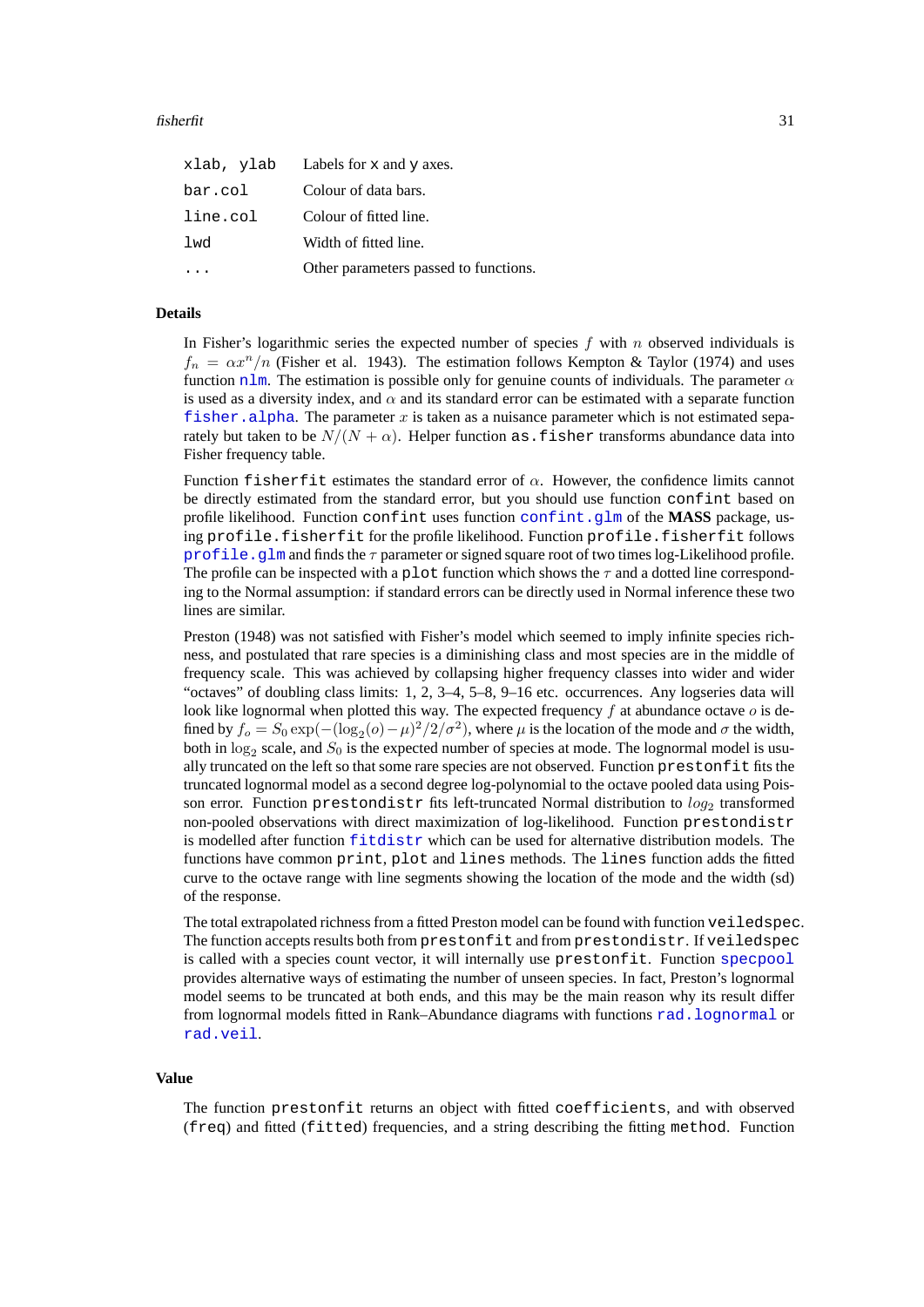| | |
|---|---|
| `xlab, ylab` | Labels for x and y axes. |
| `bar.col` | Colour of data bars. |
| `line.col` | Colour of fitted line. |
| `lwd` | Width of fitted line. |
| `...` | Other parameters passed to functions. |

### Details

In Fisher's logarithmic series the expected number of species $f$ with $n$ observed individuals is $f_n = \alpha x^n / n$ (Fisher et al. 1943). The estimation follows Kempton & Taylor (1974) and uses function `nlm`. The estimation is possible only for genuine counts of individuals. The parameter $\alpha$ is used as a diversity index, and $\alpha$ and its standard error can be estimated with a separate function `fisher.alpha`. The parameter $x$ is taken as a nuisance parameter which is not estimated separately but taken to be $N/(N + \alpha)$. Helper function `as.fisher` transforms abundance data into Fisher frequency table.

Function `fisherfit` estimates the standard error of $\alpha$. However, the confidence limits cannot be directly estimated from the standard error, but you should use function `confint` based on profile likelihood. Function `confint` uses function `confint.glm` of the **MASS** package, using `profile.fisherfit` for the profile likelihood. Function `profile.fisherfit` follows `profile.glm` and finds the $\tau$ parameter or signed square root of two times log-Likelihood profile. The profile can be inspected with a `plot` function which shows the $\tau$ and a dotted line corresponding to the Normal assumption: if standard errors can be directly used in Normal inference these two lines are similar.

Preston (1948) was not satisfied with Fisher's model which seemed to imply infinite species richness, and postulated that rare species is a diminishing class and most species are in the middle of frequency scale. This was achieved by collapsing higher frequency classes into wider and wider "octaves" of doubling class limits: 1, 2, 3–4, 5–8, 9–16 etc. occurrences. Any logseries data will look like lognormal when plotted this way. The expected frequency $f$ at abundance octave $o$ is defined by $f_o = S_0 \exp(-(\log_2(o) - \mu)^2/2/\sigma^2)$, where $\mu$ is the location of the mode and $\sigma$ the width, both in $\log_2$ scale, and $S_0$ is the expected number of species at mode. The lognormal model is usually truncated on the left so that some rare species are not observed. Function `prestonfit` fits the truncated lognormal model as a second degree log-polynomial to the octave pooled data using Poisson error. Function `prestondistr` fits left-truncated Normal distribution to $log_2$ transformed non-pooled observations with direct maximization of log-likelihood. Function `prestondistr` is modelled after function `fitdistr` which can be used for alternative distribution models. The functions have common `print`, `plot` and `lines` methods. The `lines` function adds the fitted curve to the octave range with line segments showing the location of the mode and the width (sd) of the response.

The total extrapolated richness from a fitted Preston model can be found with function `veiledspec`. The function accepts results both from `prestonfit` and from `prestondistr`. If `veiledspec` is called with a species count vector, it will internally use `prestonfit`. Function `specpool` provides alternative ways of estimating the number of unseen species. In fact, Preston's lognormal model seems to be truncated at both ends, and this may be the main reason why its result differ from lognormal models fitted in Rank–Abundance diagrams with functions `rad.lognormal` or `rad.veil`.

### Value

The function `prestonfit` returns an object with fitted `coefficients`, and with observed (`freq`) and fitted (`fitted`) frequencies, and a string describing the fitting `method`. Function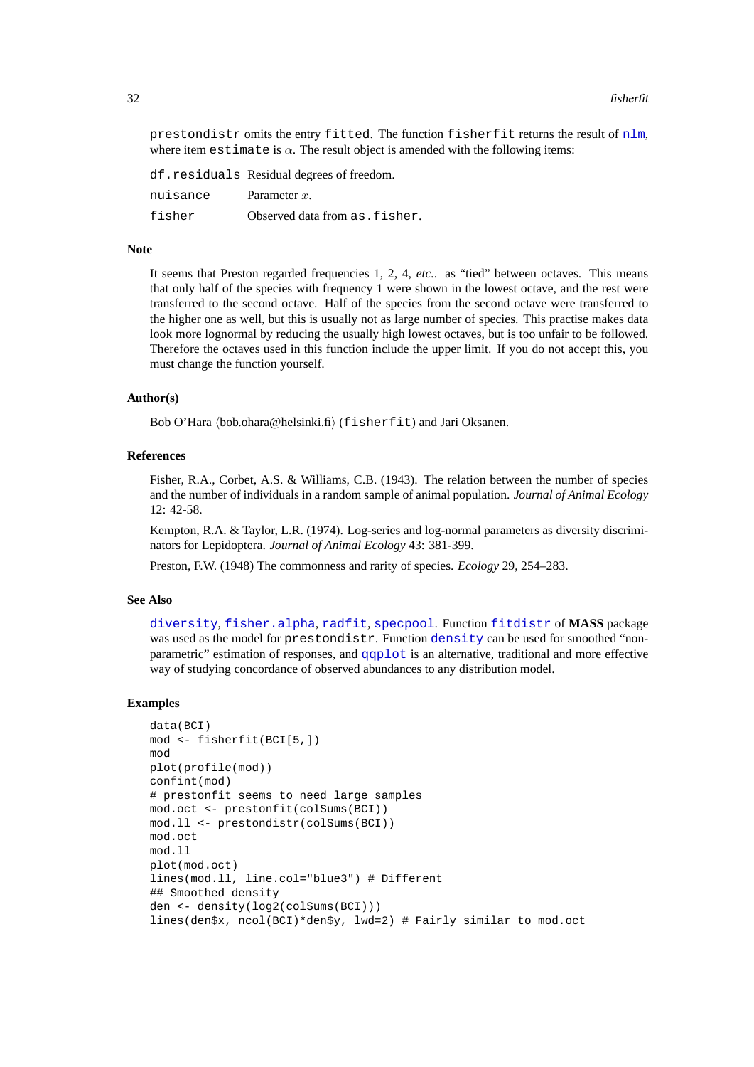`prestondistr` omits the entry `fitted`. The function `fisherfit` returns the result of `nlm`, where item `estimate` is $\alpha$. The result object is amended with the following items:

- `df.residuals` Residual degrees of freedom.
- `nuisance` Parameter $x$.
- `fisher` Observed data from `as.fisher`.

### Note

It seems that Preston regarded frequencies 1, 2, 4, *etc.*. as "tied" between octaves. This means that only half of the species with frequency 1 were shown in the lowest octave, and the rest were transferred to the second octave. Half of the species from the second octave were transferred to the higher one as well, but this is usually not as large number of species. This practise makes data look more lognormal by reducing the usually high lowest octaves, but is too unfair to be followed. Therefore the octaves used in this function include the upper limit. If you do not accept this, you must change the function yourself.

### Author(s)

Bob O'Hara ⟨bob.ohara@helsinki.fi⟩ (`fisherfit`) and Jari Oksanen.

### References

Fisher, R.A., Corbet, A.S. & Williams, C.B. (1943). The relation between the number of species and the number of individuals in a random sample of animal population. *Journal of Animal Ecology* 12: 42-58.

Kempton, R.A. & Taylor, L.R. (1974). Log-series and log-normal parameters as diversity discriminators for Lepidoptera. *Journal of Animal Ecology* 43: 381-399.

Preston, F.W. (1948) The commonness and rarity of species. *Ecology* 29, 254–283.

### See Also

`diversity`, `fisher.alpha`, `radfit`, `specpool`. Function `fitdistr` of **MASS** package was used as the model for `prestondistr`. Function `density` can be used for smoothed "non-parametric" estimation of responses, and `qqplot` is an alternative, traditional and more effective way of studying concordance of observed abundances to any distribution model.

### Examples

```
data(BCI)
mod <- fisherfit(BCI[5,])
mod
plot(profile(mod))
confint(mod)
# prestonfit seems to need large samples
mod.oct <- prestonfit(colSums(BCI))
mod.ll <- prestondistr(colSums(BCI))
mod.oct
mod.ll
plot(mod.oct)
lines(mod.ll, line.col="blue3") # Different
## Smoothed density
den <- density(log2(colSums(BCI)))
lines(den$x, ncol(BCI)*den$y, lwd=2) # Fairly similar to mod.oct
```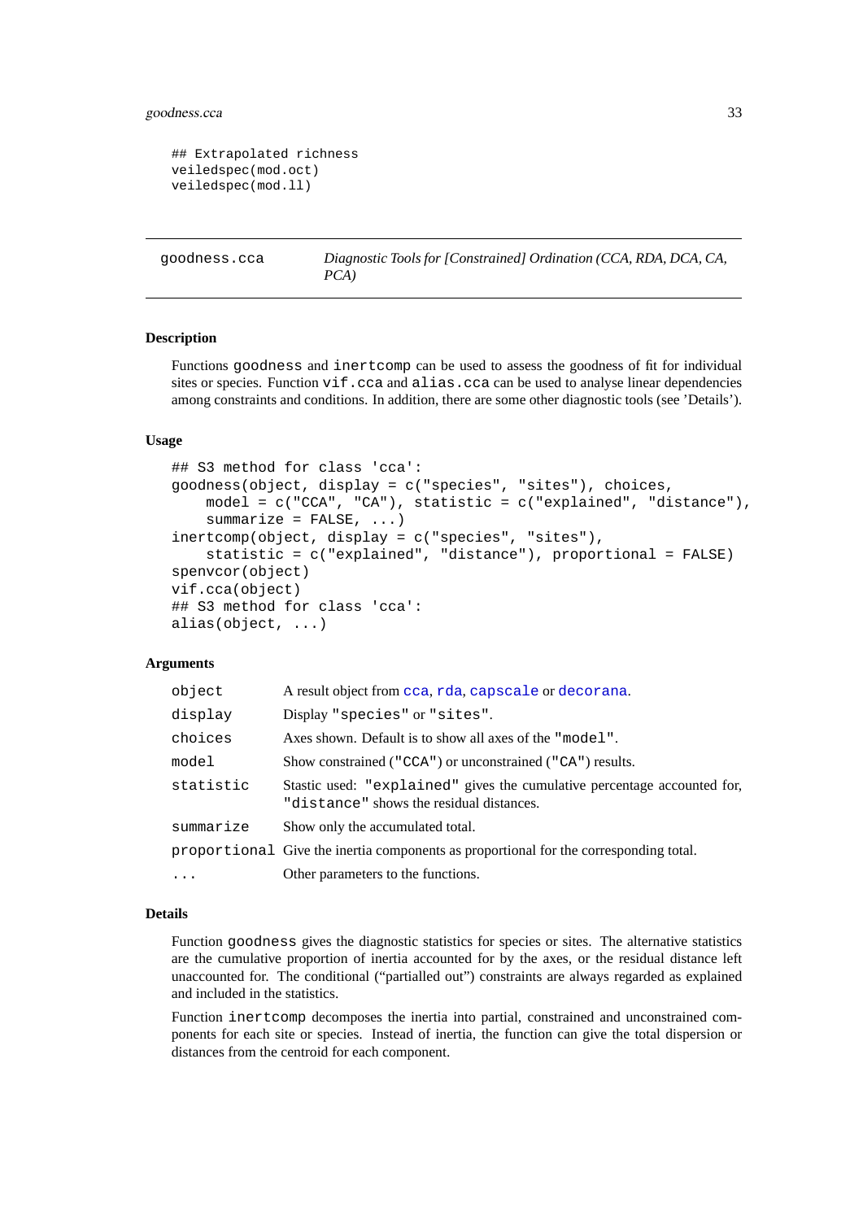```
## Extrapolated richness
veiledspec(mod.oct)
veiledspec(mod.ll)
```

---

## goodness.cca — *Diagnostic Tools for [Constrained] Ordination (CCA, RDA, DCA, CA, PCA)*

---

### Description

Functions `goodness` and `inertcomp` can be used to assess the goodness of fit for individual sites or species. Function `vif.cca` and `alias.cca` can be used to analyse linear dependencies among constraints and conditions. In addition, there are some other diagnostic tools (see 'Details').

### Usage

```
## S3 method for class 'cca':
goodness(object, display = c("species", "sites"), choices,
    model = c("CCA", "CA"), statistic = c("explained", "distance"),
    summarize = FALSE, ...)
inertcomp(object, display = c("species", "sites"),
    statistic = c("explained", "distance"), proportional = FALSE)
spenvcor(object)
vif.cca(object)
## S3 method for class 'cca':
alias(object, ...)
```

### Arguments

| | |
|---|---|
| `object` | A result object from `cca`, `rda`, `capscale` or `decorana`. |
| `display` | Display `"species"` or `"sites"`. |
| `choices` | Axes shown. Default is to show all axes of the `"model"`. |
| `model` | Show constrained (`"CCA"`) or unconstrained (`"CA"`) results. |
| `statistic` | Stastic used: `"explained"` gives the cumulative percentage accounted for, `"distance"` shows the residual distances. |
| `summarize` | Show only the accumulated total. |
| `proportional` | Give the inertia components as proportional for the corresponding total. |
| `...` | Other parameters to the functions. |

### Details

Function `goodness` gives the diagnostic statistics for species or sites. The alternative statistics are the cumulative proportion of inertia accounted for by the axes, or the residual distance left unaccounted for. The conditional ("partialled out") constraints are always regarded as explained and included in the statistics.

Function `inertcomp` decomposes the inertia into partial, constrained and unconstrained components for each site or species. Instead of inertia, the function can give the total dispersion or distances from the centroid for each component.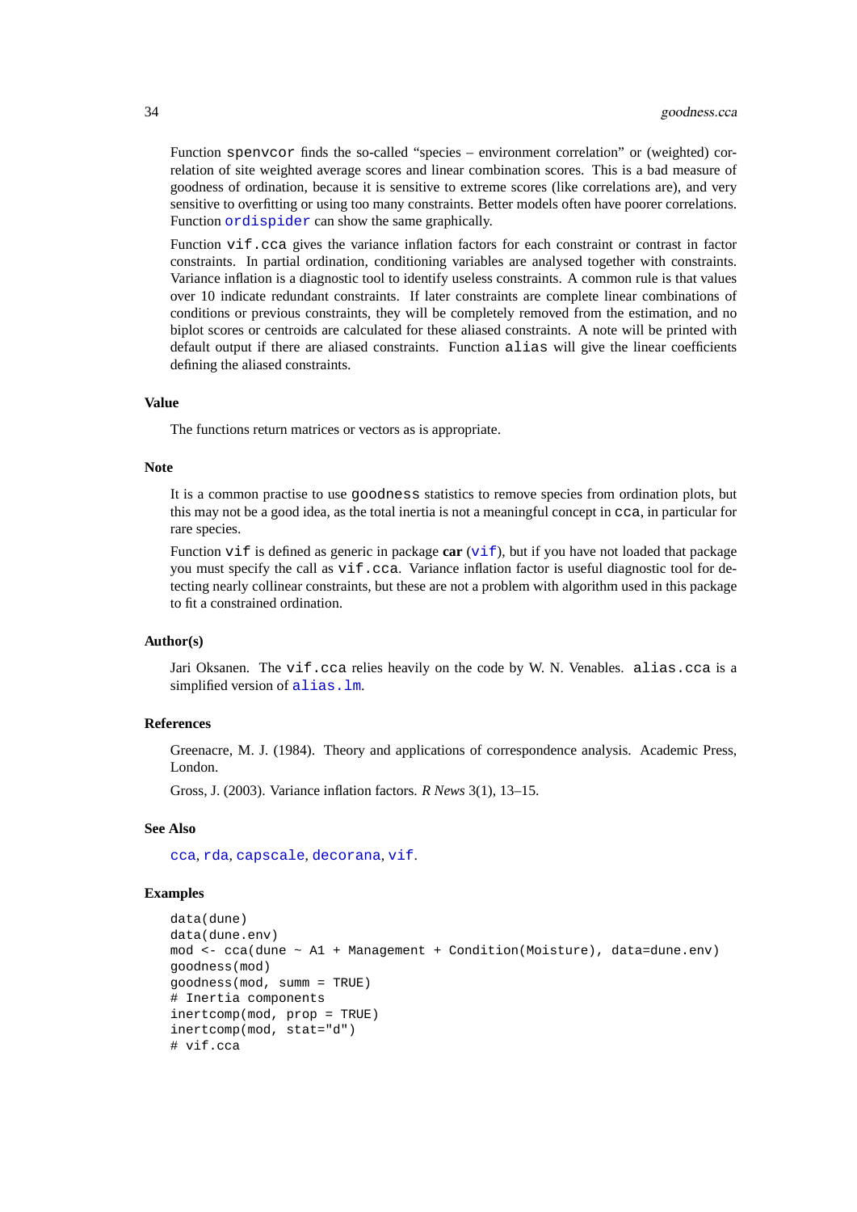Function `spenvcor` finds the so-called "species – environment correlation" or (weighted) correlation of site weighted average scores and linear combination scores. This is a bad measure of goodness of ordination, because it is sensitive to extreme scores (like correlations are), and very sensitive to overfitting or using too many constraints. Better models often have poorer correlations. Function `ordispider` can show the same graphically.

Function `vif.cca` gives the variance inflation factors for each constraint or contrast in factor constraints. In partial ordination, conditioning variables are analysed together with constraints. Variance inflation is a diagnostic tool to identify useless constraints. A common rule is that values over 10 indicate redundant constraints. If later constraints are complete linear combinations of conditions or previous constraints, they will be completely removed from the estimation, and no biplot scores or centroids are calculated for these aliased constraints. A note will be printed with default output if there are aliased constraints. Function `alias` will give the linear coefficients defining the aliased constraints.

### Value

The functions return matrices or vectors as is appropriate.

### Note

It is a common practise to use `goodness` statistics to remove species from ordination plots, but this may not be a good idea, as the total inertia is not a meaningful concept in `cca`, in particular for rare species.

Function `vif` is defined as generic in package **car** (`vif`), but if you have not loaded that package you must specify the call as `vif.cca`. Variance inflation factor is useful diagnostic tool for detecting nearly collinear constraints, but these are not a problem with algorithm used in this package to fit a constrained ordination.

### Author(s)

Jari Oksanen. The `vif.cca` relies heavily on the code by W. N. Venables. `alias.cca` is a simplified version of `alias.lm`.

### References

Greenacre, M. J. (1984). Theory and applications of correspondence analysis. Academic Press, London.

Gross, J. (2003). Variance inflation factors. *R News* 3(1), 13–15.

### See Also

`cca`, `rda`, `capscale`, `decorana`, `vif`.

### Examples

```
data(dune)
data(dune.env)
mod <- cca(dune ~ A1 + Management + Condition(Moisture), data=dune.env)
goodness(mod)
goodness(mod, summ = TRUE)
# Inertia components
inertcomp(mod, prop = TRUE)
inertcomp(mod, stat="d")
# vif.cca
```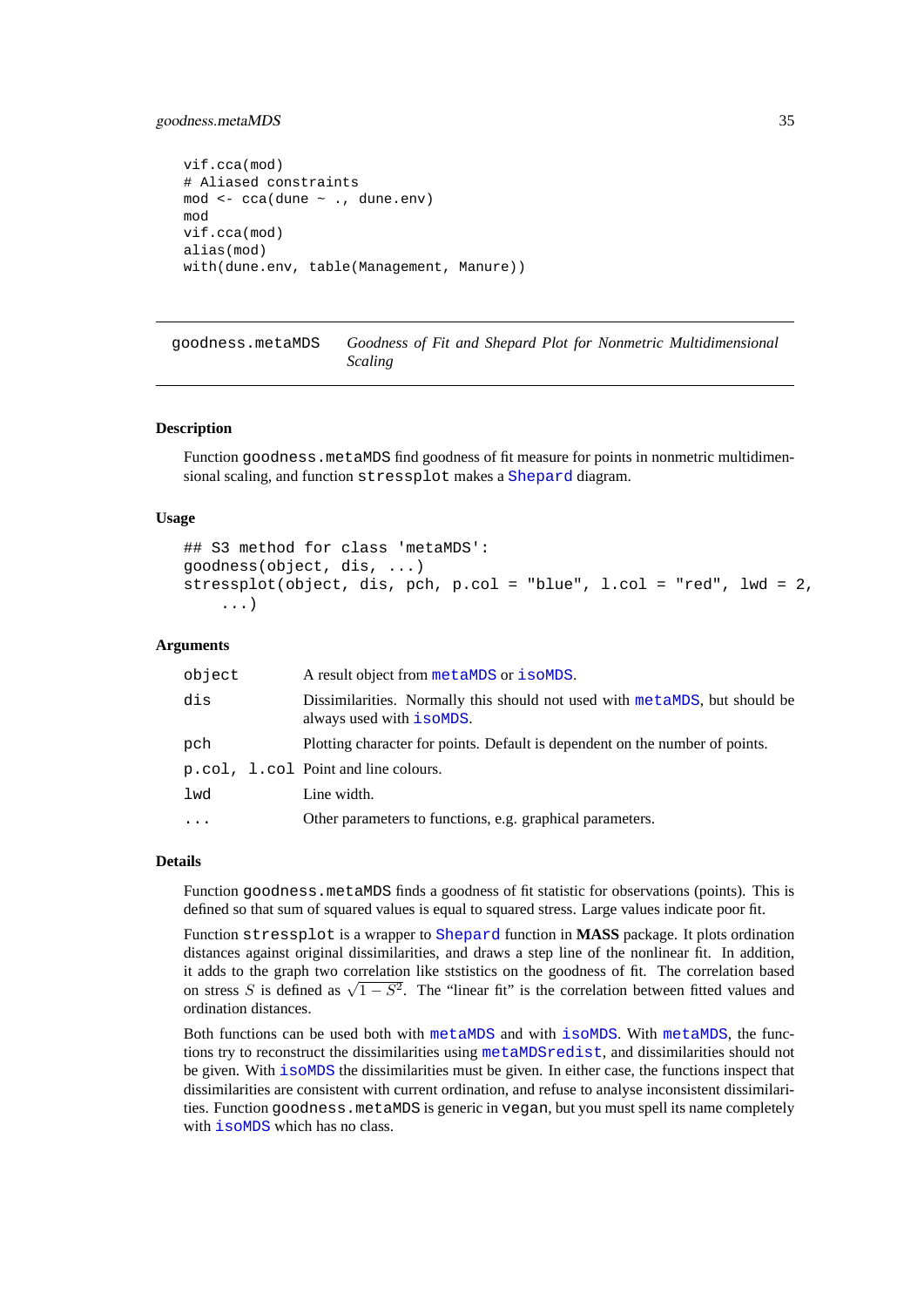```
vif.cca(mod)
# Aliased constraints
mod <- cca(dune ~ ., dune.env)
mod
vif.cca(mod)
alias(mod)
with(dune.env, table(Management, Manure))
```

## goodness.metaMDS — *Goodness of Fit and Shepard Plot for Nonmetric Multidimensional Scaling*

### Description

Function `goodness.metaMDS` find goodness of fit measure for points in nonmetric multidimensional scaling, and function `stressplot` makes a `Shepard` diagram.

### Usage

```
## S3 method for class 'metaMDS':
goodness(object, dis, ...)
stressplot(object, dis, pch, p.col = "blue", l.col = "red", lwd = 2,
    ...)
```

### Arguments

| | |
|---|---|
| `object` | A result object from `metaMDS` or `isoMDS`. |
| `dis` | Dissimilarities. Normally this should not used with `metaMDS`, but should be always used with `isoMDS`. |
| `pch` | Plotting character for points. Default is dependent on the number of points. |
| `p.col, l.col` | Point and line colours. |
| `lwd` | Line width. |
| `...` | Other parameters to functions, e.g. graphical parameters. |

### Details

Function `goodness.metaMDS` finds a goodness of fit statistic for observations (points). This is defined so that sum of squared values is equal to squared stress. Large values indicate poor fit.

Function `stressplot` is a wrapper to `Shepard` function in **MASS** package. It plots ordination distances against original dissimilarities, and draws a step line of the nonlinear fit. In addition, it adds to the graph two correlation like ststistics on the goodness of fit. The correlation based on stress $S$ is defined as $\sqrt{1-S^2}$. The "linear fit" is the correlation between fitted values and ordination distances.

Both functions can be used both with `metaMDS` and with `isoMDS`. With `metaMDS`, the functions try to reconstruct the dissimilarities using `metaMDSredist`, and dissimilarities should not be given. With `isoMDS` the dissimilarities must be given. In either case, the functions inspect that dissimilarities are consistent with current ordination, and refuse to analyse inconsistent dissimilarities. Function `goodness.metaMDS` is generic in `vegan`, but you must spell its name completely with `isoMDS` which has no class.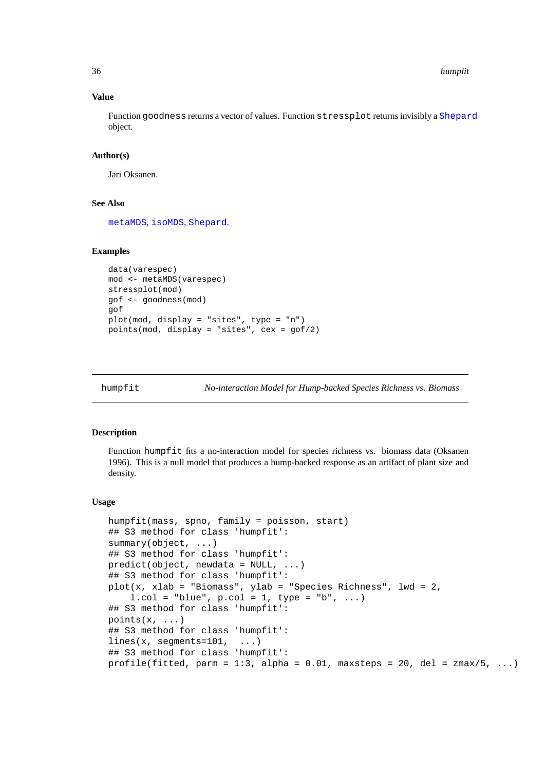### Value

Function `goodness` returns a vector of values. Function `stressplot` returns invisibly a `Shepard` object.

### Author(s)

Jari Oksanen.

### See Also

`metaMDS`, `isoMDS`, `Shepard`.

### Examples

```
data(varespec)
mod <- metaMDS(varespec)
stressplot(mod)
gof <- goodness(mod)
gof
plot(mod, display = "sites", type = "n")
points(mod, display = "sites", cex = gof/2)
```

---

## humpfit — *No-interaction Model for Hump-backed Species Richness vs. Biomass*

---

### Description

Function `humpfit` fits a no-interaction model for species richness vs. biomass data (Oksanen 1996). This is a null model that produces a hump-backed response as an artifact of plant size and density.

### Usage

```
humpfit(mass, spno, family = poisson, start)
## S3 method for class 'humpfit':
summary(object, ...)
## S3 method for class 'humpfit':
predict(object, newdata = NULL, ...)
## S3 method for class 'humpfit':
plot(x, xlab = "Biomass", ylab = "Species Richness", lwd = 2,
    l.col = "blue", p.col = 1, type = "b", ...)
## S3 method for class 'humpfit':
points(x, ...)
## S3 method for class 'humpfit':
lines(x, segments=101,  ...)
## S3 method for class 'humpfit':
profile(fitted, parm = 1:3, alpha = 0.01, maxsteps = 20, del = zmax/5, ...)
```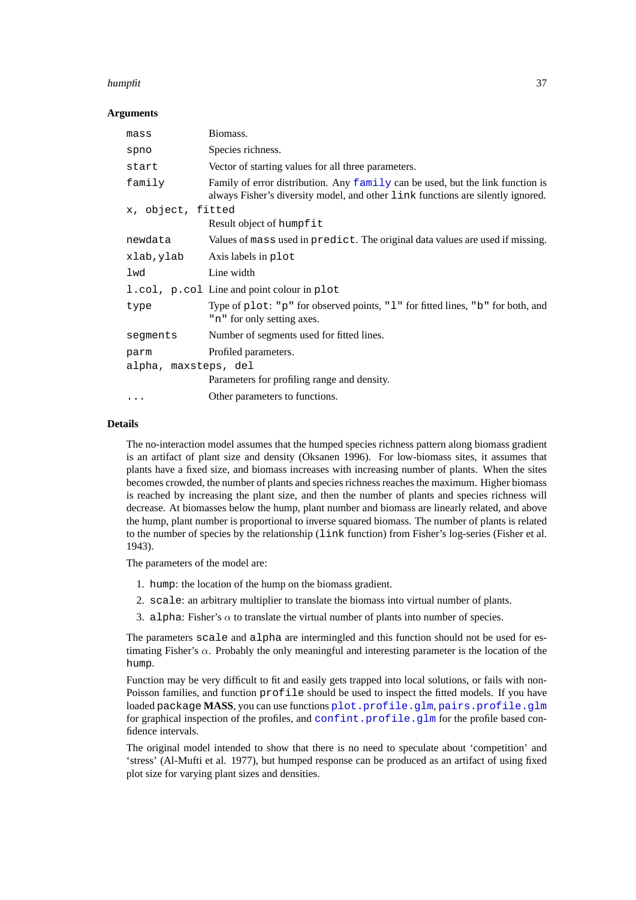### Arguments

| | |
|---|---|
| `mass` | Biomass. |
| `spno` | Species richness. |
| `start` | Vector of starting values for all three parameters. |
| `family` | Family of error distribution. Any `family` can be used, but the link function is always Fisher's diversity model, and other `link` functions are silently ignored. |
| `x, object, fitted` | Result object of `humpfit` |
| `newdata` | Values of `mass` used in `predict`. The original data values are used if missing. |
| `xlab,ylab` | Axis labels in `plot` |
| `lwd` | Line width |
| `l.col, p.col` | Line and point colour in `plot` |
| `type` | Type of `plot`: `"p"` for observed points, `"l"` for fitted lines, `"b"` for both, and `"n"` for only setting axes. |
| `segments` | Number of segments used for fitted lines. |
| `parm` | Profiled parameters. |
| `alpha, maxsteps, del` | Parameters for profiling range and density. |
| `...` | Other parameters to functions. |

### Details

The no-interaction model assumes that the humped species richness pattern along biomass gradient is an artifact of plant size and density (Oksanen 1996). For low-biomass sites, it assumes that plants have a fixed size, and biomass increases with increasing number of plants. When the sites becomes crowded, the number of plants and species richness reaches the maximum. Higher biomass is reached by increasing the plant size, and then the number of plants and species richness will decrease. At biomasses below the hump, plant number and biomass are linearly related, and above the hump, plant number is proportional to inverse squared biomass. The number of plants is related to the number of species by the relationship (`link` function) from Fisher's log-series (Fisher et al. 1943).

The parameters of the model are:

1. `hump`: the location of the hump on the biomass gradient.
2. `scale`: an arbitrary multiplier to translate the biomass into virtual number of plants.
3. `alpha`: Fisher's $\alpha$ to translate the virtual number of plants into number of species.

The parameters `scale` and `alpha` are intermingled and this function should not be used for estimating Fisher's $\alpha$. Probably the only meaningful and interesting parameter is the location of the `hump`.

Function may be very difficult to fit and easily gets trapped into local solutions, or fails with non-Poisson families, and function `profile` should be used to inspect the fitted models. If you have loaded `package` **MASS**, you can use functions `plot.profile.glm`, `pairs.profile.glm` for graphical inspection of the profiles, and `confint.profile.glm` for the profile based confidence intervals.

The original model intended to show that there is no need to speculate about 'competition' and 'stress' (Al-Mufti et al. 1977), but humped response can be produced as an artifact of using fixed plot size for varying plant sizes and densities.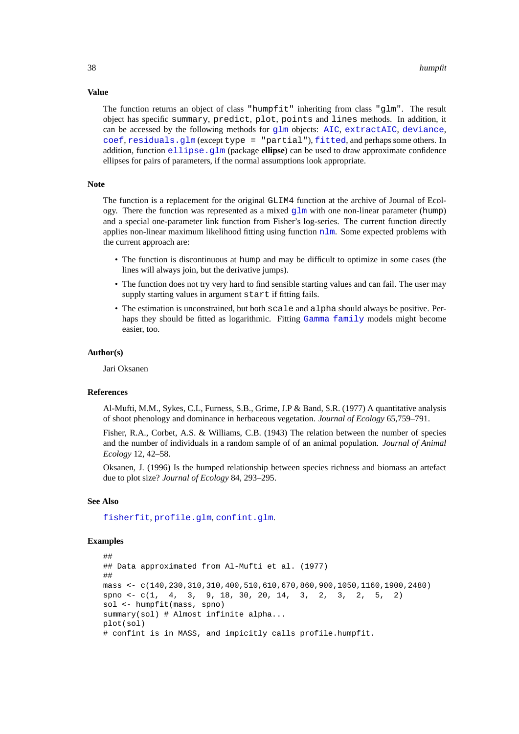### Value

The function returns an object of class `"humpfit"` inheriting from class `"glm"`. The result object has specific `summary`, `predict`, `plot`, `points` and `lines` methods. In addition, it can be accessed by the following methods for `glm` objects: `AIC`, `extractAIC`, `deviance`, `coef`, `residuals.glm` (except `type = "partial"`), `fitted`, and perhaps some others. In addition, function `ellipse.glm` (package **ellipse**) can be used to draw approximate confidence ellipses for pairs of parameters, if the normal assumptions look appropriate.

### Note

The function is a replacement for the original `GLIM4` function at the archive of Journal of Ecology. There the function was represented as a mixed `glm` with one non-linear parameter (`hump`) and a special one-parameter link function from Fisher's log-series. The current function directly applies non-linear maximum likelihood fitting using function `nlm`. Some expected problems with the current approach are:

- The function is discontinuous at `hump` and may be difficult to optimize in some cases (the lines will always join, but the derivative jumps).
- The function does not try very hard to find sensible starting values and can fail. The user may supply starting values in argument `start` if fitting fails.
- The estimation is unconstrained, but both `scale` and `alpha` should always be positive. Perhaps they should be fitted as logarithmic. Fitting `Gamma family` models might become easier, too.

### Author(s)

Jari Oksanen

### References

Al-Mufti, M.M., Sykes, C.L, Furness, S.B., Grime, J.P & Band, S.R. (1977) A quantitative analysis of shoot phenology and dominance in herbaceous vegetation. *Journal of Ecology* 65,759–791.

Fisher, R.A., Corbet, A.S. & Williams, C.B. (1943) The relation between the number of species and the number of individuals in a random sample of of an animal population. *Journal of Animal Ecology* 12, 42–58.

Oksanen, J. (1996) Is the humped relationship between species richness and biomass an artefact due to plot size? *Journal of Ecology* 84, 293–295.

### See Also

`fisherfit`, `profile.glm`, `confint.glm`.

### Examples

```
##
## Data approximated from Al-Mufti et al. (1977)
##
mass <- c(140,230,310,310,400,510,610,670,860,900,1050,1160,1900,2480)
spno <- c(1,  4,  3,  9, 18, 30, 20, 14,  3,  2,  3,  2,  5,  2)
sol <- humpfit(mass, spno)
summary(sol) # Almost infinite alpha...
plot(sol)
# confint is in MASS, and impicitly calls profile.humpfit.
```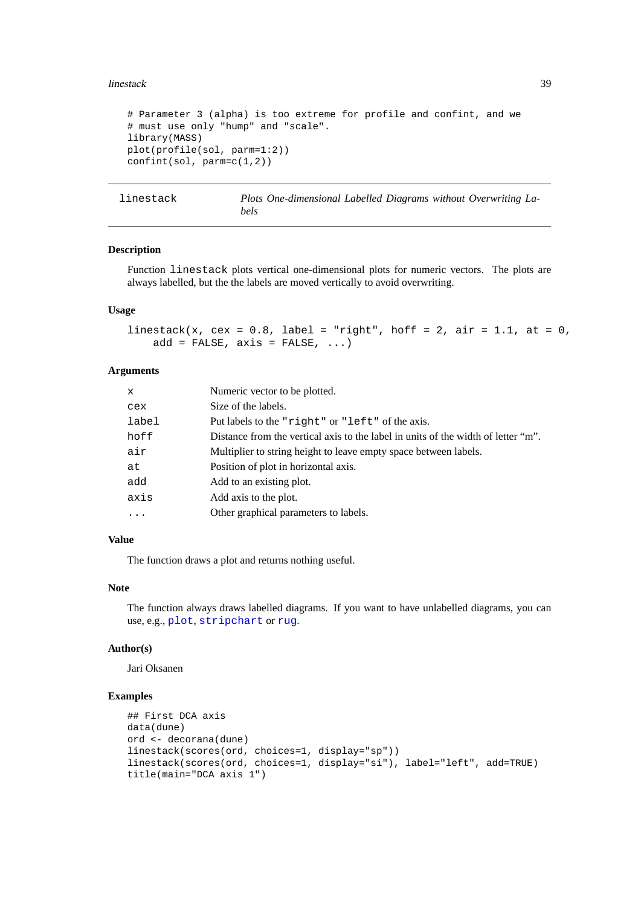```
# Parameter 3 (alpha) is too extreme for profile and confint, and we
# must use only "hump" and "scale".
library(MASS)
plot(profile(sol, parm=1:2))
confint(sol, parm=c(1,2))
```

## linestack — *Plots One-dimensional Labelled Diagrams without Overwriting Labels*

### Description

Function `linestack` plots vertical one-dimensional plots for numeric vectors. The plots are always labelled, but the the labels are moved vertically to avoid overwriting.

### Usage

```
linestack(x, cex = 0.8, label = "right", hoff = 2, air = 1.1, at = 0,
    add = FALSE, axis = FALSE, ...)
```

### Arguments

| | |
|---|---|
| `x` | Numeric vector to be plotted. |
| `cex` | Size of the labels. |
| `label` | Put labels to the `"right"` or `"left"` of the axis. |
| `hoff` | Distance from the vertical axis to the label in units of the width of letter “m”. |
| `air` | Multiplier to string height to leave empty space between labels. |
| `at` | Position of plot in horizontal axis. |
| `add` | Add to an existing plot. |
| `axis` | Add axis to the plot. |
| `...` | Other graphical parameters to labels. |

### Value

The function draws a plot and returns nothing useful.

### Note

The function always draws labelled diagrams. If you want to have unlabelled diagrams, you can use, e.g., `plot`, `stripchart` or `rug`.

### Author(s)

Jari Oksanen

### Examples

```
## First DCA axis
data(dune)
ord <- decorana(dune)
linestack(scores(ord, choices=1, display="sp"))
linestack(scores(ord, choices=1, display="si"), label="left", add=TRUE)
title(main="DCA axis 1")
```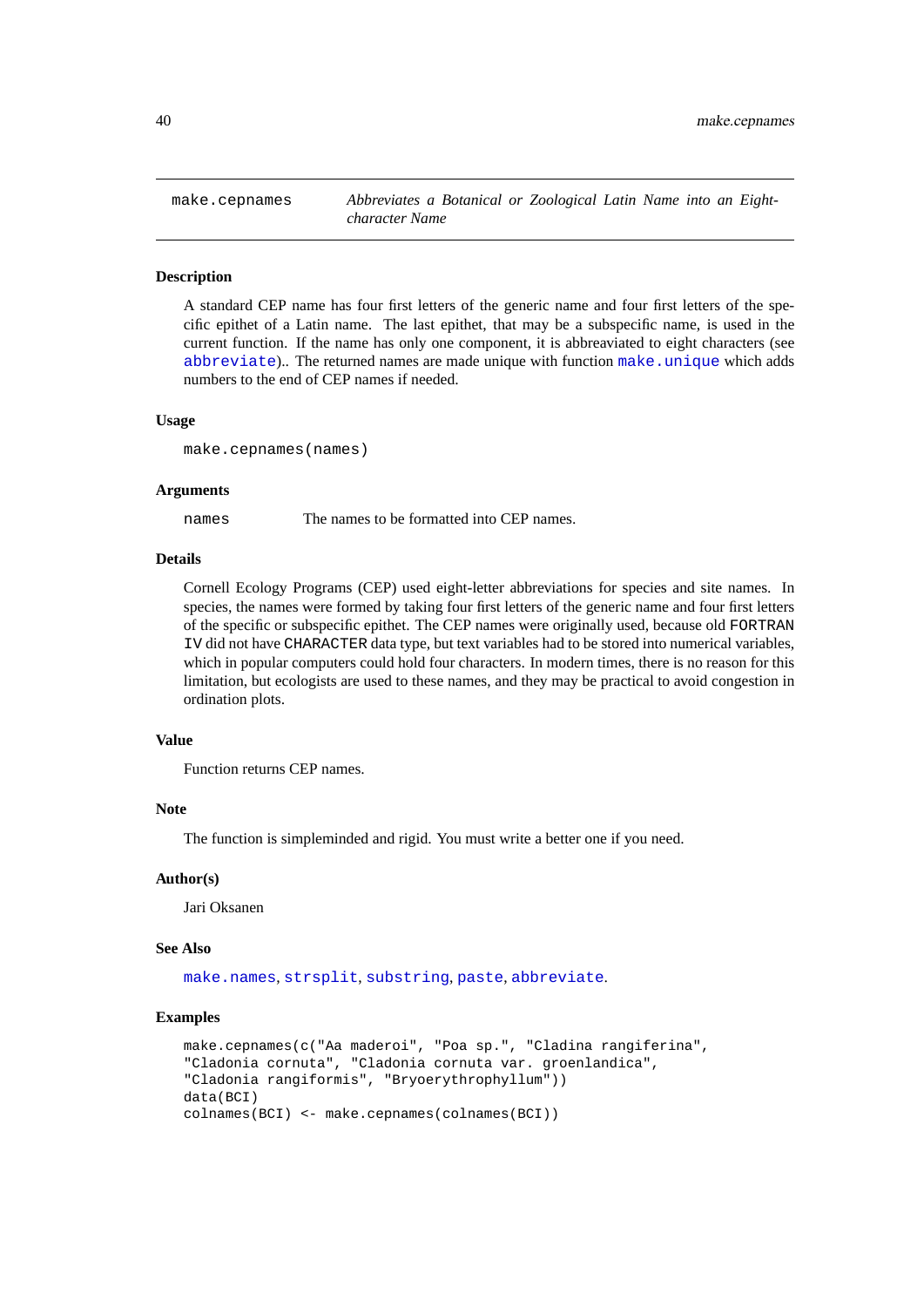## make.cepnames — *Abbreviates a Botanical or Zoological Latin Name into an Eight-character Name*

### Description

A standard CEP name has four first letters of the generic name and four first letters of the specific epithet of a Latin name. The last epithet, that may be a subspecific name, is used in the current function. If the name has only one component, it is abbreviated to eight characters (see `abbreviate`).. The returned names are made unique with function `make.unique` which adds numbers to the end of CEP names if needed.

### Usage

```
make.cepnames(names)
```

### Arguments

| | |
|---|---|
| `names` | The names to be formatted into CEP names. |

### Details

Cornell Ecology Programs (CEP) used eight-letter abbreviations for species and site names. In species, the names were formed by taking four first letters of the generic name and four first letters of the specific or subspecific epithet. The CEP names were originally used, because old `FORTRAN IV` did not have `CHARACTER` data type, but text variables had to be stored into numerical variables, which in popular computers could hold four characters. In modern times, there is no reason for this limitation, but ecologists are used to these names, and they may be practical to avoid congestion in ordination plots.

### Value

Function returns CEP names.

### Note

The function is simpleminded and rigid. You must write a better one if you need.

### Author(s)

Jari Oksanen

### See Also

`make.names`, `strsplit`, `substring`, `paste`, `abbreviate`.

### Examples

```
make.cepnames(c("Aa maderoi", "Poa sp.", "Cladina rangiferina",
"Cladonia cornuta", "Cladonia cornuta var. groenlandica",
"Cladonia rangiformis", "Bryoerythrophyllum"))
data(BCI)
colnames(BCI) <- make.cepnames(colnames(BCI))
```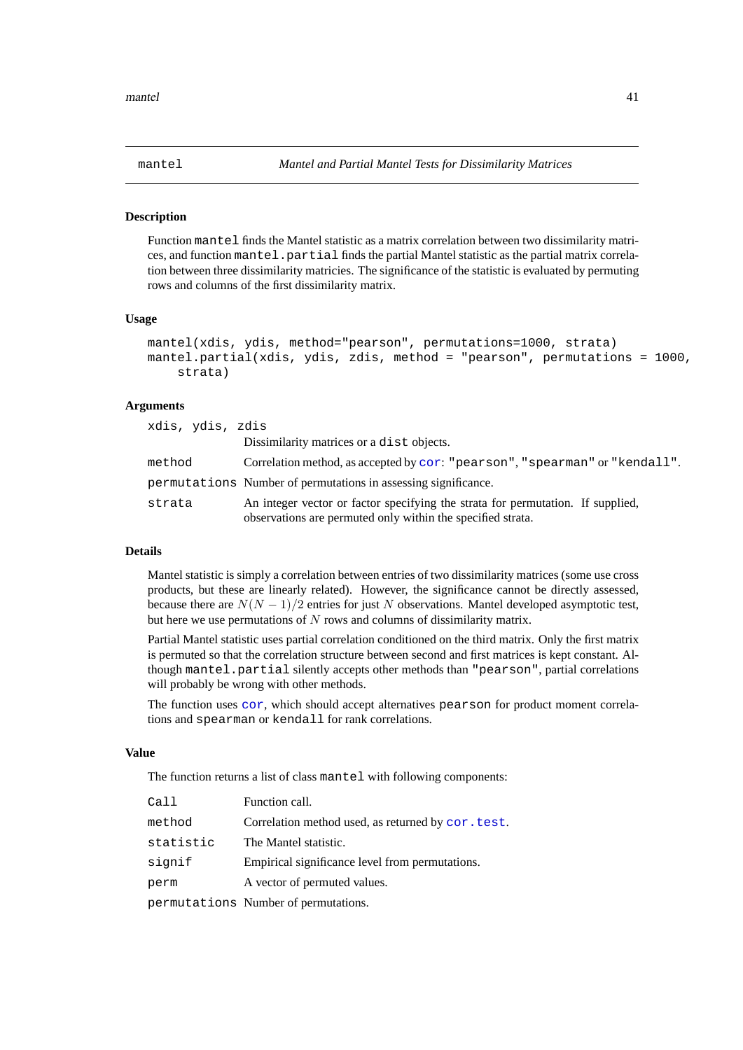# mantel — *Mantel and Partial Mantel Tests for Dissimilarity Matrices*

## Description

Function `mantel` finds the Mantel statistic as a matrix correlation between two dissimilarity matrices, and function `mantel.partial` finds the partial Mantel statistic as the partial matrix correlation between three dissimilarity matricies. The significance of the statistic is evaluated by permuting rows and columns of the first dissimilarity matrix.

## Usage

```
mantel(xdis, ydis, method="pearson", permutations=1000, strata)
mantel.partial(xdis, ydis, zdis, method = "pearson", permutations = 1000,
    strata)
```

## Arguments

| | |
|---|---|
| `xdis, ydis, zdis` | Dissimilarity matrices or a `dist` objects. |
| `method` | Correlation method, as accepted by `cor`: `"pearson"`, `"spearman"` or `"kendall"`. |
| `permutations` | Number of permutations in assessing significance. |
| `strata` | An integer vector or factor specifying the strata for permutation. If supplied, observations are permuted only within the specified strata. |

## Details

Mantel statistic is simply a correlation between entries of two dissimilarity matrices (some use cross products, but these are linearly related). However, the significance cannot be directly assessed, because there are $N(N-1)/2$ entries for just $N$ observations. Mantel developed asymptotic test, but here we use permutations of $N$ rows and columns of dissimilarity matrix.

Partial Mantel statistic uses partial correlation conditioned on the third matrix. Only the first matrix is permuted so that the correlation structure between second and first matrices is kept constant. Although `mantel.partial` silently accepts other methods than `"pearson"`, partial correlations will probably be wrong with other methods.

The function uses `cor`, which should accept alternatives `pearson` for product moment correlations and `spearman` or `kendall` for rank correlations.

## Value

The function returns a list of class `mantel` with following components:

| | |
|---|---|
| `Call` | Function call. |
| `method` | Correlation method used, as returned by `cor.test`. |
| `statistic` | The Mantel statistic. |
| `signif` | Empirical significance level from permutations. |
| `perm` | A vector of permuted values. |
| `permutations` | Number of permutations. |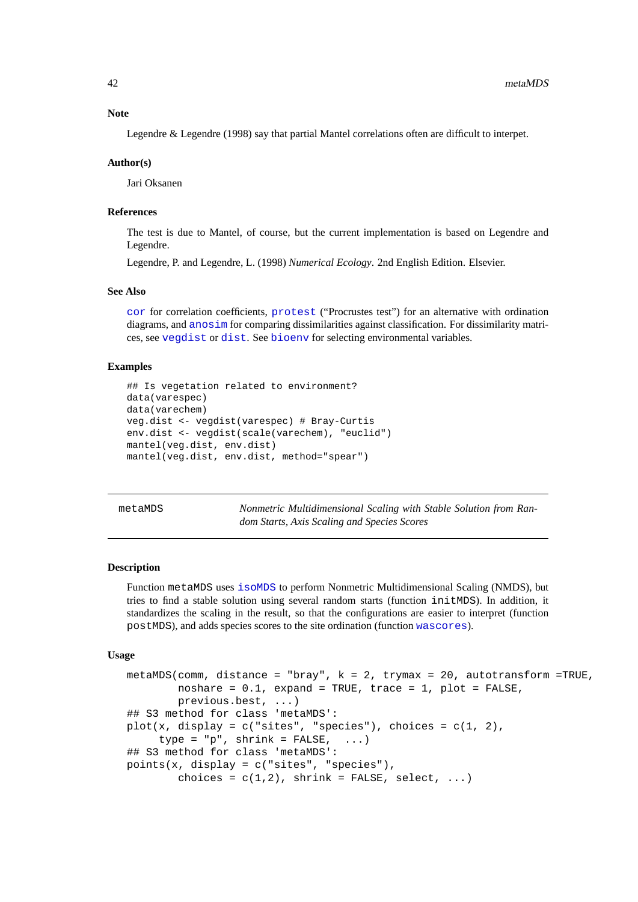### Note

Legendre & Legendre (1998) say that partial Mantel correlations often are difficult to interpet.

### Author(s)

Jari Oksanen

### References

The test is due to Mantel, of course, but the current implementation is based on Legendre and Legendre.

Legendre, P. and Legendre, L. (1998) *Numerical Ecology*. 2nd English Edition. Elsevier.

### See Also

`cor` for correlation coefficients, `protest` ("Procrustes test") for an alternative with ordination diagrams, and `anosim` for comparing dissimilarities against classification. For dissimilarity matrices, see `vegdist` or `dist`. See `bioenv` for selecting environmental variables.

### Examples

```
## Is vegetation related to environment?
data(varespec)
data(varechem)
veg.dist <- vegdist(varespec) # Bray-Curtis
env.dist <- vegdist(scale(varechem), "euclid")
mantel(veg.dist, env.dist)
mantel(veg.dist, env.dist, method="spear")
```

---

## metaMDS — *Nonmetric Multidimensional Scaling with Stable Solution from Random Starts, Axis Scaling and Species Scores*

### Description

Function `metaMDS` uses `isoMDS` to perform Nonmetric Multidimensional Scaling (NMDS), but tries to find a stable solution using several random starts (function `initMDS`). In addition, it standardizes the scaling in the result, so that the configurations are easier to interpret (function `postMDS`), and adds species scores to the site ordination (function `wascores`).

### Usage

```
metaMDS(comm, distance = "bray", k = 2, trymax = 20, autotransform =TRUE,
        noshare = 0.1, expand = TRUE, trace = 1, plot = FALSE,
        previous.best, ...)
## S3 method for class 'metaMDS':
plot(x, display = c("sites", "species"), choices = c(1, 2),
     type = "p", shrink = FALSE,  ...)
## S3 method for class 'metaMDS':
points(x, display = c("sites", "species"),
        choices = c(1,2), shrink = FALSE, select, ...)
```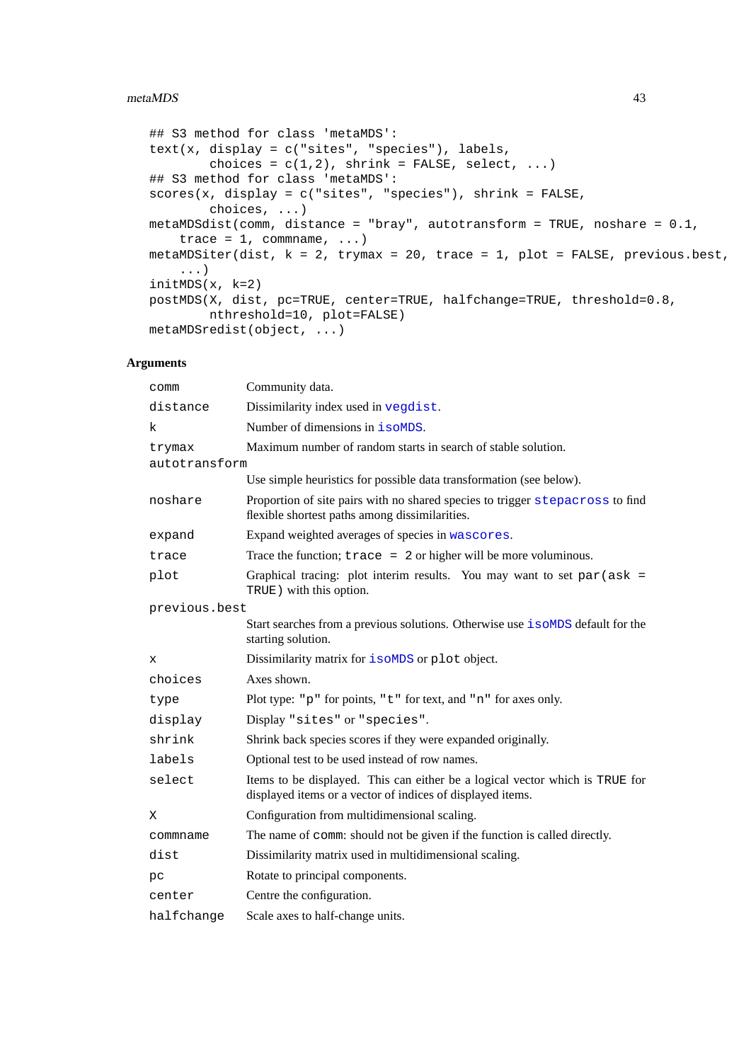```
## S3 method for class 'metaMDS':
text(x, display = c("sites", "species"), labels,
        choices = c(1,2), shrink = FALSE, select, ...)
## S3 method for class 'metaMDS':
scores(x, display = c("sites", "species"), shrink = FALSE,
        choices, ...)
metaMDSdist(comm, distance = "bray", autotransform = TRUE, noshare = 0.1,
    trace = 1, commname, ...)
metaMDSiter(dist, k = 2, trymax = 20, trace = 1, plot = FALSE, previous.best,
    ...)
initMDS(x, k=2)
postMDS(X, dist, pc=TRUE, center=TRUE, halfchange=TRUE, threshold=0.8,
        nthreshold=10, plot=FALSE)
metaMDSredist(object, ...)
```

### Arguments

| | |
|---|---|
| `comm` | Community data. |
| `distance` | Dissimilarity index used in `vegdist`. |
| `k` | Number of dimensions in `isoMDS`. |
| `trymax` | Maximum number of random starts in search of stable solution. |
| `autotransform` | Use simple heuristics for possible data transformation (see below). |
| `noshare` | Proportion of site pairs with no shared species to trigger `stepacross` to find flexible shortest paths among dissimilarities. |
| `expand` | Expand weighted averages of species in `wascores`. |
| `trace` | Trace the function; `trace = 2` or higher will be more voluminous. |
| `plot` | Graphical tracing: plot interim results. You may want to set `par(ask = TRUE)` with this option. |
| `previous.best` | Start searches from a previous solutions. Otherwise use `isoMDS` default for the starting solution. |
| `x` | Dissimilarity matrix for `isoMDS` or `plot` object. |
| `choices` | Axes shown. |
| `type` | Plot type: `"p"` for points, `"t"` for text, and `"n"` for axes only. |
| `display` | Display `"sites"` or `"species"`. |
| `shrink` | Shrink back species scores if they were expanded originally. |
| `labels` | Optional test to be used instead of row names. |
| `select` | Items to be displayed. This can either be a logical vector which is `TRUE` for displayed items or a vector of indices of displayed items. |
| `X` | Configuration from multidimensional scaling. |
| `commname` | The name of `comm`: should not be given if the function is called directly. |
| `dist` | Dissimilarity matrix used in multidimensional scaling. |
| `pc` | Rotate to principal components. |
| `center` | Centre the configuration. |
| `halfchange` | Scale axes to half-change units. |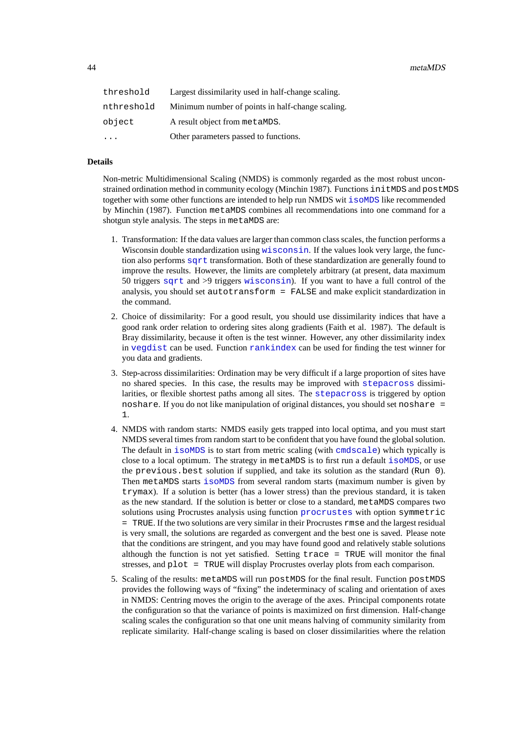| | |
|---|---|
| `threshold` | Largest dissimilarity used in half-change scaling. |
| `nthreshold` | Minimum number of points in half-change scaling. |
| `object` | A result object from `metaMDS`. |
| `...` | Other parameters passed to functions. |

### Details

Non-metric Multidimensional Scaling (NMDS) is commonly regarded as the most robust unconstrained ordination method in community ecology (Minchin 1987). Functions `initMDS` and `postMDS` together with some other functions are intended to help run NMDS wit `isoMDS` like recommended by Minchin (1987). Function `metaMDS` combines all recommendations into one command for a shotgun style analysis. The steps in `metaMDS` are:

1. Transformation: If the data values are larger than common class scales, the function performs a Wisconsin double standardization using `wisconsin`. If the values look very large, the function also performs `sqrt` transformation. Both of these standardization are generally found to improve the results. However, the limits are completely arbitrary (at present, data maximum 50 triggers `sqrt` and >9 triggers `wisconsin`). If you want to have a full control of the analysis, you should set `autotransform = FALSE` and make explicit standardization in the command.

2. Choice of dissimilarity: For a good result, you should use dissimilarity indices that have a good rank order relation to ordering sites along gradients (Faith et al. 1987). The default is Bray dissimilarity, because it often is the test winner. However, any other dissimilarity index in `vegdist` can be used. Function `rankindex` can be used for finding the test winner for you data and gradients.

3. Step-across dissimilarities: Ordination may be very difficult if a large proportion of sites have no shared species. In this case, the results may be improved with `stepacross` dissimilarities, or flexible shortest paths among all sites. The `stepacross` is triggered by option `noshare`. If you do not like manipulation of original distances, you should set `noshare = 1`.

4. NMDS with random starts: NMDS easily gets trapped into local optima, and you must start NMDS several times from random start to be confident that you have found the global solution. The default in `isoMDS` is to start from metric scaling (with `cmdscale`) which typically is close to a local optimum. The strategy in `metaMDS` is to first run a default `isoMDS`, or use the `previous.best` solution if supplied, and take its solution as the standard (`Run 0`). Then `metaMDS` starts `isoMDS` from several random starts (maximum number is given by `trymax`). If a solution is better (has a lower stress) than the previous standard, it is taken as the new standard. If the solution is better or close to a standard, `metaMDS` compares two solutions using Procrustes analysis using function `procrustes` with option `symmetric = TRUE`. If the two solutions are very similar in their Procrustes `rmse` and the largest residual is very small, the solutions are regarded as convergent and the best one is saved. Please note that the conditions are stringent, and you may have found good and relatively stable solutions although the function is not yet satisfied. Setting `trace = TRUE` will monitor the final stresses, and `plot = TRUE` will display Procrustes overlay plots from each comparison.

5. Scaling of the results: `metaMDS` will run `postMDS` for the final result. Function `postMDS` provides the following ways of "fixing" the indeterminacy of scaling and orientation of axes in NMDS: Centring moves the origin to the average of the axes. Principal components rotate the configuration so that the variance of points is maximized on first dimension. Half-change scaling scales the configuration so that one unit means halving of community similarity from replicate similarity. Half-change scaling is based on closer dissimilarities where the relation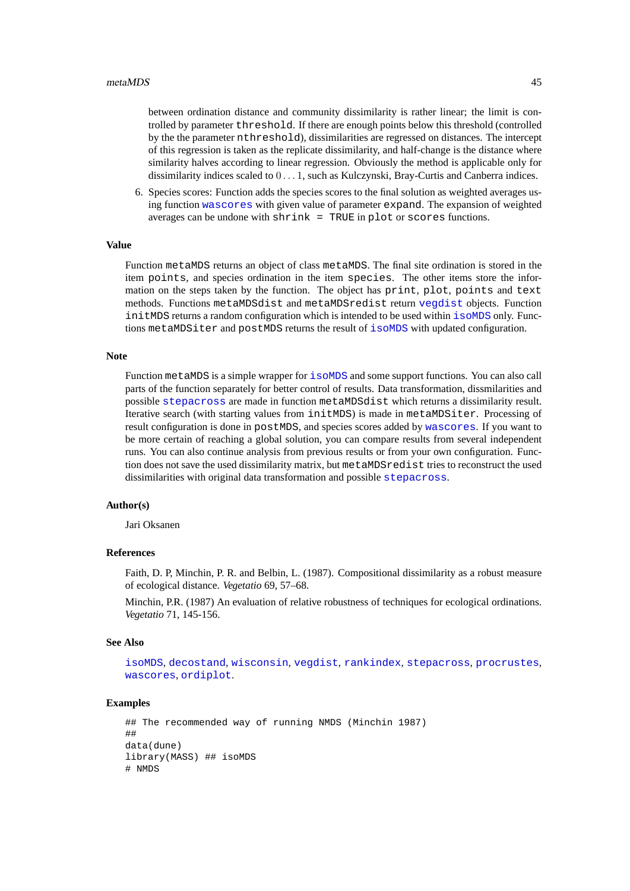between ordination distance and community dissimilarity is rather linear; the limit is controlled by parameter `threshold`. If there are enough points below this threshold (controlled by the the parameter `nthreshold`), dissimilarities are regressed on distances. The intercept of this regression is taken as the replicate dissimilarity, and half-change is the distance where similarity halves according to linear regression. Obviously the method is applicable only for dissimilarity indices scaled to $0 \ldots 1$, such as Kulczynski, Bray-Curtis and Canberra indices.

6. Species scores: Function adds the species scores to the final solution as weighted averages using function `wascores` with given value of parameter `expand`. The expansion of weighted averages can be undone with `shrink = TRUE` in `plot` or `scores` functions.

### Value

Function `metaMDS` returns an object of class `metaMDS`. The final site ordination is stored in the item `points`, and species ordination in the item `species`. The other items store the information on the steps taken by the function. The object has `print`, `plot`, `points` and `text` methods. Functions `metaMDSdist` and `metaMDSredist` return `vegdist` objects. Function `initMDS` returns a random configuration which is intended to be used within `isoMDS` only. Functions `metaMDSiter` and `postMDS` returns the result of `isoMDS` with updated configuration.

### Note

Function `metaMDS` is a simple wrapper for `isoMDS` and some support functions. You can also call parts of the function separately for better control of results. Data transformation, dissmilarities and possible `stepacross` are made in function `metaMDSdist` which returns a dissimilarity result. Iterative search (with starting values from `initMDS`) is made in `metaMDSiter`. Processing of result configuration is done in `postMDS`, and species scores added by `wascores`. If you want to be more certain of reaching a global solution, you can compare results from several independent runs. You can also continue analysis from previous results or from your own configuration. Function does not save the used dissimilarity matrix, but `metaMDSredist` tries to reconstruct the used dissimilarities with original data transformation and possible `stepacross`.

### Author(s)

Jari Oksanen

### References

Faith, D. P, Minchin, P. R. and Belbin, L. (1987). Compositional dissimilarity as a robust measure of ecological distance. *Vegetatio* 69, 57–68.

Minchin, P.R. (1987) An evaluation of relative robustness of techniques for ecological ordinations. *Vegetatio* 71, 145-156.

### See Also

`isoMDS`, `decostand`, `wisconsin`, `vegdist`, `rankindex`, `stepacross`, `procrustes`, `wascores`, `ordiplot`.

### Examples

```
## The recommended way of running NMDS (Minchin 1987)
##
data(dune)
library(MASS) ## isoMDS
# NMDS
```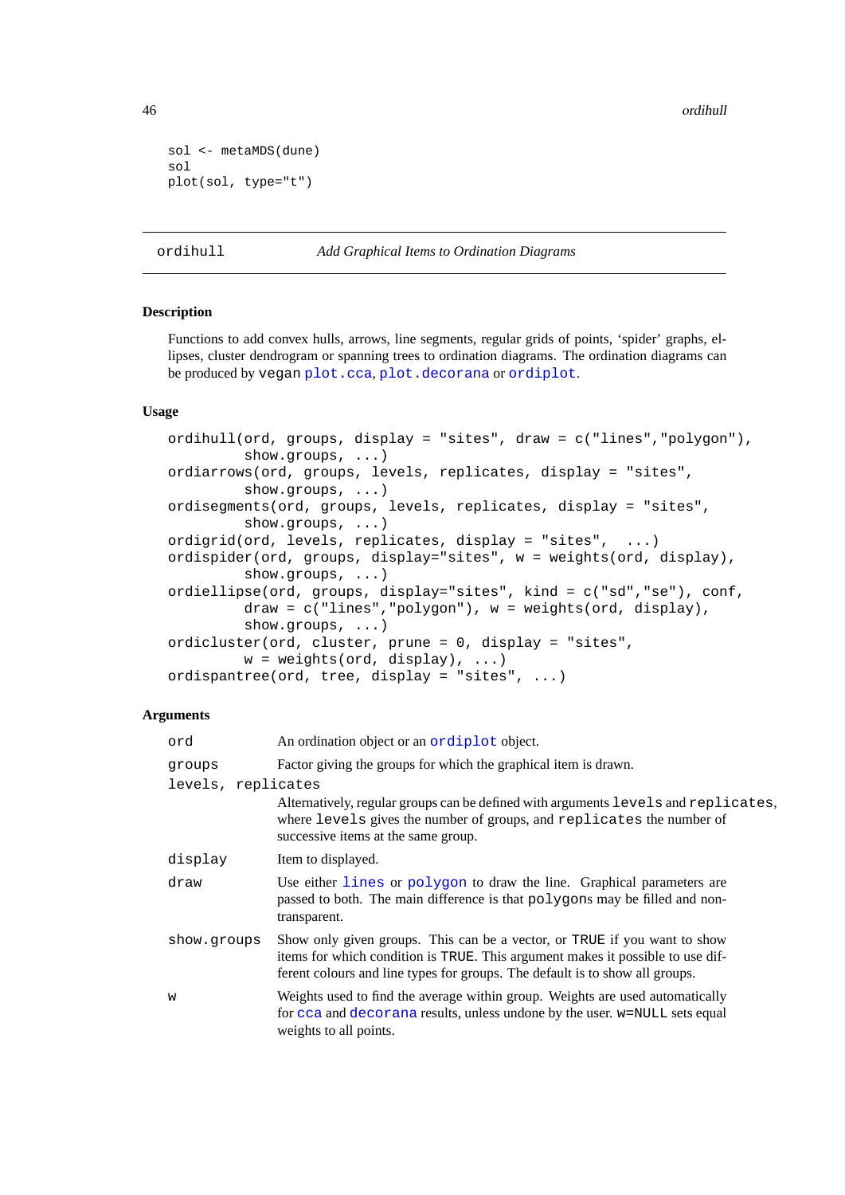```
sol <- metaMDS(dune)
sol
plot(sol, type="t")
```

---

ordihull — *Add Graphical Items to Ordination Diagrams*

---

### Description

Functions to add convex hulls, arrows, line segments, regular grids of points, 'spider' graphs, ellipses, cluster dendrogram or spanning trees to ordination diagrams. The ordination diagrams can be produced by `vegan` `plot.cca`, `plot.decorana` or `ordiplot`.

### Usage

```
ordihull(ord, groups, display = "sites", draw = c("lines","polygon"),
         show.groups, ...)
ordiarrows(ord, groups, levels, replicates, display = "sites",
         show.groups, ...)
ordisegments(ord, groups, levels, replicates, display = "sites",
         show.groups, ...)
ordigrid(ord, levels, replicates, display = "sites",  ...)
ordispider(ord, groups, display="sites", w = weights(ord, display),
         show.groups, ...)
ordiellipse(ord, groups, display="sites", kind = c("sd","se"), conf,
         draw = c("lines","polygon"), w = weights(ord, display),
         show.groups, ...)
ordicluster(ord, cluster, prune = 0, display = "sites",
         w = weights(ord, display), ...)
ordispantree(ord, tree, display = "sites", ...)
```

### Arguments

`ord` An ordination object or an `ordiplot` object.

`groups` Factor giving the groups for which the graphical item is drawn.

`levels, replicates`
Alternatively, regular groups can be defined with arguments `levels` and `replicates`, where `levels` gives the number of groups, and `replicates` the number of successive items at the same group.

`display` Item to displayed.

`draw` Use either `lines` or `polygon` to draw the line. Graphical parameters are passed to both. The main difference is that `polygon`s may be filled and non-transparent.

`show.groups` Show only given groups. This can be a vector, or `TRUE` if you want to show items for which condition is `TRUE`. This argument makes it possible to use different colours and line types for groups. The default is to show all groups.

`w` Weights used to find the average within group. Weights are used automatically for `cca` and `decorana` results, unless undone by the user. `w=NULL` sets equal weights to all points.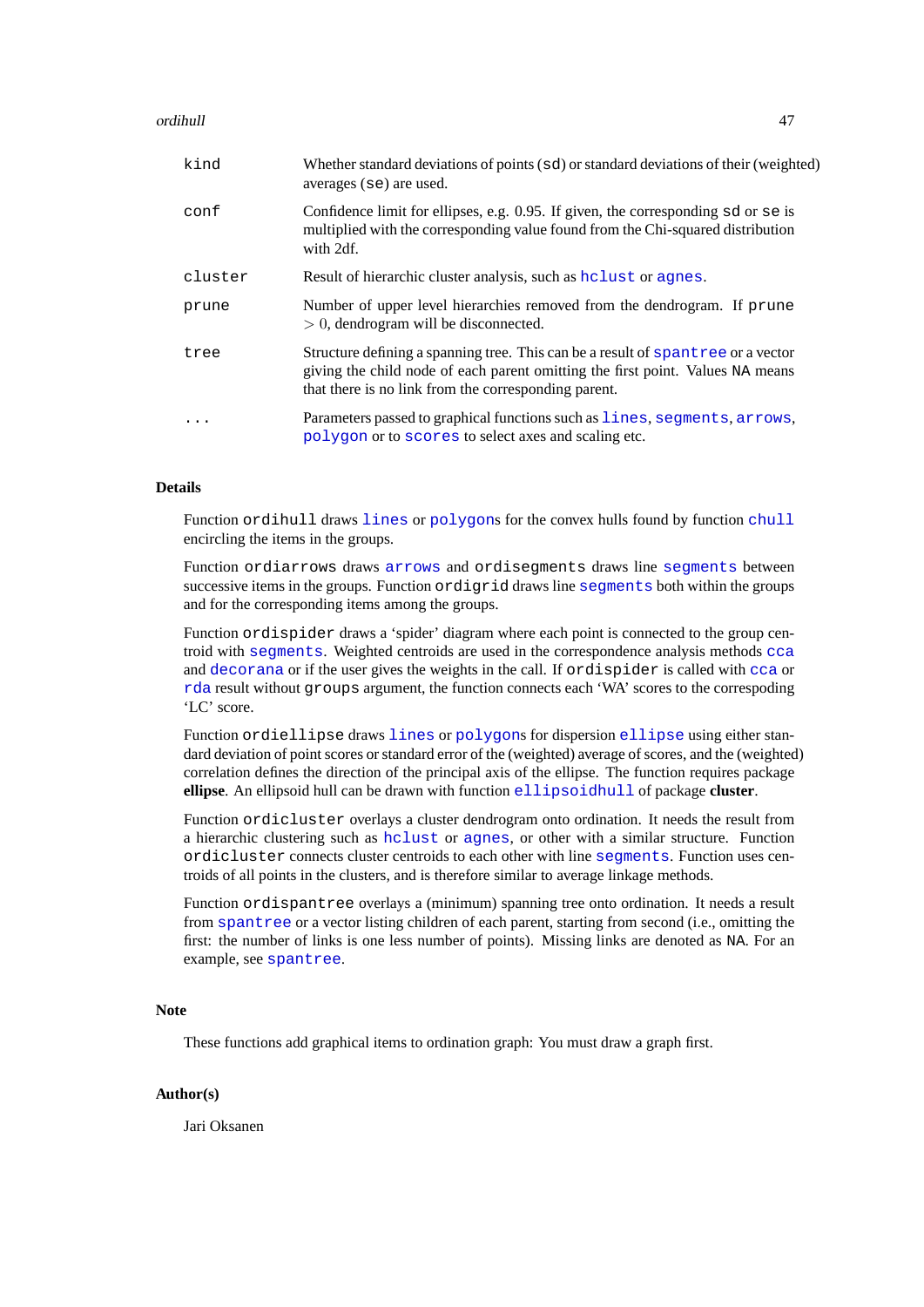| | |
|---|---|
| `kind` | Whether standard deviations of points (`sd`) or standard deviations of their (weighted) averages (`se`) are used. |
| `conf` | Confidence limit for ellipses, e.g. 0.95. If given, the corresponding `sd` or `se` is multiplied with the corresponding value found from the Chi-squared distribution with 2df. |
| `cluster` | Result of hierarchic cluster analysis, such as `hclust` or `agnes`. |
| `prune` | Number of upper level hierarchies removed from the dendrogram. If `prune` $> 0$, dendrogram will be disconnected. |
| `tree` | Structure defining a spanning tree. This can be a result of `spantree` or a vector giving the child node of each parent omitting the first point. Values `NA` means that there is no link from the corresponding parent. |
| `...` | Parameters passed to graphical functions such as `lines`, `segments`, `arrows`, `polygon` or to `scores` to select axes and scaling etc. |

## Details

Function `ordihull` draws `lines` or `polygon`s for the convex hulls found by function `chull` encircling the items in the groups.

Function `ordiarrows` draws `arrows` and `ordisegments` draws line `segments` between successive items in the groups. Function `ordigrid` draws line `segments` both within the groups and for the corresponding items among the groups.

Function `ordispider` draws a 'spider' diagram where each point is connected to the group centroid with `segments`. Weighted centroids are used in the correspondence analysis methods `cca` and `decorana` or if the user gives the weights in the call. If `ordispider` is called with `cca` or `rda` result without `groups` argument, the function connects each 'WA' scores to the correspoding 'LC' score.

Function `ordiellipse` draws `lines` or `polygon`s for dispersion `ellipse` using either standard deviation of point scores or standard error of the (weighted) average of scores, and the (weighted) correlation defines the direction of the principal axis of the ellipse. The function requires package **ellipse**. An ellipsoid hull can be drawn with function `ellipsoidhull` of package **cluster**.

Function `ordicluster` overlays a cluster dendrogram onto ordination. It needs the result from a hierarchic clustering such as `hclust` or `agnes`, or other with a similar structure. Function `ordicluster` connects cluster centroids to each other with line `segments`. Function uses centroids of all points in the clusters, and is therefore similar to average linkage methods.

Function `ordispantree` overlays a (minimum) spanning tree onto ordination. It needs a result from `spantree` or a vector listing children of each parent, starting from second (i.e., omitting the first: the number of links is one less number of points). Missing links are denoted as `NA`. For an example, see `spantree`.

## Note

These functions add graphical items to ordination graph: You must draw a graph first.

## Author(s)

Jari Oksanen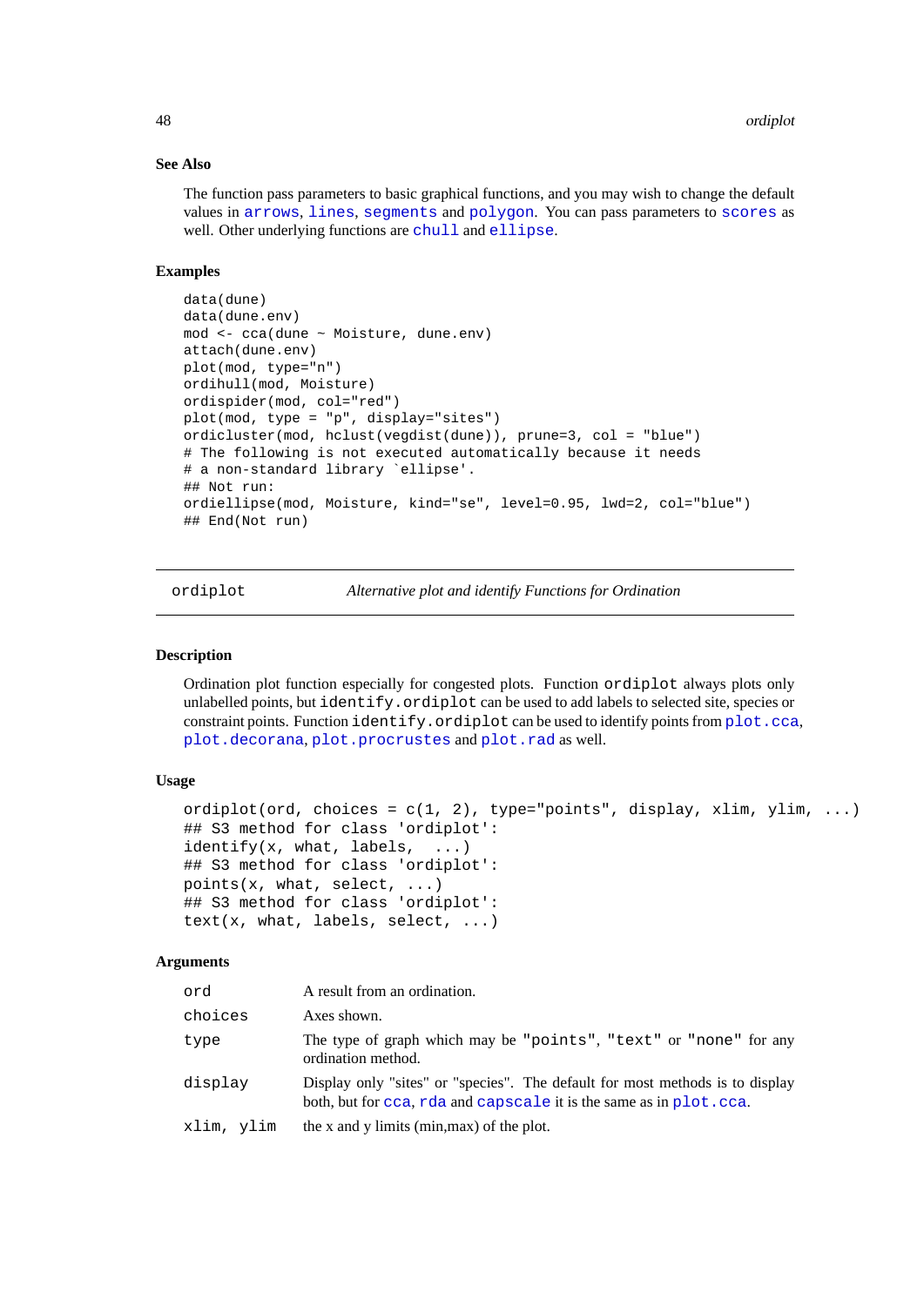### See Also

The function pass parameters to basic graphical functions, and you may wish to change the default values in `arrows`, `lines`, `segments` and `polygon`. You can pass parameters to `scores` as well. Other underlying functions are `chull` and `ellipse`.

### Examples

```
data(dune)
data(dune.env)
mod <- cca(dune ~ Moisture, dune.env)
attach(dune.env)
plot(mod, type="n")
ordihull(mod, Moisture)
ordispider(mod, col="red")
plot(mod, type = "p", display="sites")
ordicluster(mod, hclust(vegdist(dune)), prune=3, col = "blue")
# The following is not executed automatically because it needs
# a non-standard library `ellipse'.
## Not run:
ordiellipse(mod, Moisture, kind="se", level=0.95, lwd=2, col="blue")
## End(Not run)
```

---

## ordiplot — *Alternative plot and identify Functions for Ordination*

---

### Description

Ordination plot function especially for congested plots. Function `ordiplot` always plots only unlabelled points, but `identify.ordiplot` can be used to add labels to selected site, species or constraint points. Function `identify.ordiplot` can be used to identify points from `plot.cca`, `plot.decorana`, `plot.procrustes` and `plot.rad` as well.

### Usage

```
ordiplot(ord, choices = c(1, 2), type="points", display, xlim, ylim, ...)
## S3 method for class 'ordiplot':
identify(x, what, labels,  ...)
## S3 method for class 'ordiplot':
points(x, what, select, ...)
## S3 method for class 'ordiplot':
text(x, what, labels, select, ...)
```

### Arguments

| | |
|---|---|
| `ord` | A result from an ordination. |
| `choices` | Axes shown. |
| `type` | The type of graph which may be `"points"`, `"text"` or `"none"` for any ordination method. |
| `display` | Display only "sites" or "species". The default for most methods is to display both, but for `cca`, `rda` and `capscale` it is the same as in `plot.cca`. |
| `xlim, ylim` | the x and y limits (min,max) of the plot. |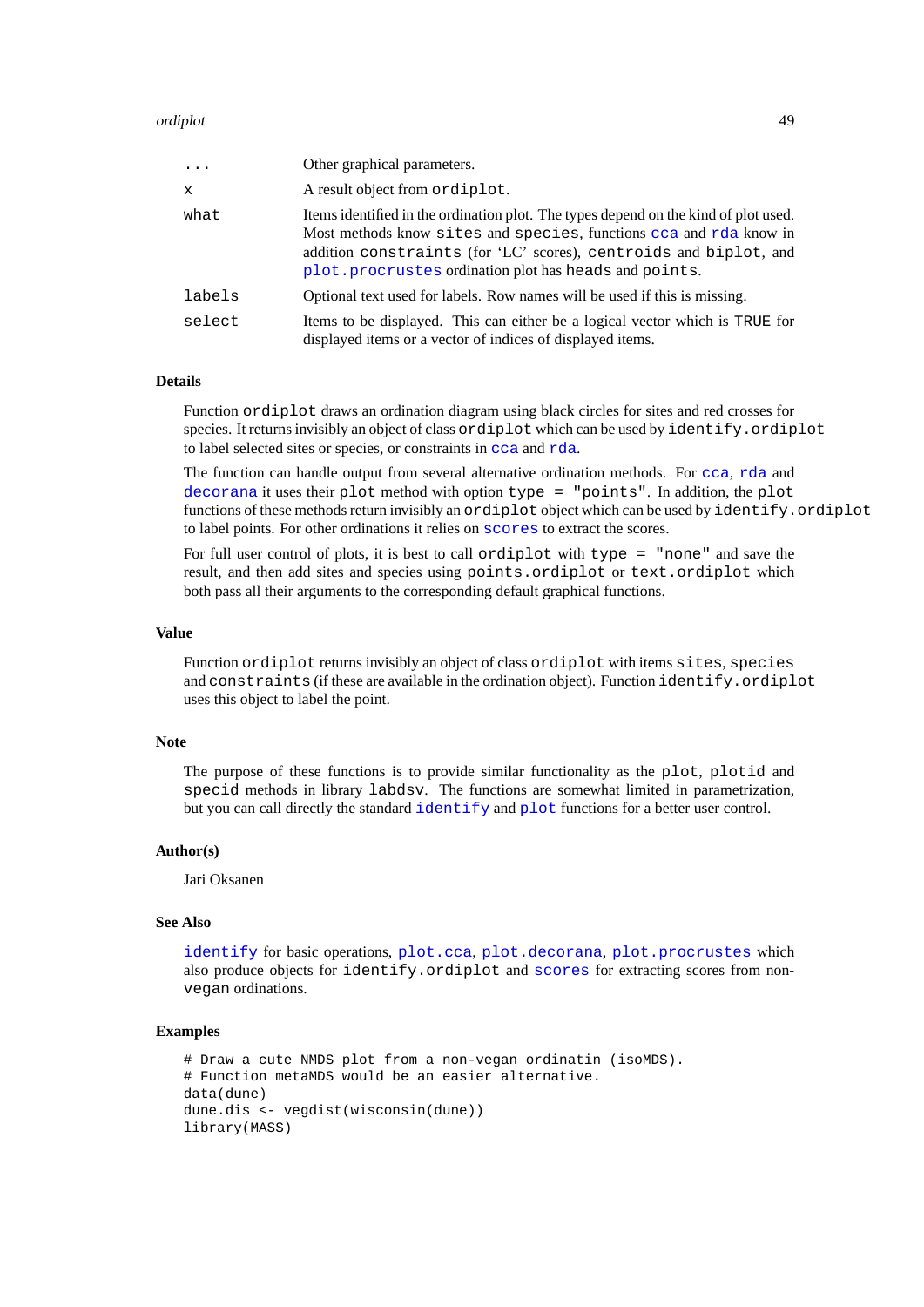| | |
|---|---|
| `...` | Other graphical parameters. |
| `x` | A result object from `ordiplot`. |
| `what` | Items identified in the ordination plot. The types depend on the kind of plot used. Most methods know `sites` and `species`, functions `cca` and `rda` know in addition `constraints` (for 'LC' scores), `centroids` and `biplot`, and `plot.procrustes` ordination plot has `heads` and `points`. |
| `labels` | Optional text used for labels. Row names will be used if this is missing. |
| `select` | Items to be displayed. This can either be a logical vector which is `TRUE` for displayed items or a vector of indices of displayed items. |

### Details

Function `ordiplot` draws an ordination diagram using black circles for sites and red crosses for species. It returns invisibly an object of class `ordiplot` which can be used by `identify.ordiplot` to label selected sites or species, or constraints in `cca` and `rda`.

The function can handle output from several alternative ordination methods. For `cca`, `rda` and `decorana` it uses their `plot` method with option `type = "points"`. In addition, the `plot` functions of these methods return invisibly an `ordiplot` object which can be used by `identify.ordiplot` to label points. For other ordinations it relies on `scores` to extract the scores.

For full user control of plots, it is best to call `ordiplot` with `type = "none"` and save the result, and then add sites and species using `points.ordiplot` or `text.ordiplot` which both pass all their arguments to the corresponding default graphical functions.

### Value

Function `ordiplot` returns invisibly an object of class `ordiplot` with items `sites`, `species` and `constraints` (if these are available in the ordination object). Function `identify.ordiplot` uses this object to label the point.

### Note

The purpose of these functions is to provide similar functionality as the `plot`, `plotid` and `specid` methods in library `labdsv`. The functions are somewhat limited in parametrization, but you can call directly the standard `identify` and `plot` functions for a better user control.

### Author(s)

Jari Oksanen

### See Also

`identify` for basic operations, `plot.cca`, `plot.decorana`, `plot.procrustes` which also produce objects for `identify.ordiplot` and `scores` for extracting scores from non-`vegan` ordinations.

### Examples

```
# Draw a cute NMDS plot from a non-vegan ordinatin (isoMDS).
# Function metaMDS would be an easier alternative.
data(dune)
dune.dis <- vegdist(wisconsin(dune))
library(MASS)
```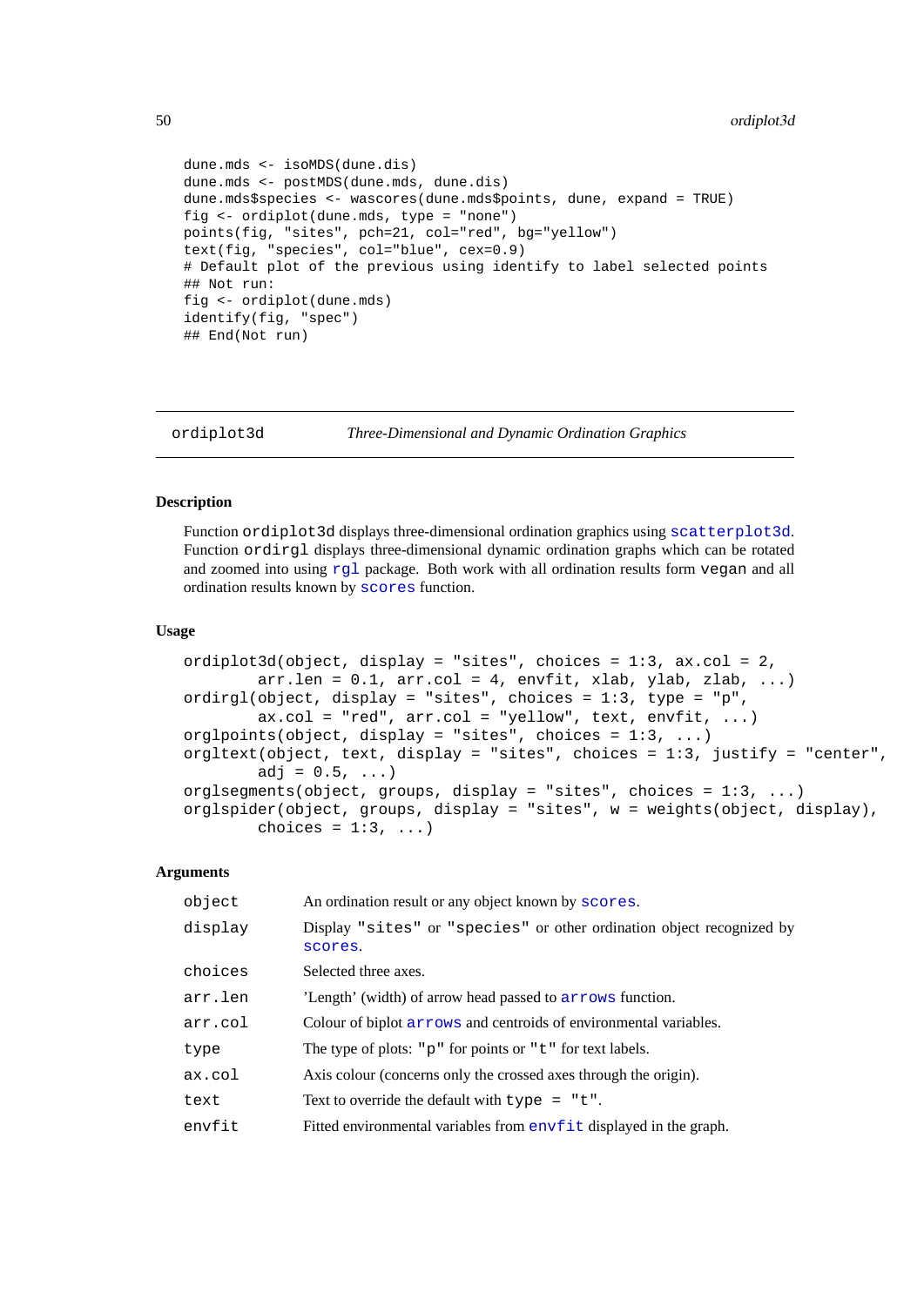```
dune.mds <- isoMDS(dune.dis)
dune.mds <- postMDS(dune.mds, dune.dis)
dune.mds$species <- wascores(dune.mds$points, dune, expand = TRUE)
fig <- ordiplot(dune.mds, type = "none")
points(fig, "sites", pch=21, col="red", bg="yellow")
text(fig, "species", col="blue", cex=0.9)
# Default plot of the previous using identify to label selected points
## Not run:
fig <- ordiplot(dune.mds)
identify(fig, "spec")
## End(Not run)
```

---

## ordiplot3d — *Three-Dimensional and Dynamic Ordination Graphics*

---

### Description

Function `ordiplot3d` displays three-dimensional ordination graphics using `scatterplot3d`. Function `ordirgl` displays three-dimensional dynamic ordination graphs which can be rotated and zoomed into using `rgl` package. Both work with all ordination results form `vegan` and all ordination results known by `scores` function.

### Usage

```
ordiplot3d(object, display = "sites", choices = 1:3, ax.col = 2,
        arr.len = 0.1, arr.col = 4, envfit, xlab, ylab, zlab, ...)
ordirgl(object, display = "sites", choices = 1:3, type = "p",
        ax.col = "red", arr.col = "yellow", text, envfit, ...)
orglpoints(object, display = "sites", choices = 1:3, ...)
orgltext(object, text, display = "sites", choices = 1:3, justify = "center",
        adj = 0.5, ...)
orglsegments(object, groups, display = "sites", choices = 1:3, ...)
orglspider(object, groups, display = "sites", w = weights(object, display),
        choices = 1:3, ...)
```

### Arguments

| | |
|---|---|
| `object` | An ordination result or any object known by `scores`. |
| `display` | Display `"sites"` or `"species"` or other ordination object recognized by `scores`. |
| `choices` | Selected three axes. |
| `arr.len` | 'Length' (width) of arrow head passed to `arrows` function. |
| `arr.col` | Colour of biplot `arrows` and centroids of environmental variables. |
| `type` | The type of plots: `"p"` for points or `"t"` for text labels. |
| `ax.col` | Axis colour (concerns only the crossed axes through the origin). |
| `text` | Text to override the default with `type = "t"`. |
| `envfit` | Fitted environmental variables from `envfit` displayed in the graph. |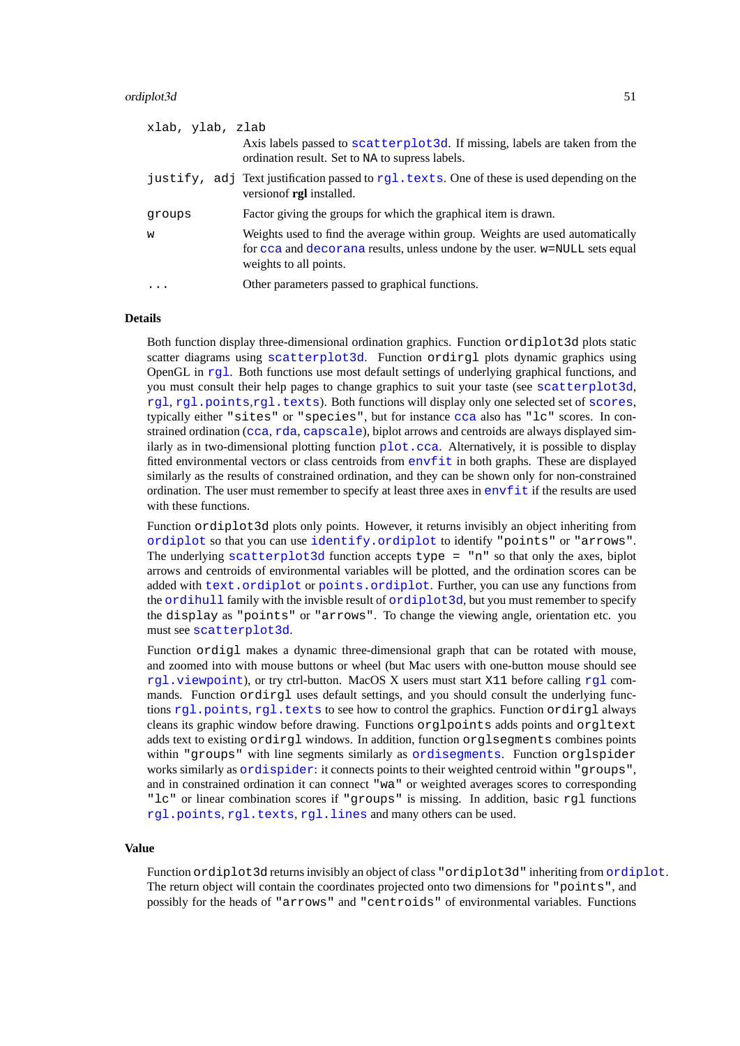`xlab, ylab, zlab`
: Axis labels passed to `scatterplot3d`. If missing, labels are taken from the ordination result. Set to `NA` to supress labels.

`justify, adj`
: Text justification passed to `rgl.texts`. One of these is used depending on the versionof **rgl** installed.

`groups`
: Factor giving the groups for which the graphical item is drawn.

`w`
: Weights used to find the average within group. Weights are used automatically for `cca` and `decorana` results, unless undone by the user. `w=NULL` sets equal weights to all points.

`...`
: Other parameters passed to graphical functions.

## Details

Both function display three-dimensional ordination graphics. Function `ordiplot3d` plots static scatter diagrams using `scatterplot3d`. Function `ordirgl` plots dynamic graphics using OpenGL in `rgl`. Both functions use most default settings of underlying graphical functions, and you must consult their help pages to change graphics to suit your taste (see `scatterplot3d`, `rgl`, `rgl.points`,`rgl.texts`). Both functions will display only one selected set of `scores`, typically either `"sites"` or `"species"`, but for instance `cca` also has `"lc"` scores. In constrained ordination (`cca`, `rda`, `capscale`), biplot arrows and centroids are always displayed similarly as in two-dimensional plotting function `plot.cca`. Alternatively, it is possible to display fitted environmental vectors or class centroids from `envfit` in both graphs. These are displayed similarly as the results of constrained ordination, and they can be shown only for non-constrained ordination. The user must remember to specify at least three axes in `envfit` if the results are used with these functions.

Function `ordiplot3d` plots only points. However, it returns invisibly an object inheriting from `ordiplot` so that you can use `identify.ordiplot` to identify `"points"` or `"arrows"`. The underlying `scatterplot3d` function accepts `type = "n"` so that only the axes, biplot arrows and centroids of environmental variables will be plotted, and the ordination scores can be added with `text.ordiplot` or `points.ordiplot`. Further, you can use any functions from the `ordihull` family with the invisble result of `ordiplot3d`, but you must remember to specify the `display` as `"points"` or `"arrows"`. To change the viewing angle, orientation etc. you must see `scatterplot3d`.

Function `ordigl` makes a dynamic three-dimensional graph that can be rotated with mouse, and zoomed into with mouse buttons or wheel (but Mac users with one-button mouse should see `rgl.viewpoint`), or try ctrl-button. MacOS X users must start `X11` before calling `rgl` commands. Function `ordirgl` uses default settings, and you should consult the underlying functions `rgl.points`, `rgl.texts` to see how to control the graphics. Function `ordirgl` always cleans its graphic window before drawing. Functions `orglpoints` adds points and `orgltext` adds text to existing `ordirgl` windows. In addition, function `orglsegments` combines points within `"groups"` with line segments similarly as `ordisegments`. Function `orglspider` works similarly as `ordispider`: it connects points to their weighted centroid within `"groups"`, and in constrained ordination it can connect `"wa"` or weighted averages scores to corresponding `"lc"` or linear combination scores if `"groups"` is missing. In addition, basic `rgl` functions `rgl.points`, `rgl.texts`, `rgl.lines` and many others can be used.

## Value

Function `ordiplot3d` returns invisibly an object of class `"ordiplot3d"` inheriting from `ordiplot`. The return object will contain the coordinates projected onto two dimensions for `"points"`, and possibly for the heads of `"arrows"` and `"centroids"` of environmental variables. Functions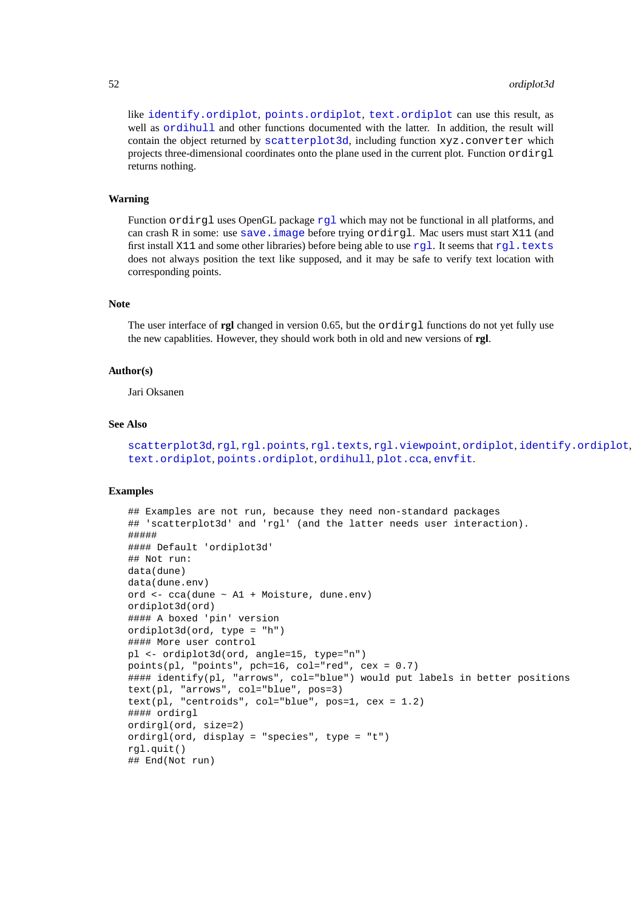like identify.ordiplot, points.ordiplot, text.ordiplot can use this result, as well as ordihull and other functions documented with the latter. In addition, the result will contain the object returned by scatterplot3d, including function xyz.converter which projects three-dimensional coordinates onto the plane used in the current plot. Function ordirgl returns nothing.

### Warning

Function ordirgl uses OpenGL package rgl which may not be functional in all platforms, and can crash R in some: use save.image before trying ordirgl. Mac users must start X11 (and first install X11 and some other libraries) before being able to use rgl. It seems that rgl.texts does not always position the text like supposed, and it may be safe to verify text location with corresponding points.

### Note

The user interface of **rgl** changed in version 0.65, but the ordirgl functions do not yet fully use the new capablities. However, they should work both in old and new versions of **rgl**.

### Author(s)

Jari Oksanen

### See Also

scatterplot3d, rgl, rgl.points, rgl.texts, rgl.viewpoint, ordiplot, identify.ordiplot, text.ordiplot, points.ordiplot, ordihull, plot.cca, envfit.

### Examples

```
## Examples are not run, because they need non-standard packages
## 'scatterplot3d' and 'rgl' (and the latter needs user interaction).
#####
#### Default 'ordiplot3d'
## Not run:
data(dune)
data(dune.env)
ord <- cca(dune ~ A1 + Moisture, dune.env)
ordiplot3d(ord)
#### A boxed 'pin' version
ordiplot3d(ord, type = "h")
#### More user control
pl <- ordiplot3d(ord, angle=15, type="n")
points(pl, "points", pch=16, col="red", cex = 0.7)
#### identify(pl, "arrows", col="blue") would put labels in better positions
text(pl, "arrows", col="blue", pos=3)
text(pl, "centroids", col="blue", pos=1, cex = 1.2)
#### ordirgl
ordirgl(ord, size=2)
ordirgl(ord, display = "species", type = "t")
rgl.quit()
## End(Not run)
```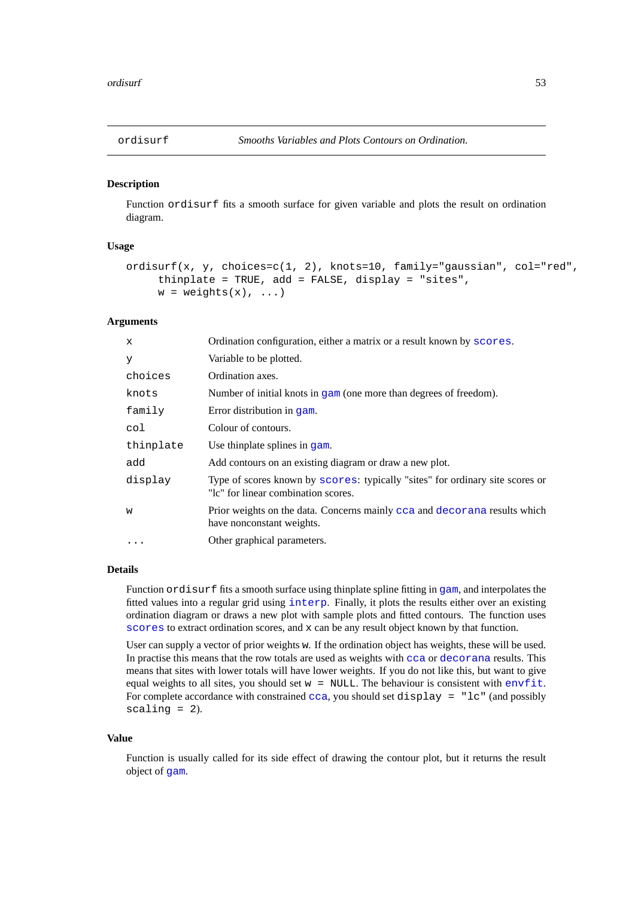## ordisurf — *Smooths Variables and Plots Contours on Ordination.*

### Description

Function `ordisurf` fits a smooth surface for given variable and plots the result on ordination diagram.

### Usage

```
ordisurf(x, y, choices=c(1, 2), knots=10, family="gaussian", col="red",
     thinplate = TRUE, add = FALSE, display = "sites",
     w = weights(x), ...)
```

### Arguments

| | |
|---|---|
| `x` | Ordination configuration, either a matrix or a result known by `scores`. |
| `y` | Variable to be plotted. |
| `choices` | Ordination axes. |
| `knots` | Number of initial knots in `gam` (one more than degrees of freedom). |
| `family` | Error distribution in `gam`. |
| `col` | Colour of contours. |
| `thinplate` | Use thinplate splines in `gam`. |
| `add` | Add contours on an existing diagram or draw a new plot. |
| `display` | Type of scores known by `scores`: typically "sites" for ordinary site scores or "lc" for linear combination scores. |
| `w` | Prior weights on the data. Concerns mainly `cca` and `decorana` results which have nonconstant weights. |
| `...` | Other graphical parameters. |

### Details

Function `ordisurf` fits a smooth surface using thinplate spline fitting in `gam`, and interpolates the fitted values into a regular grid using `interp`. Finally, it plots the results either over an existing ordination diagram or draws a new plot with sample plots and fitted contours. The function uses `scores` to extract ordination scores, and `x` can be any result object known by that function.

User can supply a vector of prior weights `w`. If the ordination object has weights, these will be used. In practise this means that the row totals are used as weights with `cca` or `decorana` results. This means that sites with lower totals will have lower weights. If you do not like this, but want to give equal weights to all sites, you should set `w = NULL`. The behaviour is consistent with `envfit`. For complete accordance with constrained `cca`, you should set `display = "lc"` (and possibly `scaling = 2`).

### Value

Function is usually called for its side effect of drawing the contour plot, but it returns the result object of `gam`.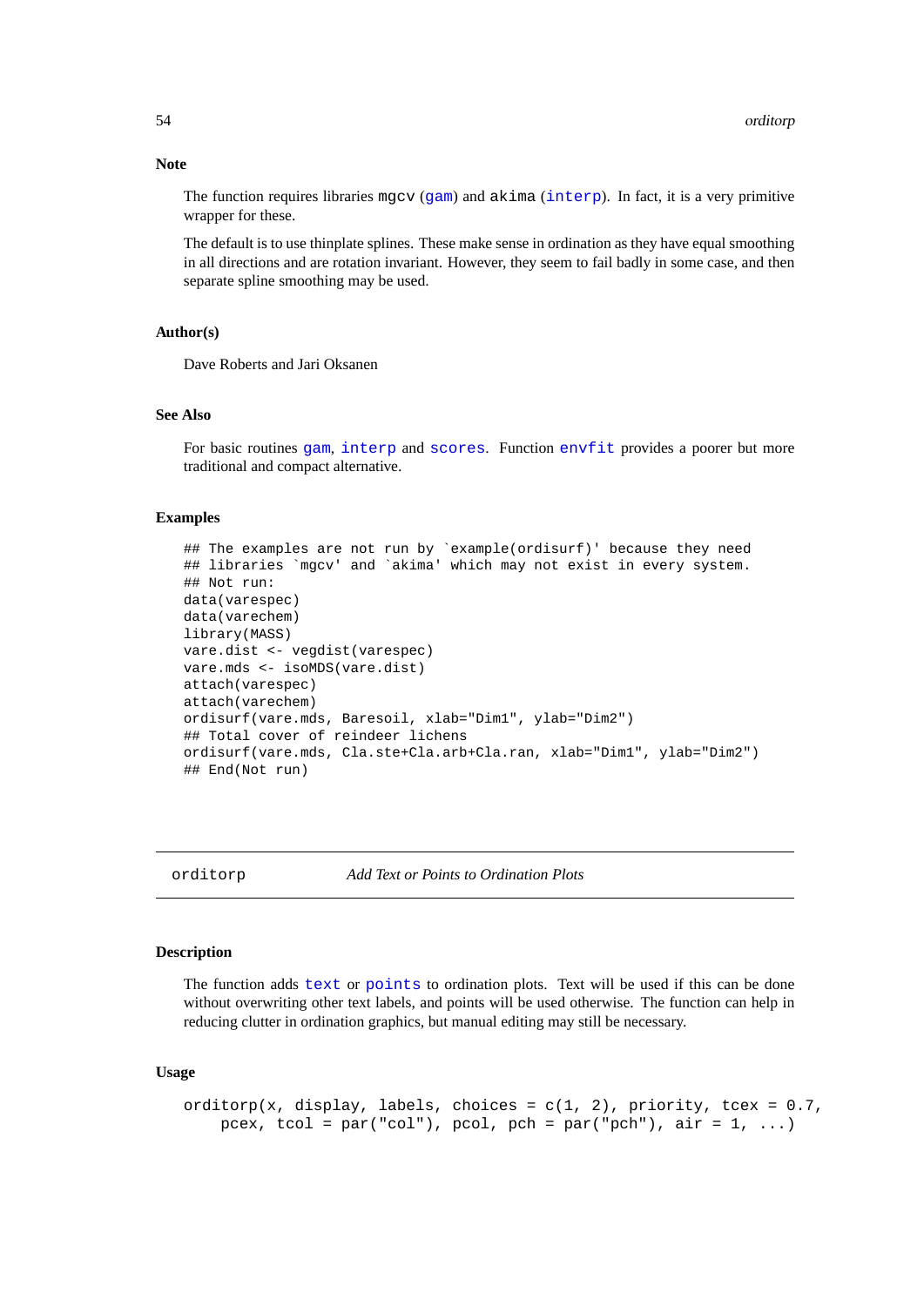### Note

The function requires libraries mgcv (gam) and akima (interp). In fact, it is a very primitive wrapper for these.

The default is to use thinplate splines. These make sense in ordination as they have equal smoothing in all directions and are rotation invariant. However, they seem to fail badly in some case, and then separate spline smoothing may be used.

### Author(s)

Dave Roberts and Jari Oksanen

### See Also

For basic routines gam, interp and scores. Function envfit provides a poorer but more traditional and compact alternative.

### Examples

```
## The examples are not run by `example(ordisurf)' because they need
## libraries `mgcv' and `akima' which may not exist in every system.
## Not run:
data(varespec)
data(varechem)
library(MASS)
vare.dist <- vegdist(varespec)
vare.mds <- isoMDS(vare.dist)
attach(varespec)
attach(varechem)
ordisurf(vare.mds, Baresoil, xlab="Dim1", ylab="Dim2")
## Total cover of reindeer lichens
ordisurf(vare.mds, Cla.ste+Cla.arb+Cla.ran, xlab="Dim1", ylab="Dim2")
## End(Not run)
```

---

## orditorp — *Add Text or Points to Ordination Plots*

### Description

The function adds text or points to ordination plots. Text will be used if this can be done without overwriting other text labels, and points will be used otherwise. The function can help in reducing clutter in ordination graphics, but manual editing may still be necessary.

### Usage

```
orditorp(x, display, labels, choices = c(1, 2), priority, tcex = 0.7,
    pcex, tcol = par("col"), pcol, pch = par("pch"), air = 1, ...)
```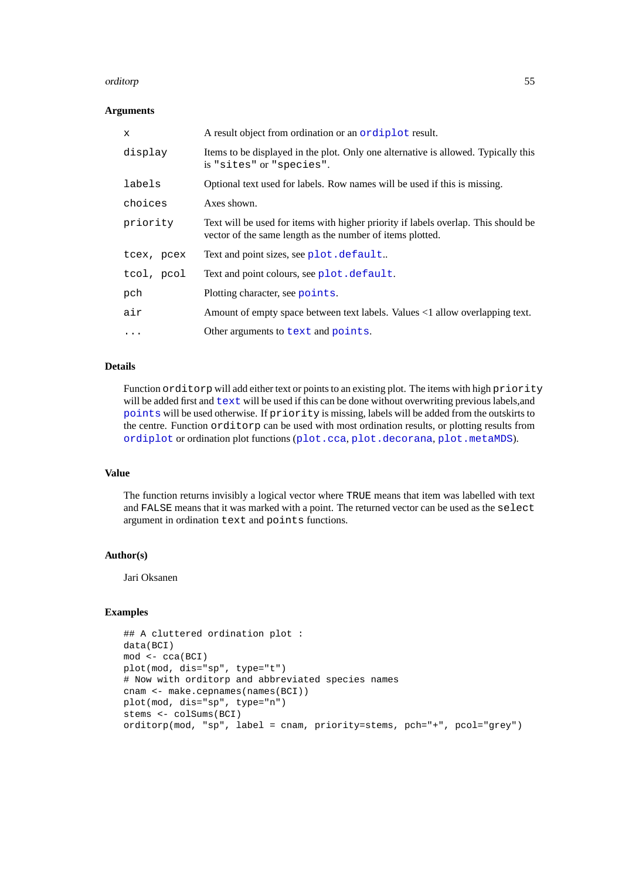### Arguments

| | |
|---|---|
| `x` | A result object from ordination or an `ordiplot` result. |
| `display` | Items to be displayed in the plot. Only one alternative is allowed. Typically this is `"sites"` or `"species"`. |
| `labels` | Optional text used for labels. Row names will be used if this is missing. |
| `choices` | Axes shown. |
| `priority` | Text will be used for items with higher priority if labels overlap. This should be vector of the same length as the number of items plotted. |
| `tcex, pcex` | Text and point sizes, see `plot.default`.. |
| `tcol, pcol` | Text and point colours, see `plot.default`. |
| `pch` | Plotting character, see `points`. |
| `air` | Amount of empty space between text labels. Values <1 allow overlapping text. |
| `...` | Other arguments to `text` and `points`. |

### Details

Function `orditorp` will add either text or points to an existing plot. The items with high `priority` will be added first and `text` will be used if this can be done without overwriting previous labels,and `points` will be used otherwise. If `priority` is missing, labels will be added from the outskirts to the centre. Function `orditorp` can be used with most ordination results, or plotting results from `ordiplot` or ordination plot functions (`plot.cca`, `plot.decorana`, `plot.metaMDS`).

### Value

The function returns invisibly a logical vector where `TRUE` means that item was labelled with text and `FALSE` means that it was marked with a point. The returned vector can be used as the `select` argument in ordination `text` and `points` functions.

### Author(s)

Jari Oksanen

### Examples

```
## A cluttered ordination plot :
data(BCI)
mod <- cca(BCI)
plot(mod, dis="sp", type="t")
# Now with orditorp and abbreviated species names
cnam <- make.cepnames(names(BCI))
plot(mod, dis="sp", type="n")
stems <- colSums(BCI)
orditorp(mod, "sp", label = cnam, priority=stems, pch="+", pcol="grey")
```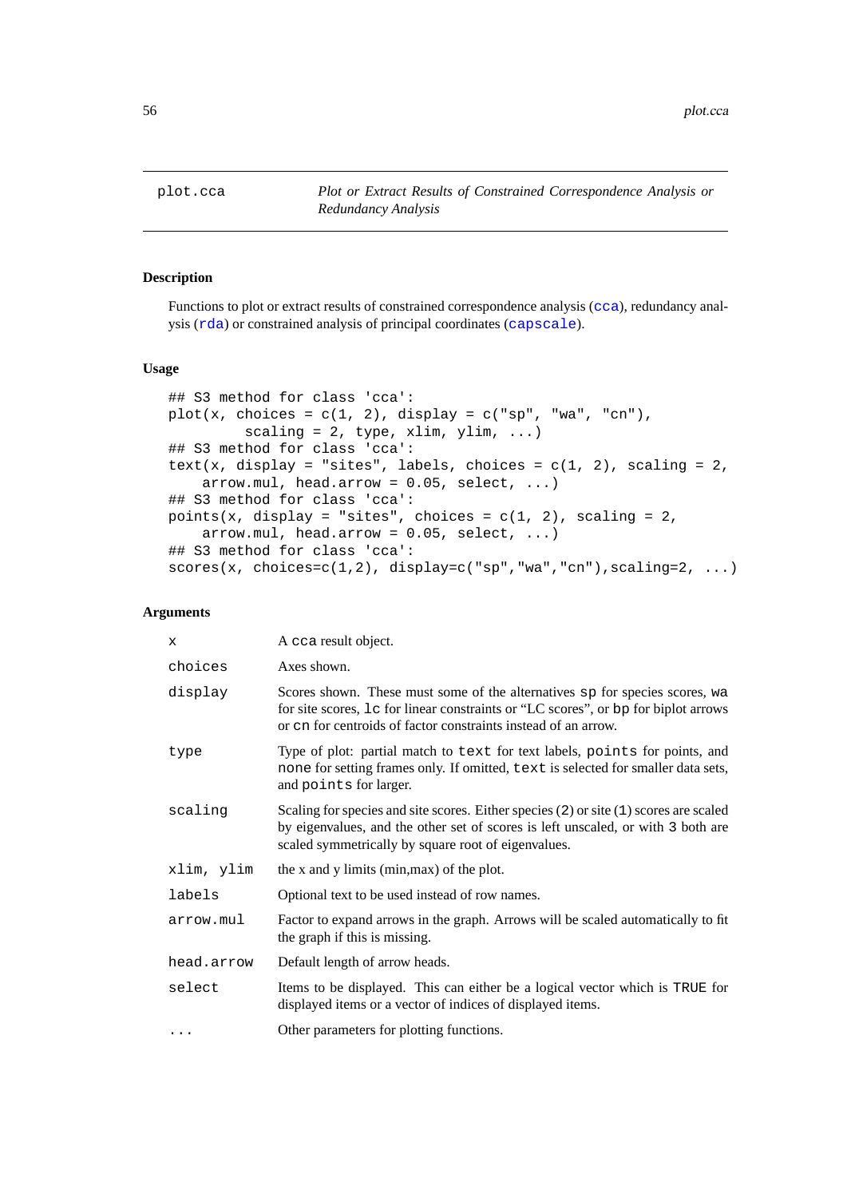plot.cca — *Plot or Extract Results of Constrained Correspondence Analysis or Redundancy Analysis*

## Description

Functions to plot or extract results of constrained correspondence analysis (`cca`), redundancy analysis (`rda`) or constrained analysis of principal coordinates (`capscale`).

## Usage

```
## S3 method for class 'cca':
plot(x, choices = c(1, 2), display = c("sp", "wa", "cn"),
         scaling = 2, type, xlim, ylim, ...)
## S3 method for class 'cca':
text(x, display = "sites", labels, choices = c(1, 2), scaling = 2,
    arrow.mul, head.arrow = 0.05, select, ...)
## S3 method for class 'cca':
points(x, display = "sites", choices = c(1, 2), scaling = 2,
    arrow.mul, head.arrow = 0.05, select, ...)
## S3 method for class 'cca':
scores(x, choices=c(1,2), display=c("sp","wa","cn"),scaling=2, ...)
```

## Arguments

| | |
|---|---|
| `x` | A `cca` result object. |
| `choices` | Axes shown. |
| `display` | Scores shown. These must some of the alternatives `sp` for species scores, `wa` for site scores, `lc` for linear constraints or "LC scores", or `bp` for biplot arrows or `cn` for centroids of factor constraints instead of an arrow. |
| `type` | Type of plot: partial match to `text` for text labels, `points` for points, and `none` for setting frames only. If omitted, `text` is selected for smaller data sets, and `points` for larger. |
| `scaling` | Scaling for species and site scores. Either species (`2`) or site (`1`) scores are scaled by eigenvalues, and the other set of scores is left unscaled, or with `3` both are scaled symmetrically by square root of eigenvalues. |
| `xlim, ylim` | the x and y limits (min,max) of the plot. |
| `labels` | Optional text to be used instead of row names. |
| `arrow.mul` | Factor to expand arrows in the graph. Arrows will be scaled automatically to fit the graph if this is missing. |
| `head.arrow` | Default length of arrow heads. |
| `select` | Items to be displayed. This can either be a logical vector which is `TRUE` for displayed items or a vector of indices of displayed items. |
| `...` | Other parameters for plotting functions. |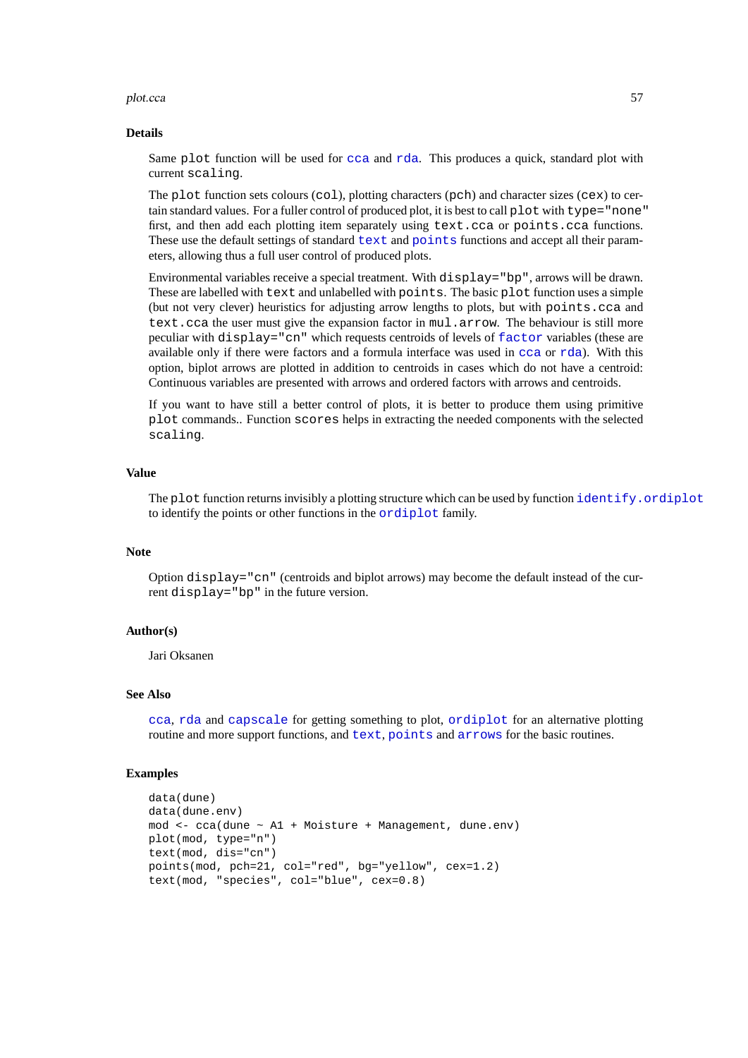## Details

Same `plot` function will be used for `cca` and `rda`. This produces a quick, standard plot with current `scaling`.

The `plot` function sets colours (`col`), plotting characters (`pch`) and character sizes (`cex`) to certain standard values. For a fuller control of produced plot, it is best to call `plot` with `type="none"` first, and then add each plotting item separately using `text.cca` or `points.cca` functions. These use the default settings of standard `text` and `points` functions and accept all their parameters, allowing thus a full user control of produced plots.

Environmental variables receive a special treatment. With `display="bp"`, arrows will be drawn. These are labelled with `text` and unlabelled with `points`. The basic `plot` function uses a simple (but not very clever) heuristics for adjusting arrow lengths to plots, but with `points.cca` and `text.cca` the user must give the expansion factor in `mul.arrow`. The behaviour is still more peculiar with `display="cn"` which requests centroids of levels of `factor` variables (these are available only if there were factors and a formula interface was used in `cca` or `rda`). With this option, biplot arrows are plotted in addition to centroids in cases which do not have a centroid: Continuous variables are presented with arrows and ordered factors with arrows and centroids.

If you want to have still a better control of plots, it is better to produce them using primitive `plot` commands.. Function `scores` helps in extracting the needed components with the selected `scaling`.

## Value

The `plot` function returns invisibly a plotting structure which can be used by function `identify.ordiplot` to identify the points or other functions in the `ordiplot` family.

## Note

Option `display="cn"` (centroids and biplot arrows) may become the default instead of the current `display="bp"` in the future version.

## Author(s)

Jari Oksanen

## See Also

`cca`, `rda` and `capscale` for getting something to plot, `ordiplot` for an alternative plotting routine and more support functions, and `text`, `points` and `arrows` for the basic routines.

## Examples

```
data(dune)
data(dune.env)
mod <- cca(dune ~ A1 + Moisture + Management, dune.env)
plot(mod, type="n")
text(mod, dis="cn")
points(mod, pch=21, col="red", bg="yellow", cex=1.2)
text(mod, "species", col="blue", cex=0.8)
```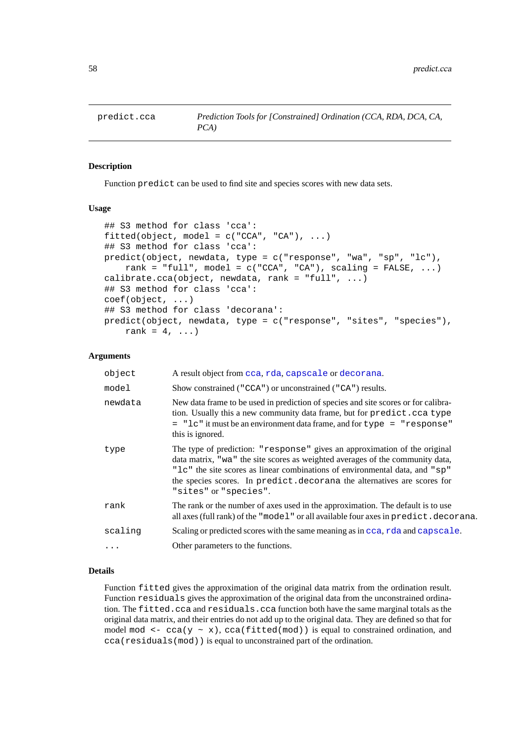## predict.cca

*Prediction Tools for [Constrained] Ordination (CCA, RDA, DCA, CA, PCA)*

### Description

Function `predict` can be used to find site and species scores with new data sets.

### Usage

```
## S3 method for class 'cca':
fitted(object, model = c("CCA", "CA"), ...)
## S3 method for class 'cca':
predict(object, newdata, type = c("response", "wa", "sp", "lc"),
    rank = "full", model = c("CCA", "CA"), scaling = FALSE, ...)
calibrate.cca(object, newdata, rank = "full", ...)
## S3 method for class 'cca':
coef(object, ...)
## S3 method for class 'decorana':
predict(object, newdata, type = c("response", "sites", "species"),
    rank = 4, ...)
```

### Arguments

| | |
|---|---|
| `object` | A result object from `cca`, `rda`, `capscale` or `decorana`. |
| `model` | Show constrained (`"CCA"`) or unconstrained (`"CA"`) results. |
| `newdata` | New data frame to be used in prediction of species and site scores or for calibration. Usually this a new community data frame, but for `predict.cca type = "lc"` it must be an environment data frame, and for `type = "response"` this is ignored. |
| `type` | The type of prediction: `"response"` gives an approximation of the original data matrix, `"wa"` the site scores as weighted averages of the community data, `"lc"` the site scores as linear combinations of environmental data, and `"sp"` the species scores. In `predict.decorana` the alternatives are scores for `"sites"` or `"species"`. |
| `rank` | The rank or the number of axes used in the approximation. The default is to use all axes (full rank) of the `"model"` or all available four axes in `predict.decorana`. |
| `scaling` | Scaling or predicted scores with the same meaning as in `cca`, `rda` and `capscale`. |
| `...` | Other parameters to the functions. |

### Details

Function `fitted` gives the approximation of the original data matrix from the ordination result. Function `residuals` gives the approximation of the original data from the unconstrained ordination. The `fitted.cca` and `residuals.cca` function both have the same marginal totals as the original data matrix, and their entries do not add up to the original data. They are defined so that for model `mod <- cca(y ~ x)`, `cca(fitted(mod))` is equal to constrained ordination, and `cca(residuals(mod))` is equal to unconstrained part of the ordination.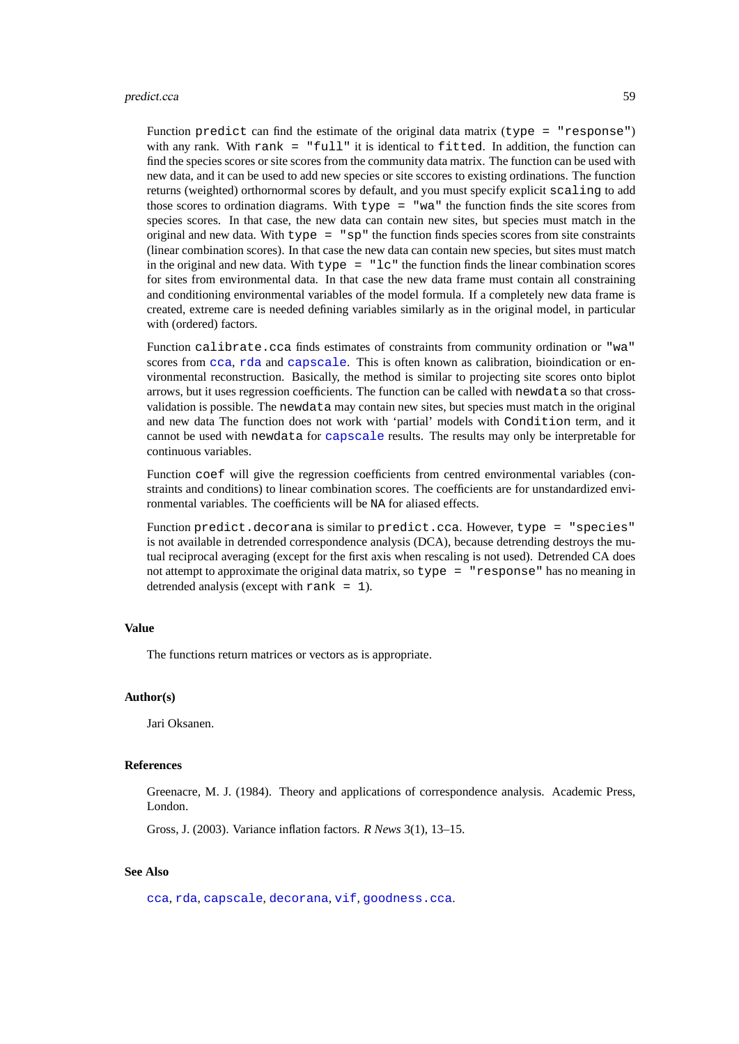Function `predict` can find the estimate of the original data matrix (`type = "response"`) with any rank. With `rank = "full"` it is identical to `fitted`. In addition, the function can find the species scores or site scores from the community data matrix. The function can be used with new data, and it can be used to add new species or site sccores to existing ordinations. The function returns (weighted) orthornormal scores by default, and you must specify explicit `scaling` to add those scores to ordination diagrams. With `type = "wa"` the function finds the site scores from species scores. In that case, the new data can contain new sites, but species must match in the original and new data. With `type = "sp"` the function finds species scores from site constraints (linear combination scores). In that case the new data can contain new species, but sites must match in the original and new data. With `type = "lc"` the function finds the linear combination scores for sites from environmental data. In that case the new data frame must contain all constraining and conditioning environmental variables of the model formula. If a completely new data frame is created, extreme care is needed defining variables similarly as in the original model, in particular with (ordered) factors.

Function `calibrate.cca` finds estimates of constraints from community ordination or `"wa"` scores from `cca`, `rda` and `capscale`. This is often known as calibration, bioindication or environmental reconstruction. Basically, the method is similar to projecting site scores onto biplot arrows, but it uses regression coefficients. The function can be called with `newdata` so that cross-validation is possible. The `newdata` may contain new sites, but species must match in the original and new data The function does not work with 'partial' models with `Condition` term, and it cannot be used with `newdata` for `capscale` results. The results may only be interpretable for continuous variables.

Function `coef` will give the regression coefficients from centred environmental variables (constraints and conditions) to linear combination scores. The coefficients are for unstandardized environmental variables. The coefficients will be `NA` for aliased effects.

Function `predict.decorana` is similar to `predict.cca`. However, `type = "species"` is not available in detrended correspondence analysis (DCA), because detrending destroys the mutual reciprocal averaging (except for the first axis when rescaling is not used). Detrended CA does not attempt to approximate the original data matrix, so `type = "response"` has no meaning in detrended analysis (except with `rank = 1`).

### Value

The functions return matrices or vectors as is appropriate.

### Author(s)

Jari Oksanen.

### References

Greenacre, M. J. (1984). Theory and applications of correspondence analysis. Academic Press, London.

Gross, J. (2003). Variance inflation factors. *R News* 3(1), 13–15.

### See Also

`cca`, `rda`, `capscale`, `decorana`, `vif`, `goodness.cca`.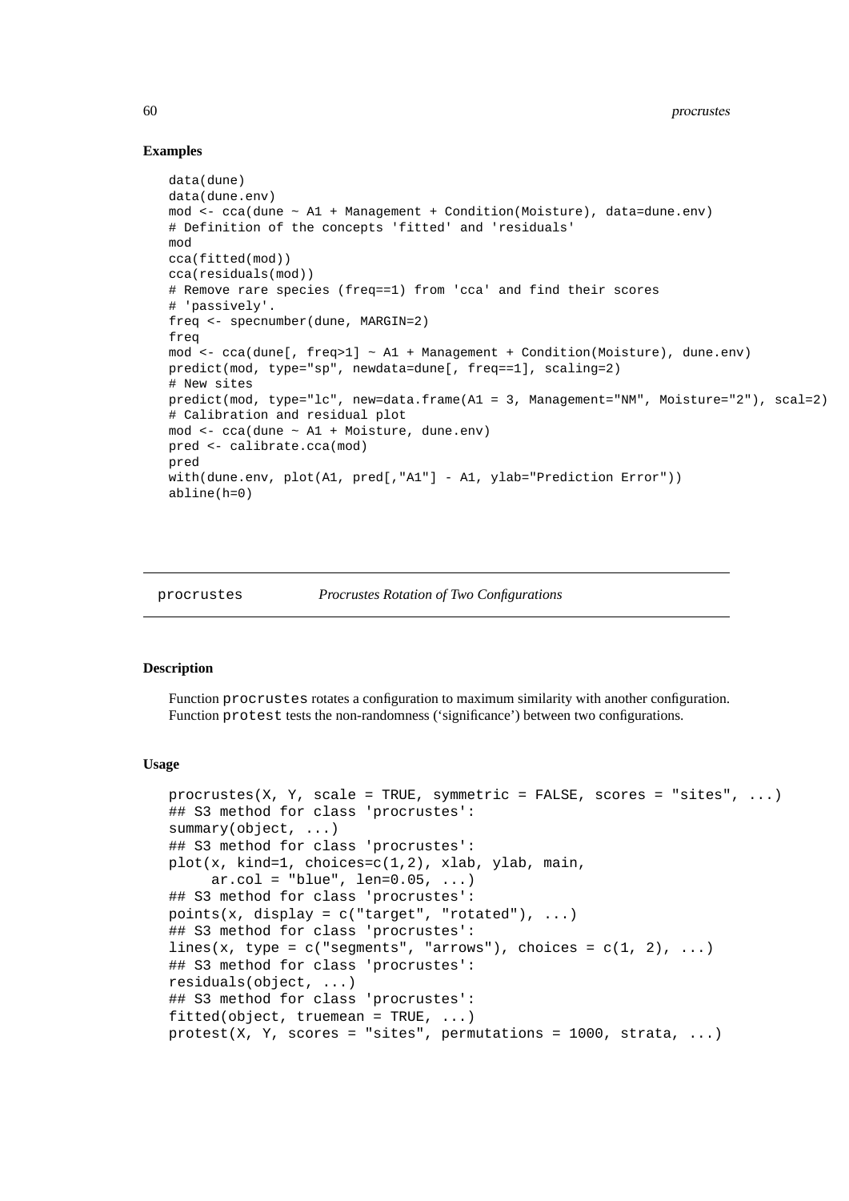### Examples

```
data(dune)
data(dune.env)
mod <- cca(dune ~ A1 + Management + Condition(Moisture), data=dune.env)
# Definition of the concepts 'fitted' and 'residuals'
mod
cca(fitted(mod))
cca(residuals(mod))
# Remove rare species (freq==1) from 'cca' and find their scores
# 'passively'.
freq <- specnumber(dune, MARGIN=2)
freq
mod <- cca(dune[, freq>1] ~ A1 + Management + Condition(Moisture), dune.env)
predict(mod, type="sp", newdata=dune[, freq==1], scaling=2)
# New sites
predict(mod, type="lc", new=data.frame(A1 = 3, Management="NM", Moisture="2"), scal=2)
# Calibration and residual plot
mod <- cca(dune ~ A1 + Moisture, dune.env)
pred <- calibrate.cca(mod)
pred
with(dune.env, plot(A1, pred[,"A1"] - A1, ylab="Prediction Error"))
abline(h=0)
```

---

## procrustes — *Procrustes Rotation of Two Configurations*

---

### Description

Function `procrustes` rotates a configuration to maximum similarity with another configuration. Function `protest` tests the non-randomness ('significance') between two configurations.

### Usage

```
procrustes(X, Y, scale = TRUE, symmetric = FALSE, scores = "sites", ...)
## S3 method for class 'procrustes':
summary(object, ...)
## S3 method for class 'procrustes':
plot(x, kind=1, choices=c(1,2), xlab, ylab, main,
     ar.col = "blue", len=0.05, ...)
## S3 method for class 'procrustes':
points(x, display = c("target", "rotated"), ...)
## S3 method for class 'procrustes':
lines(x, type = c("segments", "arrows"), choices = c(1, 2), ...)
## S3 method for class 'procrustes':
residuals(object, ...)
## S3 method for class 'procrustes':
fitted(object, truemean = TRUE, ...)
protest(X, Y, scores = "sites", permutations = 1000, strata, ...)
```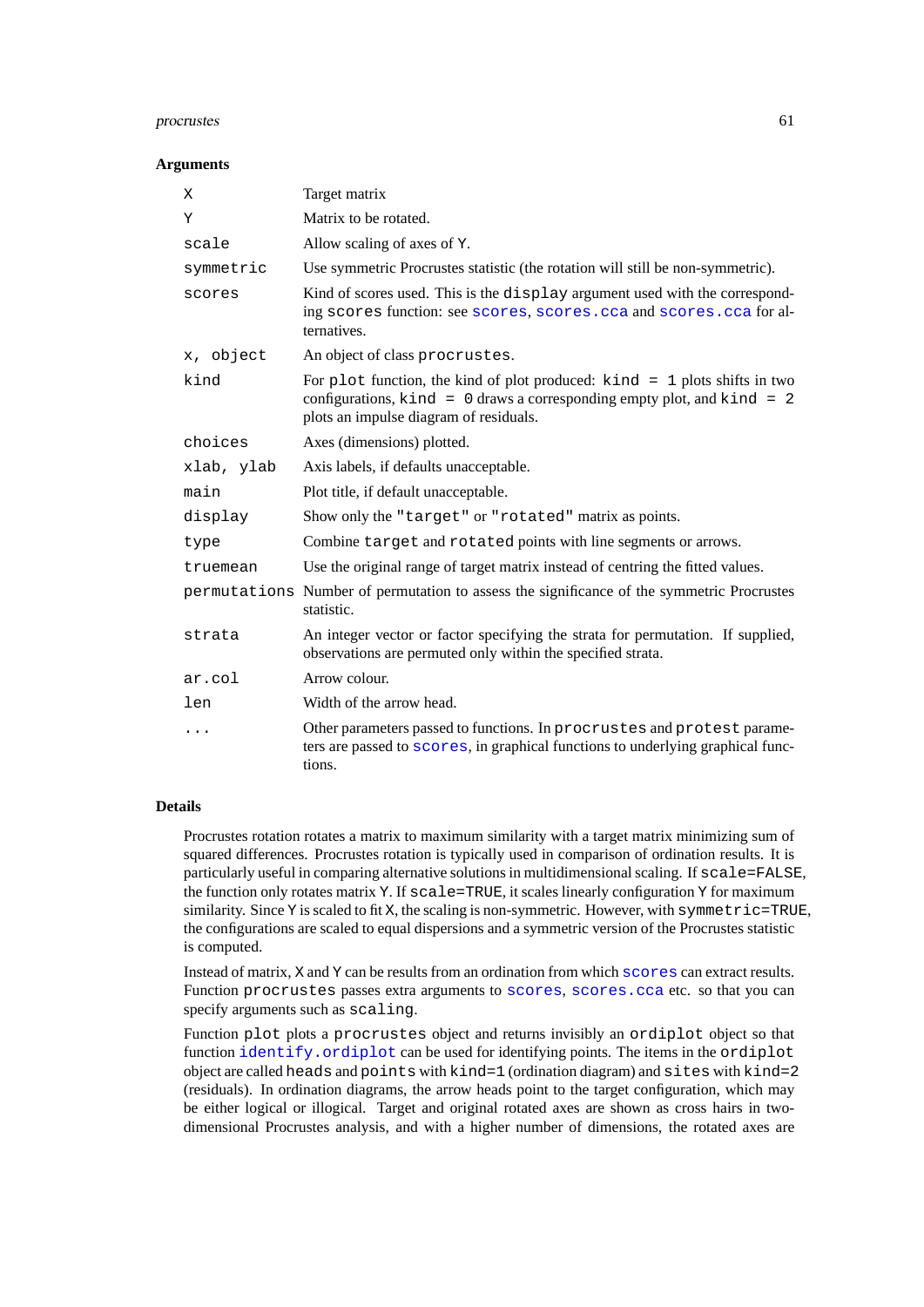### Arguments

| | |
|---|---|
| `X` | Target matrix |
| `Y` | Matrix to be rotated. |
| `scale` | Allow scaling of axes of `Y`. |
| `symmetric` | Use symmetric Procrustes statistic (the rotation will still be non-symmetric). |
| `scores` | Kind of scores used. This is the `display` argument used with the corresponding `scores` function: see `scores`, `scores.cca` and `scores.cca` for alternatives. |
| `x, object` | An object of class `procrustes`. |
| `kind` | For `plot` function, the kind of plot produced: `kind = 1` plots shifts in two configurations, `kind = 0` draws a corresponding empty plot, and `kind = 2` plots an impulse diagram of residuals. |
| `choices` | Axes (dimensions) plotted. |
| `xlab, ylab` | Axis labels, if defaults unacceptable. |
| `main` | Plot title, if default unacceptable. |
| `display` | Show only the `"target"` or `"rotated"` matrix as points. |
| `type` | Combine `target` and `rotated` points with line segments or arrows. |
| `truemean` | Use the original range of target matrix instead of centring the fitted values. |
| `permutations` | Number of permutation to assess the significance of the symmetric Procrustes statistic. |
| `strata` | An integer vector or factor specifying the strata for permutation. If supplied, observations are permuted only within the specified strata. |
| `ar.col` | Arrow colour. |
| `len` | Width of the arrow head. |
| `...` | Other parameters passed to functions. In `procrustes` and `protest` parameters are passed to `scores`, in graphical functions to underlying graphical functions. |

### Details

Procrustes rotation rotates a matrix to maximum similarity with a target matrix minimizing sum of squared differences. Procrustes rotation is typically used in comparison of ordination results. It is particularly useful in comparing alternative solutions in multidimensional scaling. If `scale=FALSE`, the function only rotates matrix `Y`. If `scale=TRUE`, it scales linearly configuration `Y` for maximum similarity. Since `Y` is scaled to fit `X`, the scaling is non-symmetric. However, with `symmetric=TRUE`, the configurations are scaled to equal dispersions and a symmetric version of the Procrustes statistic is computed.

Instead of matrix, `X` and `Y` can be results from an ordination from which `scores` can extract results. Function `procrustes` passes extra arguments to `scores`, `scores.cca` etc. so that you can specify arguments such as `scaling`.

Function `plot` plots a `procrustes` object and returns invisibly an `ordiplot` object so that function `identify.ordiplot` can be used for identifying points. The items in the `ordiplot` object are called `heads` and `points` with `kind=1` (ordination diagram) and `sites` with `kind=2` (residuals). In ordination diagrams, the arrow heads point to the target configuration, which may be either logical or illogical. Target and original rotated axes are shown as cross hairs in two-dimensional Procrustes analysis, and with a higher number of dimensions, the rotated axes are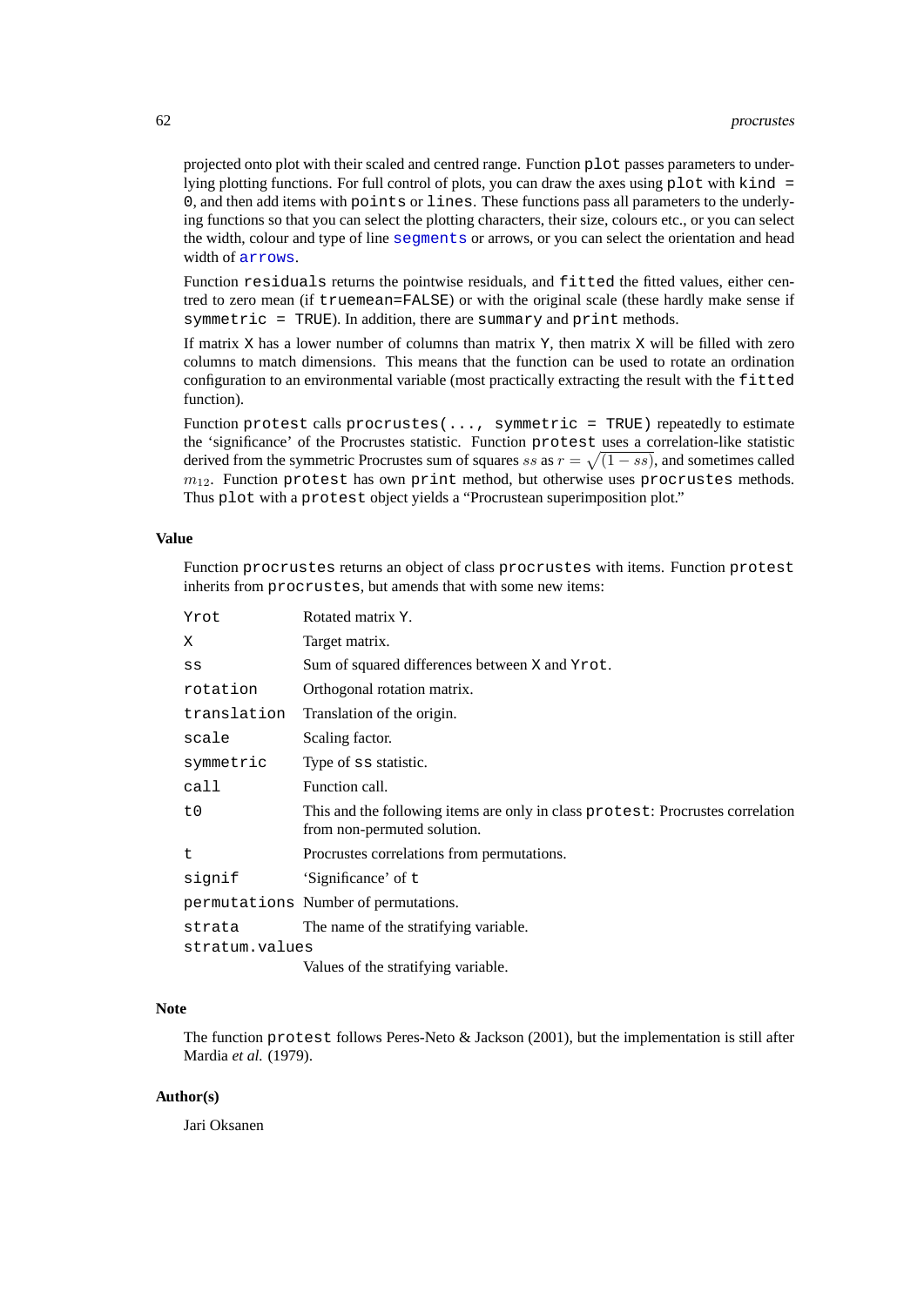projected onto plot with their scaled and centred range. Function `plot` passes parameters to underlying plotting functions. For full control of plots, you can draw the axes using `plot` with `kind = 0`, and then add items with `points` or `lines`. These functions pass all parameters to the underlying functions so that you can select the plotting characters, their size, colours etc., or you can select the width, colour and type of line `segments` or arrows, or you can select the orientation and head width of `arrows`.

Function `residuals` returns the pointwise residuals, and `fitted` the fitted values, either centred to zero mean (if `truemean=FALSE`) or with the original scale (these hardly make sense if `symmetric = TRUE`). In addition, there are `summary` and `print` methods.

If matrix `X` has a lower number of columns than matrix `Y`, then matrix `X` will be filled with zero columns to match dimensions. This means that the function can be used to rotate an ordination configuration to an environmental variable (most practically extracting the result with the `fitted` function).

Function `protest` calls `procrustes(..., symmetric = TRUE)` repeatedly to estimate the 'significance' of the Procrustes statistic. Function `protest` uses a correlation-like statistic derived from the symmetric Procrustes sum of squares $ss$ as $r = \sqrt{(1 - ss)}$, and sometimes called $m_{12}$. Function `protest` has own `print` method, but otherwise uses `procrustes` methods. Thus `plot` with a `protest` object yields a "Procrustean superimposition plot."

## Value

Function `procrustes` returns an object of class `procrustes` with items. Function `protest` inherits from `procrustes`, but amends that with some new items:

| | |
|---|---|
| `Yrot` | Rotated matrix `Y`. |
| `X` | Target matrix. |
| `ss` | Sum of squared differences between `X` and `Yrot`. |
| `rotation` | Orthogonal rotation matrix. |
| `translation` | Translation of the origin. |
| `scale` | Scaling factor. |
| `symmetric` | Type of `ss` statistic. |
| `call` | Function call. |
| `t0` | This and the following items are only in class `protest`: Procrustes correlation from non-permuted solution. |
| `t` | Procrustes correlations from permutations. |
| `signif` | 'Significance' of `t` |
| `permutations` | Number of permutations. |
| `strata` | The name of the stratifying variable. |
| `stratum.values` | Values of the stratifying variable. |

## Note

The function `protest` follows Peres-Neto & Jackson (2001), but the implementation is still after Mardia *et al.* (1979).

## Author(s)

Jari Oksanen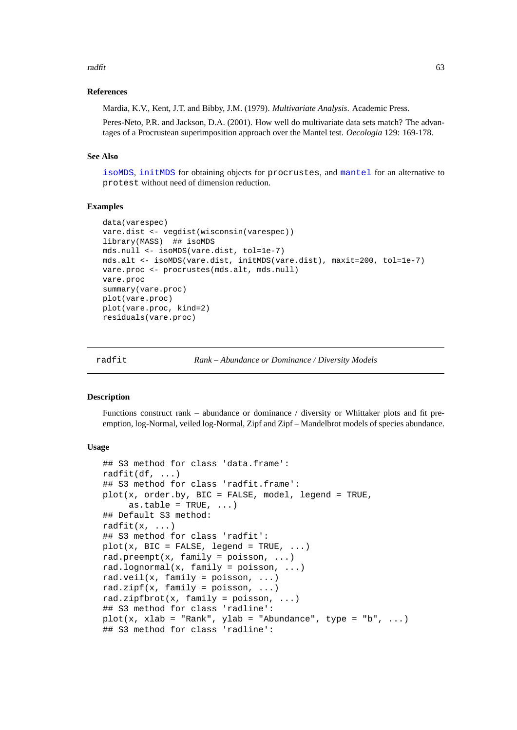### References

Mardia, K.V., Kent, J.T. and Bibby, J.M. (1979). *Multivariate Analysis*. Academic Press.

Peres-Neto, P.R. and Jackson, D.A. (2001). How well do multivariate data sets match? The advantages of a Procrustean superimposition approach over the Mantel test. *Oecologia* 129: 169-178.

### See Also

`isoMDS`, `initMDS` for obtaining objects for `procrustes`, and `mantel` for an alternative to `protest` without need of dimension reduction.

### Examples

```
data(varespec)
vare.dist <- vegdist(wisconsin(varespec))
library(MASS)  ## isoMDS
mds.null <- isoMDS(vare.dist, tol=1e-7)
mds.alt <- isoMDS(vare.dist, initMDS(vare.dist), maxit=200, tol=1e-7)
vare.proc <- procrustes(mds.alt, mds.null)
vare.proc
summary(vare.proc)
plot(vare.proc)
plot(vare.proc, kind=2)
residuals(vare.proc)
```

---

## radfit — *Rank – Abundance or Dominance / Diversity Models*

### Description

Functions construct rank – abundance or dominance / diversity or Whittaker plots and fit pre-emption, log-Normal, veiled log-Normal, Zipf and Zipf – Mandelbrot models of species abundance.

### Usage

```
## S3 method for class 'data.frame':
radfit(df, ...)
## S3 method for class 'radfit.frame':
plot(x, order.by, BIC = FALSE, model, legend = TRUE,
     as.table = TRUE, ...)
## Default S3 method:
radfit(x, ...)
## S3 method for class 'radfit':
plot(x, BIC = FALSE, legend = TRUE, ...)
rad.preempt(x, family = poisson, ...)
rad.lognormal(x, family = poisson, ...)
rad.veil(x, family = poisson, ...)
rad.zipf(x, family = poisson, ...)
rad.zipfbrot(x, family = poisson, ...)
## S3 method for class 'radline':
plot(x, xlab = "Rank", ylab = "Abundance", type = "b", ...)
## S3 method for class 'radline':
```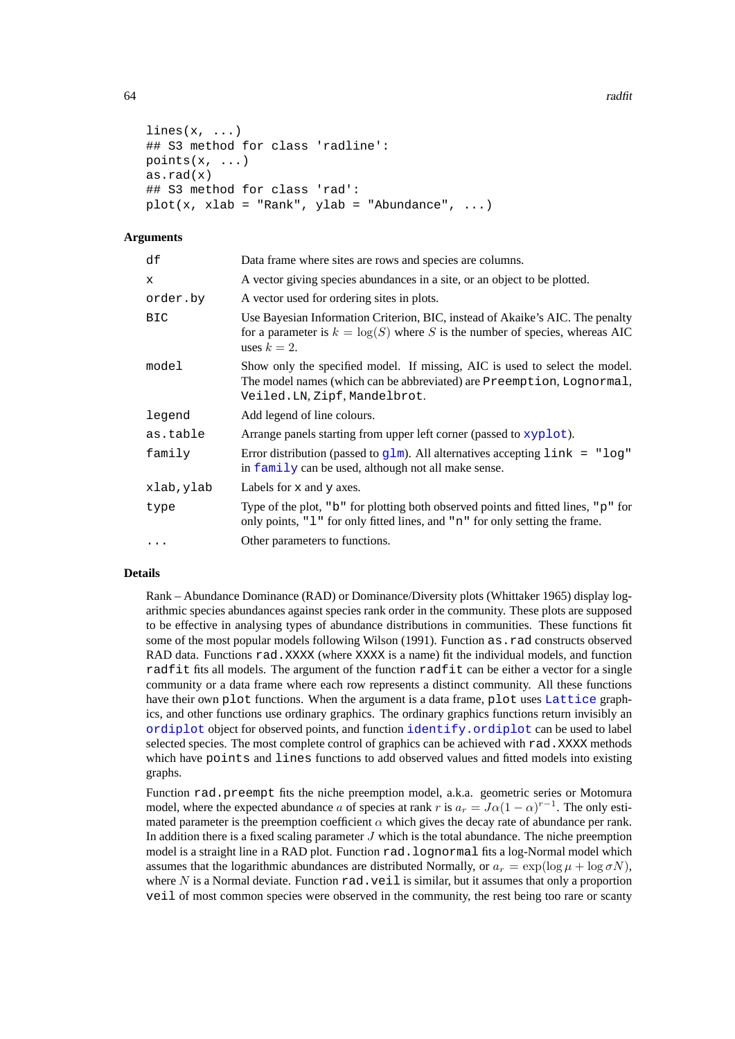```
lines(x, ...)
## S3 method for class 'radline':
points(x, ...)
as.rad(x)
## S3 method for class 'rad':
plot(x, xlab = "Rank", ylab = "Abundance", ...)
```

### Arguments

| | |
|---|---|
| `df` | Data frame where sites are rows and species are columns. |
| `x` | A vector giving species abundances in a site, or an object to be plotted. |
| `order.by` | A vector used for ordering sites in plots. |
| `BIC` | Use Bayesian Information Criterion, BIC, instead of Akaike's AIC. The penalty for a parameter is $k = \log(S)$ where $S$ is the number of species, whereas AIC uses $k = 2$. |
| `model` | Show only the specified model. If missing, AIC is used to select the model. The model names (which can be abbreviated) are `Preemption`, `Lognormal`, `Veiled.LN`, `Zipf`, `Mandelbrot`. |
| `legend` | Add legend of line colours. |
| `as.table` | Arrange panels starting from upper left corner (passed to `xyplot`). |
| `family` | Error distribution (passed to `glm`). All alternatives accepting `link = "log"` in `family` can be used, although not all make sense. |
| `xlab,ylab` | Labels for `x` and `y` axes. |
| `type` | Type of the plot, `"b"` for plotting both observed points and fitted lines, `"p"` for only points, `"l"` for only fitted lines, and `"n"` for only setting the frame. |
| `...` | Other parameters to functions. |

### Details

Rank – Abundance Dominance (RAD) or Dominance/Diversity plots (Whittaker 1965) display logarithmic species abundances against species rank order in the community. These plots are supposed to be effective in analysing types of abundance distributions in communities. These functions fit some of the most popular models following Wilson (1991). Function `as.rad` constructs observed RAD data. Functions `rad.XXXX` (where `XXXX` is a name) fit the individual models, and function `radfit` fits all models. The argument of the function `radfit` can be either a vector for a single community or a data frame where each row represents a distinct community. All these functions have their own `plot` functions. When the argument is a data frame, `plot` uses `Lattice` graphics, and other functions use ordinary graphics. The ordinary graphics functions return invisibly an `ordiplot` object for observed points, and function `identify.ordiplot` can be used to label selected species. The most complete control of graphics can be achieved with `rad.XXXX` methods which have `points` and `lines` functions to add observed values and fitted models into existing graphs.

Function `rad.preempt` fits the niche preemption model, a.k.a. geometric series or Motomura model, where the expected abundance $a$ of species at rank $r$ is $a_r = J\alpha(1-\alpha)^{r-1}$. The only estimated parameter is the preemption coefficient $\alpha$ which gives the decay rate of abundance per rank. In addition there is a fixed scaling parameter $J$ which is the total abundance. The niche preemption model is a straight line in a RAD plot. Function `rad.lognormal` fits a log-Normal model which assumes that the logarithmic abundances are distributed Normally, or $a_r = \exp(\log\mu + \log\sigma N)$, where $N$ is a Normal deviate. Function `rad.veil` is similar, but it assumes that only a proportion `veil` of most common species were observed in the community, the rest being too rare or scanty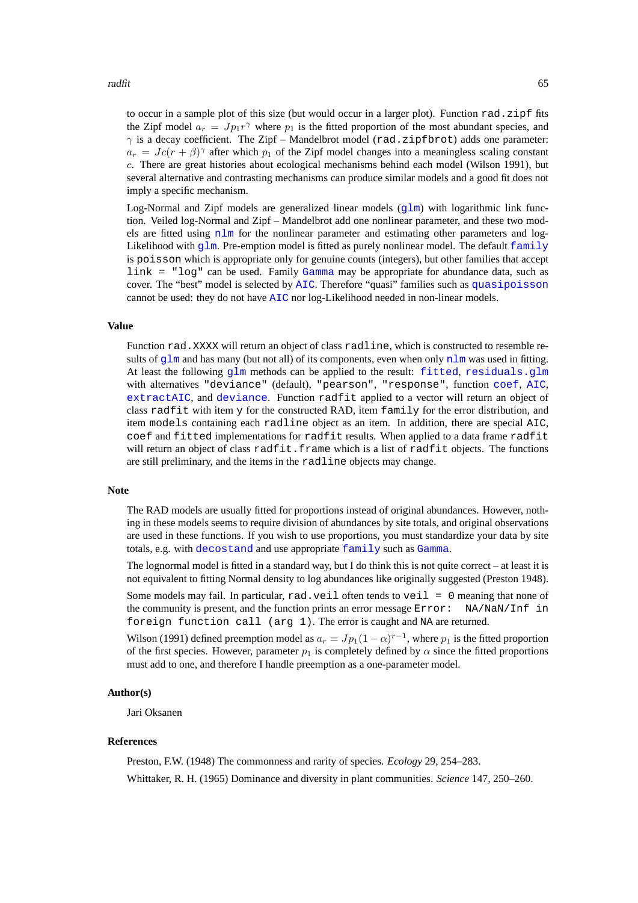to occur in a sample plot of this size (but would occur in a larger plot). Function `rad.zipf` fits the Zipf model $a_r = Jp_1r^\gamma$ where $p_1$ is the fitted proportion of the most abundant species, and $\gamma$ is a decay coefficient. The Zipf – Mandelbrot model (`rad.zipfbrot`) adds one parameter: $a_r = Jc(r + \beta)^\gamma$ after which $p_1$ of the Zipf model changes into a meaningless scaling constant $c$. There are great histories about ecological mechanisms behind each model (Wilson 1991), but several alternative and contrasting mechanisms can produce similar models and a good fit does not imply a specific mechanism.

Log-Normal and Zipf models are generalized linear models (`glm`) with logarithmic link function. Veiled log-Normal and Zipf – Mandelbrot add one nonlinear parameter, and these two models are fitted using `nlm` for the nonlinear parameter and estimating other parameters and log-Likelihood with `glm`. Pre-emption model is fitted as purely nonlinear model. The default `family` is `poisson` which is appropriate only for genuine counts (integers), but other families that accept `link = "log"` can be used. Family `Gamma` may be appropriate for abundance data, such as cover. The "best" model is selected by `AIC`. Therefore "quasi" families such as `quasipoisson` cannot be used: they do not have `AIC` nor log-Likelihood needed in non-linear models.

### Value

Function `rad.XXXX` will return an object of class `radline`, which is constructed to resemble results of `glm` and has many (but not all) of its components, even when only `nlm` was used in fitting. At least the following `glm` methods can be applied to the result: `fitted`, `residuals.glm` with alternatives `"deviance"` (default), `"pearson"`, `"response"`, function `coef`, `AIC`, `extractAIC`, and `deviance`. Function `radfit` applied to a vector will return an object of class `radfit` with item `y` for the constructed RAD, item `family` for the error distribution, and item `models` containing each `radline` object as an item. In addition, there are special `AIC`, `coef` and `fitted` implementations for `radfit` results. When applied to a data frame `radfit` will return an object of class `radfit.frame` which is a list of `radfit` objects. The functions are still preliminary, and the items in the `radline` objects may change.

### Note

The RAD models are usually fitted for proportions instead of original abundances. However, nothing in these models seems to require division of abundances by site totals, and original observations are used in these functions. If you wish to use proportions, you must standardize your data by site totals, e.g. with `decostand` and use appropriate `family` such as `Gamma`.

The lognormal model is fitted in a standard way, but I do think this is not quite correct – at least it is not equivalent to fitting Normal density to log abundances like originally suggested (Preston 1948).

Some models may fail. In particular, `rad.veil` often tends to `veil = 0` meaning that none of the community is present, and the function prints an error message `Error: NA/NaN/Inf in foreign function call (arg 1)`. The error is caught and `NA` are returned.

Wilson (1991) defined preemption model as $a_r = Jp_1(1 - \alpha)^{r-1}$, where $p_1$ is the fitted proportion of the first species. However, parameter $p_1$ is completely defined by $\alpha$ since the fitted proportions must add to one, and therefore I handle preemption as a one-parameter model.

### Author(s)

Jari Oksanen

### References

Preston, F.W. (1948) The commonness and rarity of species. *Ecology* 29, 254–283.

Whittaker, R. H. (1965) Dominance and diversity in plant communities. *Science* 147, 250–260.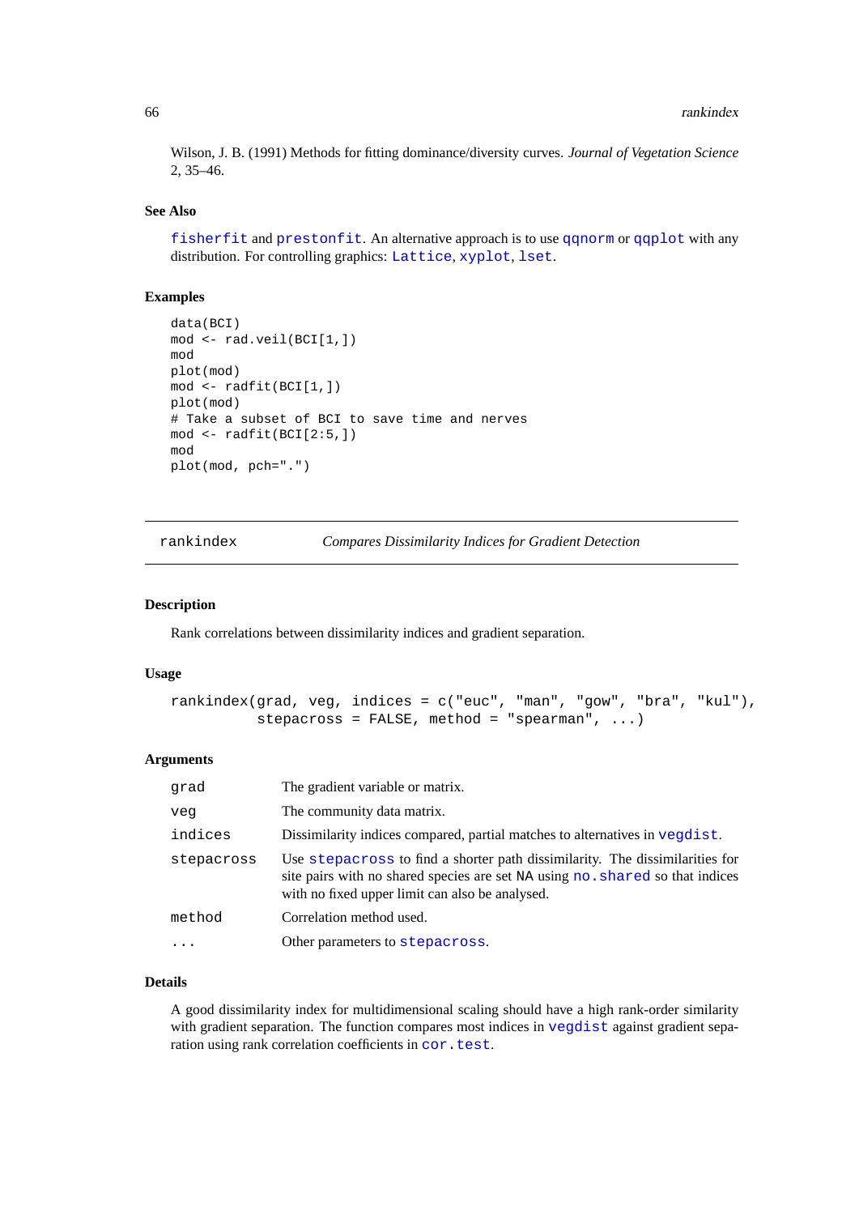Wilson, J. B. (1991) Methods for fitting dominance/diversity curves. *Journal of Vegetation Science* 2, 35–46.

### See Also

`fisherfit` and `prestonfit`. An alternative approach is to use `qqnorm` or `qqplot` with any distribution. For controlling graphics: `Lattice`, `xyplot`, `lset`.

### Examples

```
data(BCI)
mod <- rad.veil(BCI[1,])
mod
plot(mod)
mod <- radfit(BCI[1,])
plot(mod)
# Take a subset of BCI to save time and nerves
mod <- radfit(BCI[2:5,])
mod
plot(mod, pch=".")
```

---

## rankindex — *Compares Dissimilarity Indices for Gradient Detection*

### Description

Rank correlations between dissimilarity indices and gradient separation.

### Usage

```
rankindex(grad, veg, indices = c("euc", "man", "gow", "bra", "kul"),
          stepacross = FALSE, method = "spearman", ...)
```

### Arguments

| | |
|---|---|
| `grad` | The gradient variable or matrix. |
| `veg` | The community data matrix. |
| `indices` | Dissimilarity indices compared, partial matches to alternatives in `vegdist`. |
| `stepacross` | Use `stepacross` to find a shorter path dissimilarity. The dissimilarities for site pairs with no shared species are set `NA` using `no.shared` so that indices with no fixed upper limit can also be analysed. |
| `method` | Correlation method used. |
| `...` | Other parameters to `stepacross`. |

### Details

A good dissimilarity index for multidimensional scaling should have a high rank-order similarity with gradient separation. The function compares most indices in `vegdist` against gradient separation using rank correlation coefficients in `cor.test`.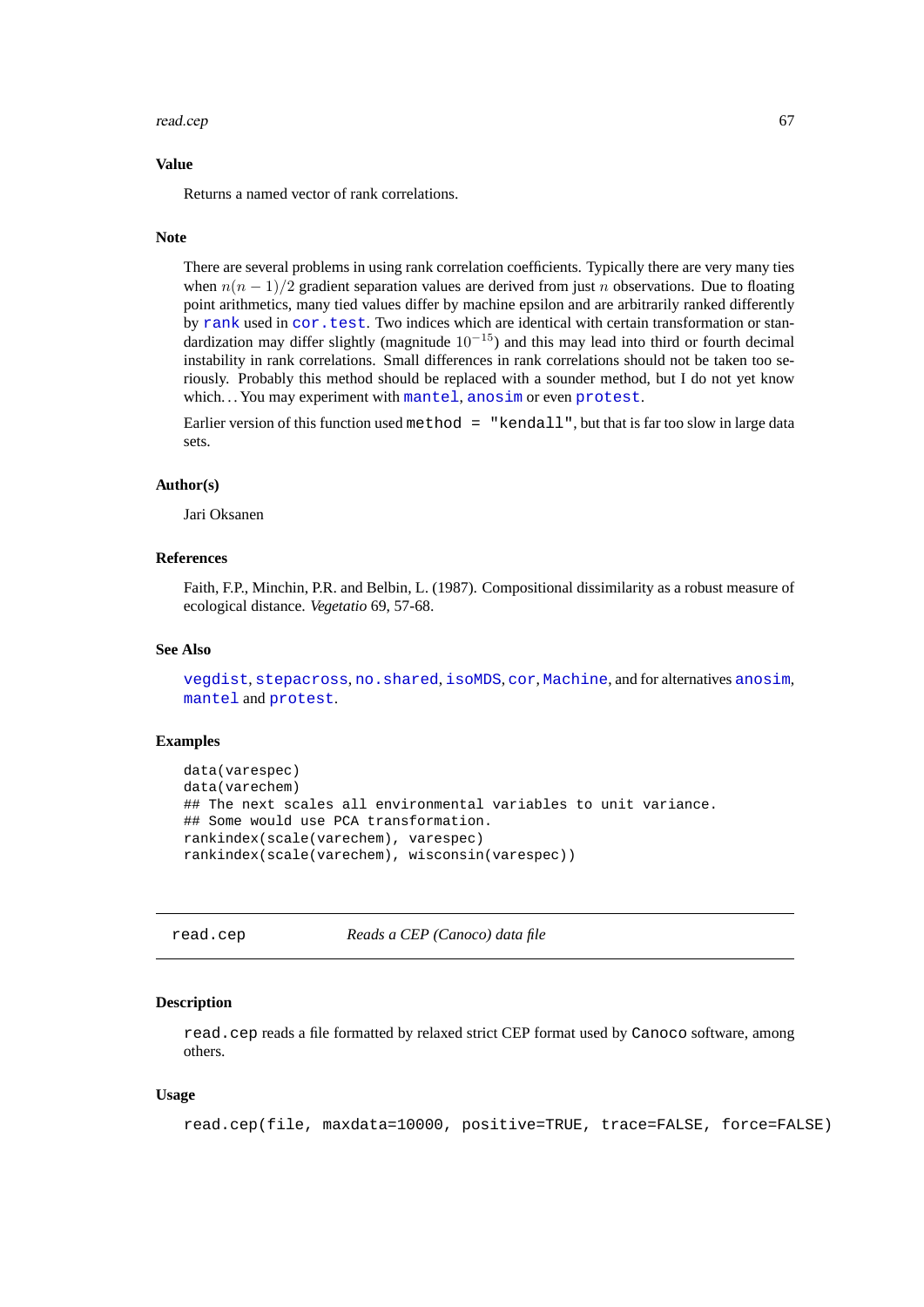### Value

Returns a named vector of rank correlations.

### Note

There are several problems in using rank correlation coefficients. Typically there are very many ties when $n(n-1)/2$ gradient separation values are derived from just $n$ observations. Due to floating point arithmetics, many tied values differ by machine epsilon and are arbitrarily ranked differently by `rank` used in `cor.test`. Two indices which are identical with certain transformation or standardization may differ slightly (magnitude $10^{-15}$) and this may lead into third or fourth decimal instability in rank correlations. Small differences in rank correlations should not be taken too seriously. Probably this method should be replaced with a sounder method, but I do not yet know which... You may experiment with `mantel`, `anosim` or even `protest`.

Earlier version of this function used `method = "kendall"`, but that is far too slow in large data sets.

### Author(s)

Jari Oksanen

### References

Faith, F.P., Minchin, P.R. and Belbin, L. (1987). Compositional dissimilarity as a robust measure of ecological distance. *Vegetatio* 69, 57-68.

### See Also

`vegdist`, `stepacross`, `no.shared`, `isoMDS`, `cor`, `Machine`, and for alternatives `anosim`, `mantel` and `protest`.

### Examples

```
data(varespec)
data(varechem)
## The next scales all environmental variables to unit variance.
## Some would use PCA transformation.
rankindex(scale(varechem), varespec)
rankindex(scale(varechem), wisconsin(varespec))
```

---

## read.cep — *Reads a CEP (Canoco) data file*

### Description

`read.cep` reads a file formatted by relaxed strict CEP format used by `Canoco` software, among others.

### Usage

```
read.cep(file, maxdata=10000, positive=TRUE, trace=FALSE, force=FALSE)
```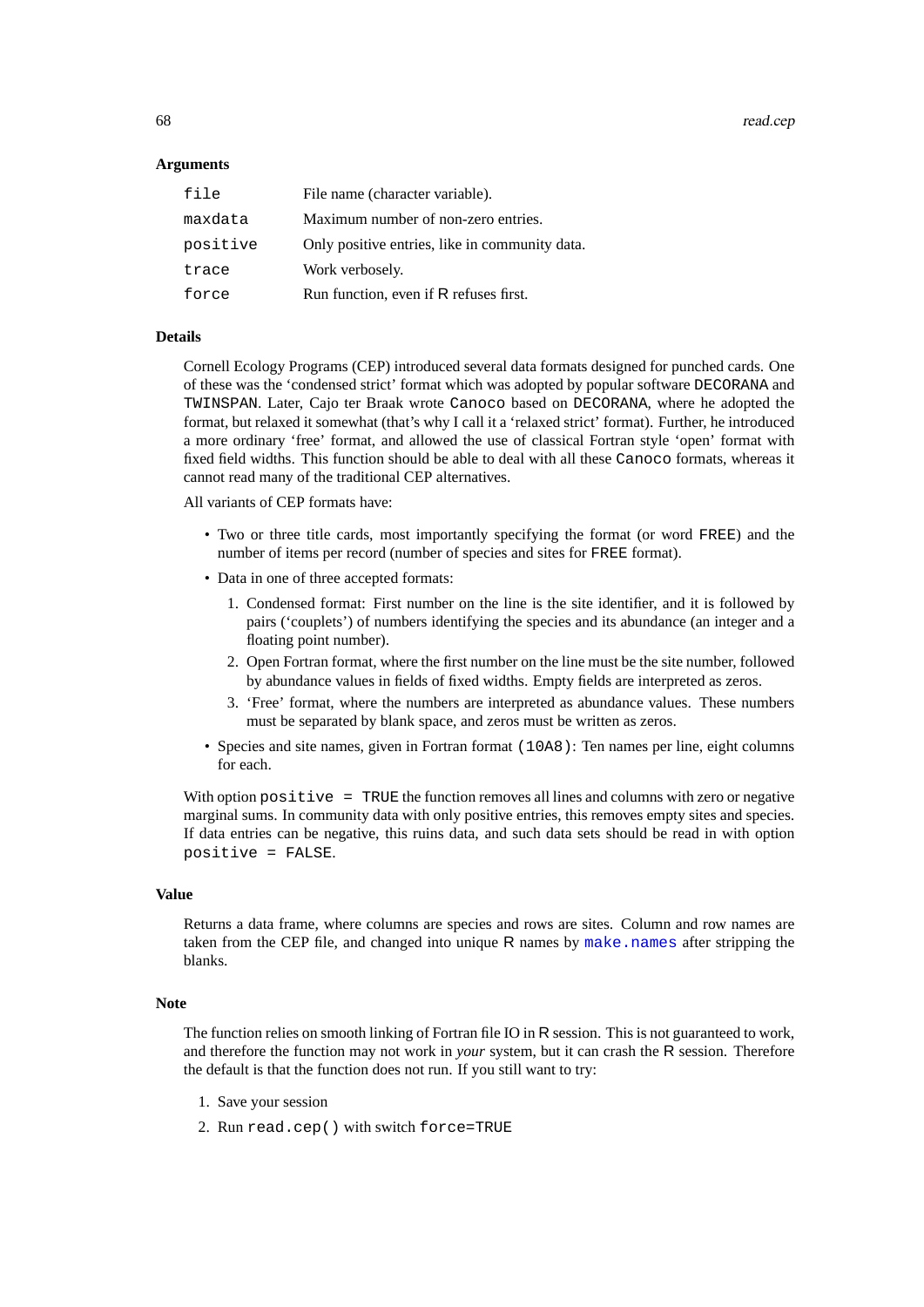### Arguments

| | |
|---|---|
| `file` | File name (character variable). |
| `maxdata` | Maximum number of non-zero entries. |
| `positive` | Only positive entries, like in community data. |
| `trace` | Work verbosely. |
| `force` | Run function, even if R refuses first. |

### Details

Cornell Ecology Programs (CEP) introduced several data formats designed for punched cards. One of these was the 'condensed strict' format which was adopted by popular software `DECORANA` and `TWINSPAN`. Later, Cajo ter Braak wrote `Canoco` based on `DECORANA`, where he adopted the format, but relaxed it somewhat (that's why I call it a 'relaxed strict' format). Further, he introduced a more ordinary 'free' format, and allowed the use of classical Fortran style 'open' format with fixed field widths. This function should be able to deal with all these `Canoco` formats, whereas it cannot read many of the traditional CEP alternatives.

All variants of CEP formats have:

- Two or three title cards, most importantly specifying the format (or word `FREE`) and the number of items per record (number of species and sites for `FREE` format).
- Data in one of three accepted formats:
  1. Condensed format: First number on the line is the site identifier, and it is followed by pairs ('couplets') of numbers identifying the species and its abundance (an integer and a floating point number).
  2. Open Fortran format, where the first number on the line must be the site number, followed by abundance values in fields of fixed widths. Empty fields are interpreted as zeros.
  3. 'Free' format, where the numbers are interpreted as abundance values. These numbers must be separated by blank space, and zeros must be written as zeros.
- Species and site names, given in Fortran format `(10A8)`: Ten names per line, eight columns for each.

With option `positive = TRUE` the function removes all lines and columns with zero or negative marginal sums. In community data with only positive entries, this removes empty sites and species. If data entries can be negative, this ruins data, and such data sets should be read in with option `positive = FALSE`.

### Value

Returns a data frame, where columns are species and rows are sites. Column and row names are taken from the CEP file, and changed into unique R names by `make.names` after stripping the blanks.

### Note

The function relies on smooth linking of Fortran file IO in R session. This is not guaranteed to work, and therefore the function may not work in *your* system, but it can crash the R session. Therefore the default is that the function does not run. If you still want to try:

1. Save your session
2. Run `read.cep()` with switch `force=TRUE`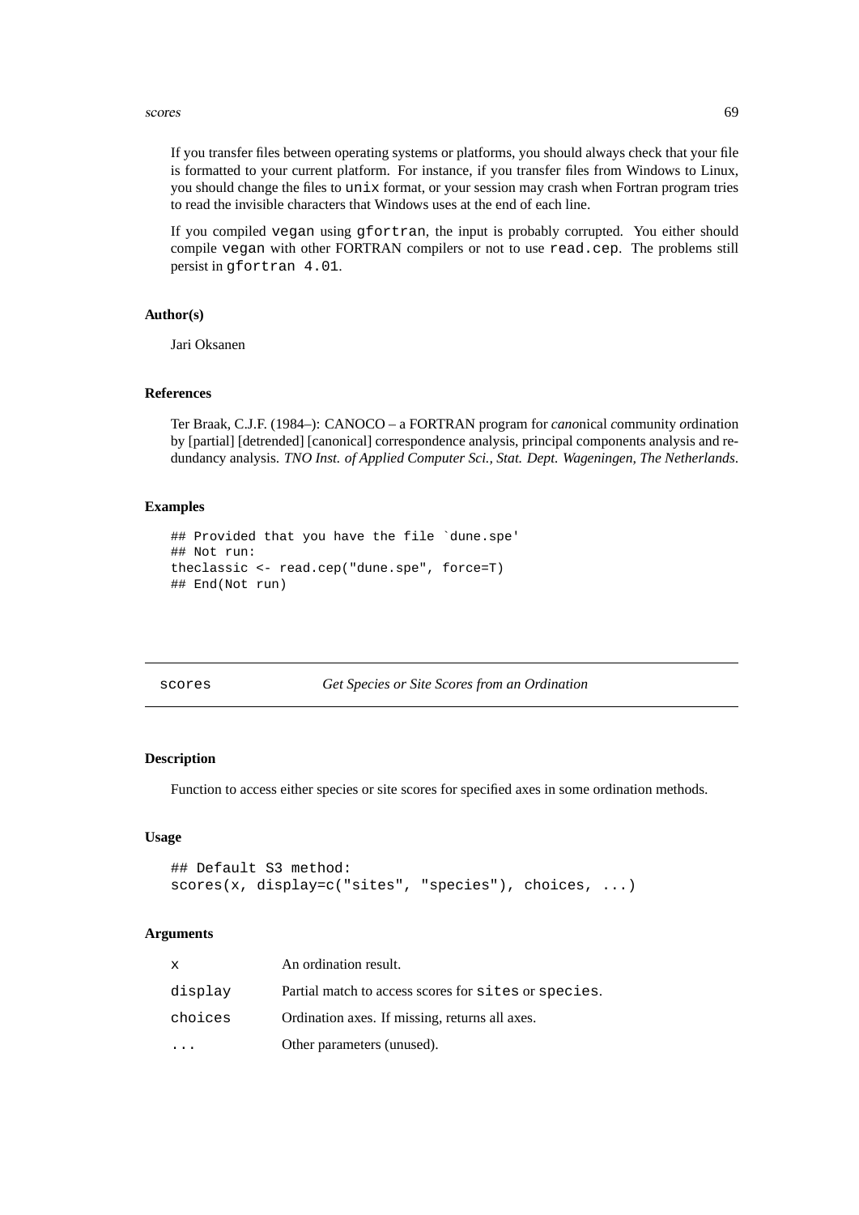If you transfer files between operating systems or platforms, you should always check that your file is formatted to your current platform. For instance, if you transfer files from Windows to Linux, you should change the files to `unix` format, or your session may crash when Fortran program tries to read the invisible characters that Windows uses at the end of each line.

If you compiled `vegan` using `gfortran`, the input is probably corrupted. You either should compile `vegan` with other FORTRAN compilers or not to use `read.cep`. The problems still persist in `gfortran 4.01`.

### Author(s)

Jari Oksanen

### References

Ter Braak, C.J.F. (1984–): CANOCO – a FORTRAN program for *cano*nical *c*ommunity *o*rdination by [partial] [detrended] [canonical] correspondence analysis, principal components analysis and redundancy analysis. *TNO Inst. of Applied Computer Sci., Stat. Dept. Wageningen, The Netherlands*.

### Examples

```
## Provided that you have the file `dune.spe'
## Not run:
theclassic <- read.cep("dune.spe", force=T)
## End(Not run)
```

---

## `scores` — *Get Species or Site Scores from an Ordination*

---

### Description

Function to access either species or site scores for specified axes in some ordination methods.

### Usage

```
## Default S3 method:
scores(x, display=c("sites", "species"), choices, ...)
```

### Arguments

| | |
|---|---|
| `x` | An ordination result. |
| `display` | Partial match to access scores for `sites` or `species`. |
| `choices` | Ordination axes. If missing, returns all axes. |
| `...` | Other parameters (unused). |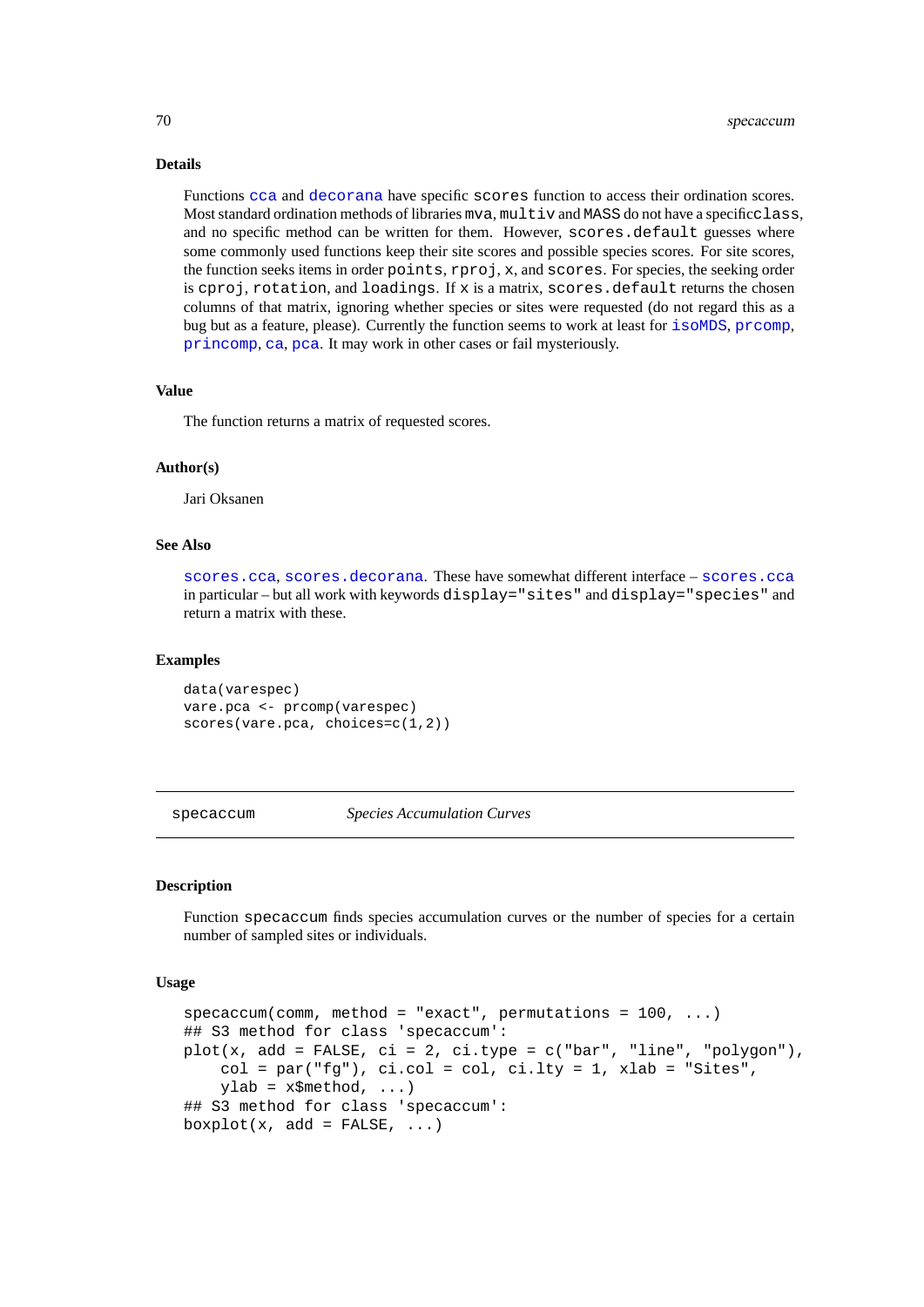### Details

Functions `cca` and `decorana` have specific `scores` function to access their ordination scores. Most standard ordination methods of libraries `mva`, `multiv` and `MASS` do not have a specific `class`, and no specific method can be written for them. However, `scores.default` guesses where some commonly used functions keep their site scores and possible species scores. For site scores, the function seeks items in order `points`, `rproj`, `x`, and `scores`. For species, the seeking order is `cproj`, `rotation`, and `loadings`. If `x` is a matrix, `scores.default` returns the chosen columns of that matrix, ignoring whether species or sites were requested (do not regard this as a bug but as a feature, please). Currently the function seems to work at least for `isoMDS`, `prcomp`, `princomp`, `ca`, `pca`. It may work in other cases or fail mysteriously.

### Value

The function returns a matrix of requested scores.

### Author(s)

Jari Oksanen

### See Also

`scores.cca`, `scores.decorana`. These have somewhat different interface – `scores.cca` in particular – but all work with keywords `display="sites"` and `display="species"` and return a matrix with these.

### Examples

```
data(varespec)
vare.pca <- prcomp(varespec)
scores(vare.pca, choices=c(1,2))
```

---

## specaccum — *Species Accumulation Curves*

---

### Description

Function `specaccum` finds species accumulation curves or the number of species for a certain number of sampled sites or individuals.

### Usage

```
specaccum(comm, method = "exact", permutations = 100, ...)
## S3 method for class 'specaccum':
plot(x, add = FALSE, ci = 2, ci.type = c("bar", "line", "polygon"),
    col = par("fg"), ci.col = col, ci.lty = 1, xlab = "Sites",
    ylab = x$method, ...)
## S3 method for class 'specaccum':
boxplot(x, add = FALSE, ...)
```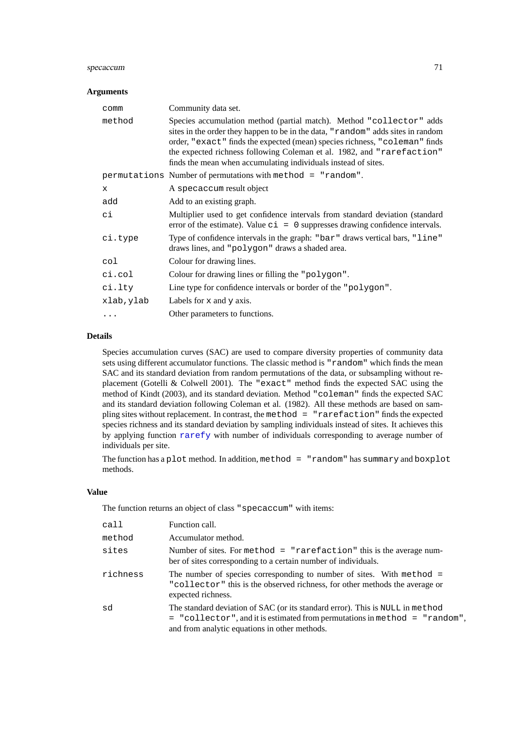## Arguments

| | |
|---|---|
| `comm` | Community data set. |
| `method` | Species accumulation method (partial match). Method `"collector"` adds sites in the order they happen to be in the data, `"random"` adds sites in random order, `"exact"` finds the expected (mean) species richness, `"coleman"` finds the expected richness following Coleman et al. 1982, and `"rarefaction"` finds the mean when accumulating individuals instead of sites. |
| `permutations` | Number of permutations with `method = "random"`. |
| `x` | A `specaccum` result object |
| `add` | Add to an existing graph. |
| `ci` | Multiplier used to get confidence intervals from standard deviation (standard error of the estimate). Value `ci = 0` suppresses drawing confidence intervals. |
| `ci.type` | Type of confidence intervals in the graph: `"bar"` draws vertical bars, `"line"` draws lines, and `"polygon"` draws a shaded area. |
| `col` | Colour for drawing lines. |
| `ci.col` | Colour for drawing lines or filling the `"polygon"`. |
| `ci.lty` | Line type for confidence intervals or border of the `"polygon"`. |
| `xlab,ylab` | Labels for `x` and `y` axis. |
| `...` | Other parameters to functions. |

## Details

Species accumulation curves (SAC) are used to compare diversity properties of community data sets using different accumulator functions. The classic method is `"random"` which finds the mean SAC and its standard deviation from random permutations of the data, or subsampling without replacement (Gotelli & Colwell 2001). The `"exact"` method finds the expected SAC using the method of Kindt (2003), and its standard deviation. Method `"coleman"` finds the expected SAC and its standard deviation following Coleman et al. (1982). All these methods are based on sampling sites without replacement. In contrast, the `method = "rarefaction"` finds the expected species richness and its standard deviation by sampling individuals instead of sites. It achieves this by applying function `rarefy` with number of individuals corresponding to average number of individuals per site.

The function has a `plot` method. In addition, `method = "random"` has `summary` and `boxplot` methods.

## Value

The function returns an object of class `"specaccum"` with items:

| | |
|---|---|
| `call` | Function call. |
| `method` | Accumulator method. |
| `sites` | Number of sites. For `method = "rarefaction"` this is the average number of sites corresponding to a certain number of individuals. |
| `richness` | The number of species corresponding to number of sites. With `method = "collector"` this is the observed richness, for other methods the average or expected richness. |
| `sd` | The standard deviation of SAC (or its standard error). This is `NULL` in `method = "collector"`, and it is estimated from permutations in `method = "random"`, and from analytic equations in other methods. |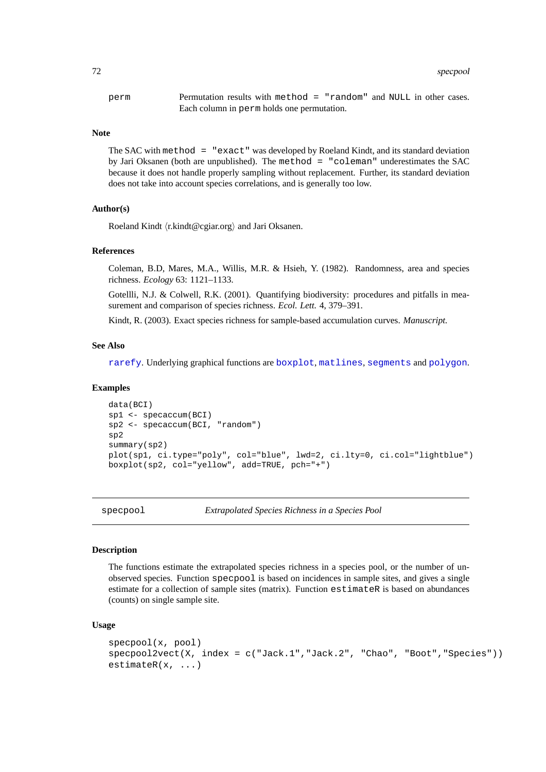perm — Permutation results with `method = "random"` and `NULL` in other cases. Each column in `perm` holds one permutation.

### Note

The SAC with `method = "exact"` was developed by Roeland Kindt, and its standard deviation by Jari Oksanen (both are unpublished). The `method = "coleman"` underestimates the SAC because it does not handle properly sampling without replacement. Further, its standard deviation does not take into account species correlations, and is generally too low.

### Author(s)

Roeland Kindt ⟨r.kindt@cgiar.org⟩ and Jari Oksanen.

### References

Coleman, B.D, Mares, M.A., Willis, M.R. & Hsieh, Y. (1982). Randomness, area and species richness. *Ecology* 63: 1121–1133.

Gotellli, N.J. & Colwell, R.K. (2001). Quantifying biodiversity: procedures and pitfalls in measurement and comparison of species richness. *Ecol. Lett.* 4, 379–391.

Kindt, R. (2003). Exact species richness for sample-based accumulation curves. *Manuscript.*

### See Also

`rarefy`. Underlying graphical functions are `boxplot`, `matlines`, `segments` and `polygon`.

### Examples

```
data(BCI)
sp1 <- specaccum(BCI)
sp2 <- specaccum(BCI, "random")
sp2
summary(sp2)
plot(sp1, ci.type="poly", col="blue", lwd=2, ci.lty=0, ci.col="lightblue")
boxplot(sp2, col="yellow", add=TRUE, pch="+")
```

---

## specpool — *Extrapolated Species Richness in a Species Pool*

---

### Description

The functions estimate the extrapolated species richness in a species pool, or the number of unobserved species. Function `specpool` is based on incidences in sample sites, and gives a single estimate for a collection of sample sites (matrix). Function `estimateR` is based on abundances (counts) on single sample site.

### Usage

```
specpool(x, pool)
specpool2vect(X, index = c("Jack.1","Jack.2", "Chao", "Boot","Species"))
estimateR(x, ...)
```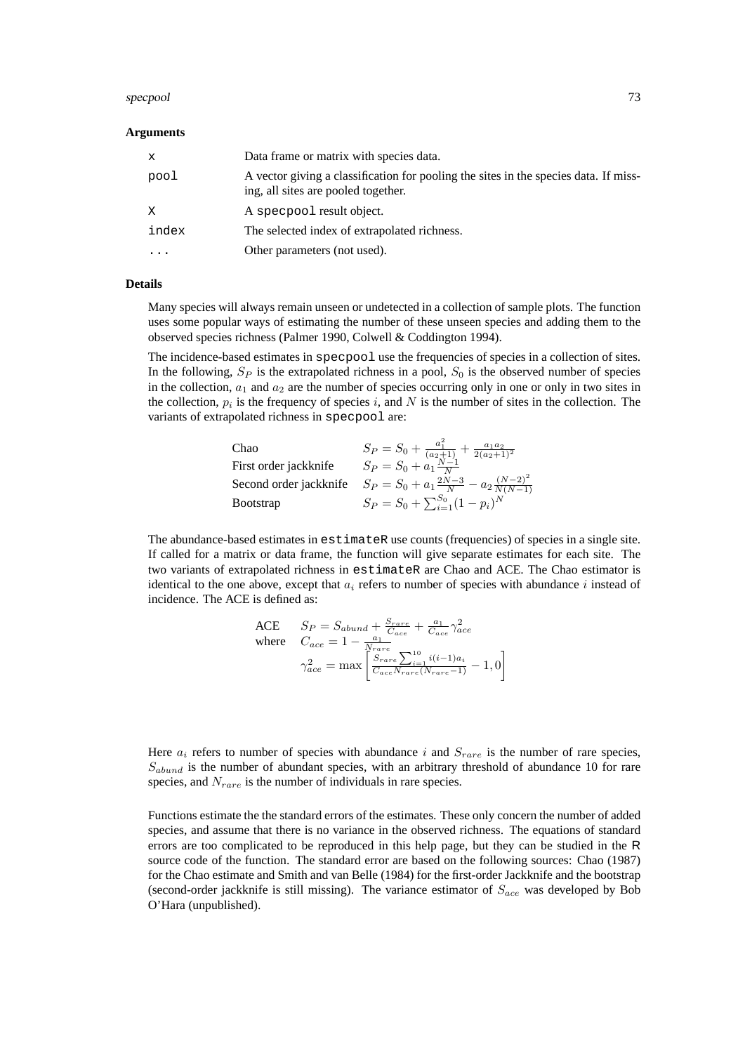## Arguments

| | |
|---|---|
| `x` | Data frame or matrix with species data. |
| `pool` | A vector giving a classification for pooling the sites in the species data. If missing, all sites are pooled together. |
| `X` | A `specpool` result object. |
| `index` | The selected index of extrapolated richness. |
| `...` | Other parameters (not used). |

## Details

Many species will always remain unseen or undetected in a collection of sample plots. The function uses some popular ways of estimating the number of these unseen species and adding them to the observed species richness (Palmer 1990, Colwell & Coddington 1994).

The incidence-based estimates in `specpool` use the frequencies of species in a collection of sites. In the following, $S_P$ is the extrapolated richness in a pool, $S_0$ is the observed number of species in the collection, $a_1$ and $a_2$ are the number of species occurring only in one or only in two sites in the collection, $p_i$ is the frequency of species $i$, and $N$ is the number of sites in the collection. The variants of extrapolated richness in `specpool` are:

| | |
|---|---|
| Chao | $S_P = S_0 + \frac{a_1^2}{(a_2+1)} + \frac{a_1 a_2}{2(a_2+1)^2}$ |
| First order jackknife | $S_P = S_0 + a_1 \frac{N-1}{N}$ |
| Second order jackknife | $S_P = S_0 + a_1 \frac{2N-3}{N} - a_2 \frac{(N-2)^2}{N(N-1)}$ |
| Bootstrap | $S_P = S_0 + \sum_{i=1}^{S_0} (1-p_i)^N$ |

The abundance-based estimates in `estimateR` use counts (frequencies) of species in a single site. If called for a matrix or data frame, the function will give separate estimates for each site. The two variants of extrapolated richness in `estimateR` are Chao and ACE. The Chao estimator is identical to the one above, except that $a_i$ refers to number of species with abundance $i$ instead of incidence. The ACE is defined as:

$$
\begin{aligned}
\text{ACE} \quad & S_P = S_{abund} + \frac{S_{rare}}{C_{ace}} + \frac{a_1}{C_{ace}} \gamma^2_{ace} \\
\text{where} \quad & C_{ace} = 1 - \frac{a_1}{N_{rare}} \\
& \gamma^2_{ace} = \max\left[ \frac{S_{rare} \sum_{i=1}^{10} i(i-1) a_i}{C_{ace} N_{rare} (N_{rare} - 1)} - 1, 0 \right]
\end{aligned}
$$

Here $a_i$ refers to number of species with abundance $i$ and $S_{rare}$ is the number of rare species, $S_{abund}$ is the number of abundant species, with an arbitrary threshold of abundance 10 for rare species, and $N_{rare}$ is the number of individuals in rare species.

Functions estimate the the standard errors of the estimates. These only concern the number of added species, and assume that there is no variance in the observed richness. The equations of standard errors are too complicated to be reproduced in this help page, but they can be studied in the R source code of the function. The standard error are based on the following sources: Chao (1987) for the Chao estimate and Smith and van Belle (1984) for the first-order Jackknife and the bootstrap (second-order jackknife is still missing). The variance estimator of $S_{ace}$ was developed by Bob O'Hara (unpublished).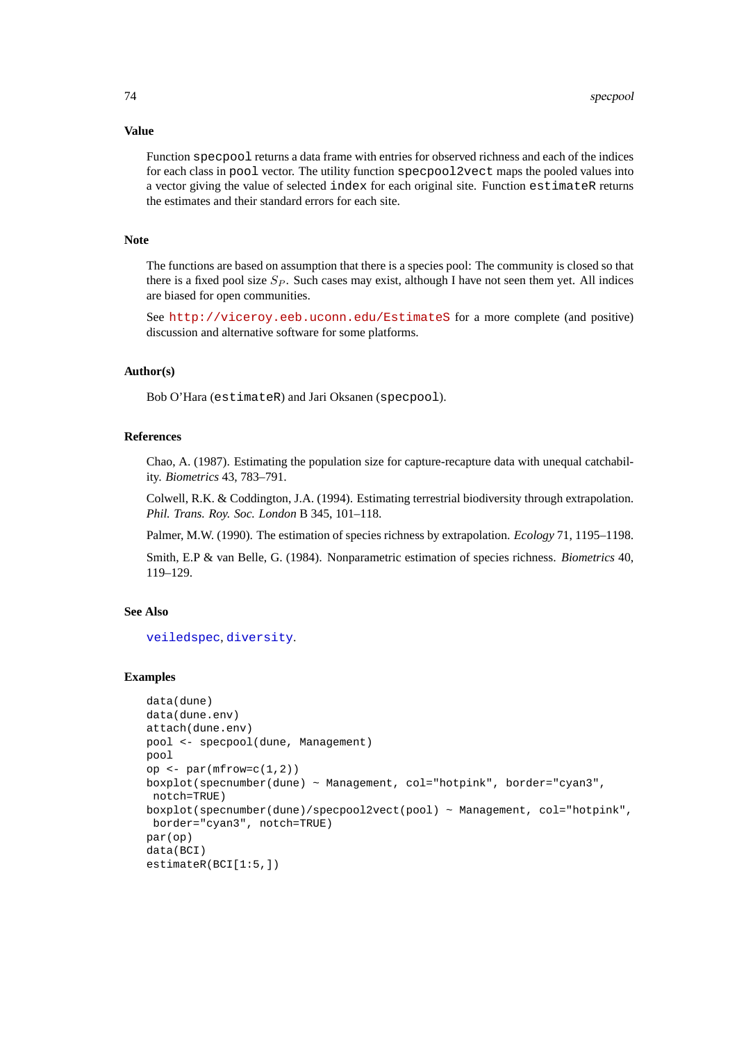## Value

Function `specpool` returns a data frame with entries for observed richness and each of the indices for each class in `pool` vector. The utility function `specpool2vect` maps the pooled values into a vector giving the value of selected `index` for each original site. Function `estimateR` returns the estimates and their standard errors for each site.

## Note

The functions are based on assumption that there is a species pool: The community is closed so that there is a fixed pool size $S_P$. Such cases may exist, although I have not seen them yet. All indices are biased for open communities.

See http://viceroy.eeb.uconn.edu/EstimateS for a more complete (and positive) discussion and alternative software for some platforms.

## Author(s)

Bob O'Hara (`estimateR`) and Jari Oksanen (`specpool`).

## References

Chao, A. (1987). Estimating the population size for capture-recapture data with unequal catchability. *Biometrics* 43, 783–791.

Colwell, R.K. & Coddington, J.A. (1994). Estimating terrestrial biodiversity through extrapolation. *Phil. Trans. Roy. Soc. London* B 345, 101–118.

Palmer, M.W. (1990). The estimation of species richness by extrapolation. *Ecology* 71, 1195–1198.

Smith, E.P & van Belle, G. (1984). Nonparametric estimation of species richness. *Biometrics* 40, 119–129.

## See Also

`veiledspec`, `diversity`.

## Examples

```
data(dune)
data(dune.env)
attach(dune.env)
pool <- specpool(dune, Management)
pool
op <- par(mfrow=c(1,2))
boxplot(specnumber(dune) ~ Management, col="hotpink", border="cyan3",
 notch=TRUE)
boxplot(specnumber(dune)/specpool2vect(pool) ~ Management, col="hotpink",
 border="cyan3", notch=TRUE)
par(op)
data(BCI)
estimateR(BCI[1:5,])
```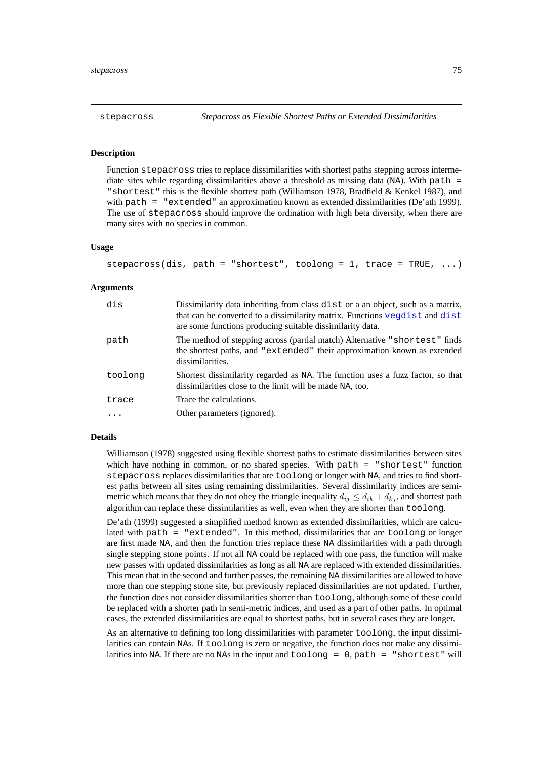## stepacross — *Stepacross as Flexible Shortest Paths or Extended Dissimilarities*

### Description

Function `stepacross` tries to replace dissimilarities with shortest paths stepping across intermediate sites while regarding dissimilarities above a threshold as missing data (NA). With `path = "shortest"` this is the flexible shortest path (Williamson 1978, Bradfield & Kenkel 1987), and with `path = "extended"` an approximation known as extended dissimilarities (De'ath 1999). The use of `stepacross` should improve the ordination with high beta diversity, when there are many sites with no species in common.

### Usage

```
stepacross(dis, path = "shortest", toolong = 1, trace = TRUE, ...)
```

### Arguments

| | |
|---|---|
| `dis` | Dissimilarity data inheriting from class `dist` or a an object, such as a matrix, that can be converted to a dissimilarity matrix. Functions `vegdist` and `dist` are some functions producing suitable dissimilarity data. |
| `path` | The method of stepping across (partial match) Alternative `"shortest"` finds the shortest paths, and `"extended"` their approximation known as extended dissimilarities. |
| `toolong` | Shortest dissimilarity regarded as NA. The function uses a fuzz factor, so that dissimilarities close to the limit will be made NA, too. |
| `trace` | Trace the calculations. |
| `...` | Other parameters (ignored). |

### Details

Williamson (1978) suggested using flexible shortest paths to estimate dissimilarities between sites which have nothing in common, or no shared species. With `path = "shortest"` function `stepacross` replaces dissimilarities that are `toolong` or longer with NA, and tries to find shortest paths between all sites using remaining dissimilarities. Several dissimilarity indices are semi-metric which means that they do not obey the triangle inequality $d_{ij} \leq d_{ik} + d_{kj}$, and shortest path algorithm can replace these dissimilarities as well, even when they are shorter than `toolong`.

De'ath (1999) suggested a simplified method known as extended dissimilarities, which are calculated with `path = "extended"`. In this method, dissimilarities that are `toolong` or longer are first made NA, and then the function tries replace these NA dissimilarities with a path through single stepping stone points. If not all NA could be replaced with one pass, the function will make new passes with updated dissimilarities as long as all NA are replaced with extended dissimilarities. This mean that in the second and further passes, the remaining NA dissimilarities are allowed to have more than one stepping stone site, but previously replaced dissimilarities are not updated. Further, the function does not consider dissimilarities shorter than `toolong`, although some of these could be replaced with a shorter path in semi-metric indices, and used as a part of other paths. In optimal cases, the extended dissimilarities are equal to shortest paths, but in several cases they are longer.

As an alternative to defining too long dissimilarities with parameter `toolong`, the input dissimilarities can contain NAs. If `toolong` is zero or negative, the function does not make any dissimilarities into NA. If there are no NAs in the input and `toolong = 0`, `path = "shortest"` will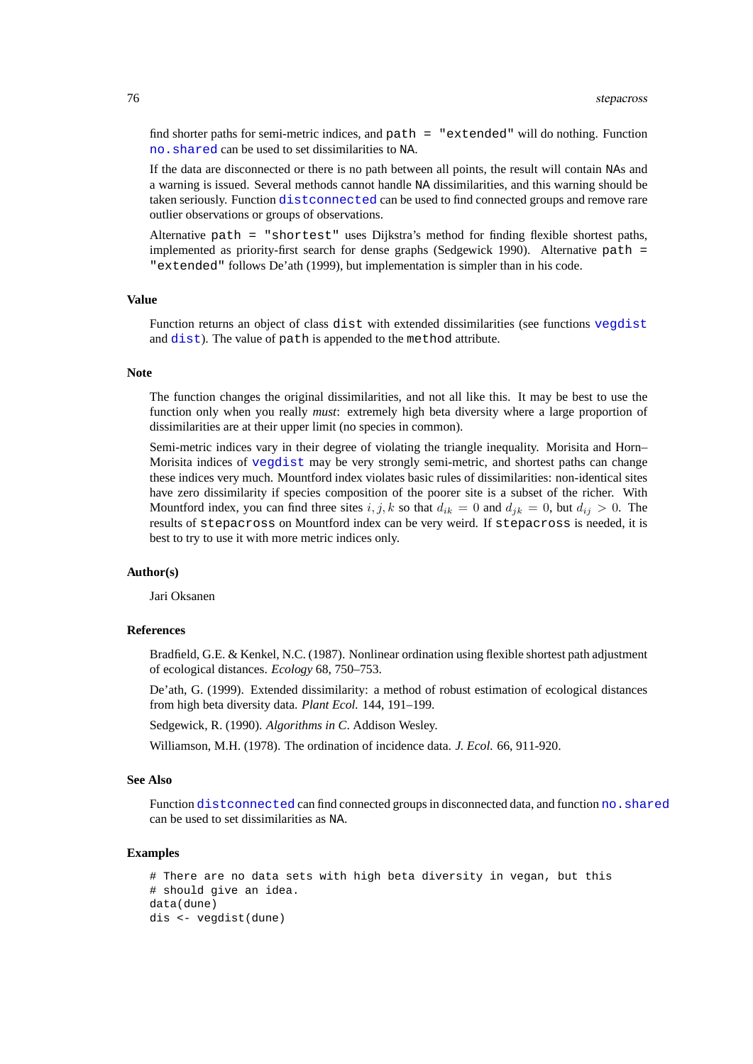find shorter paths for semi-metric indices, and `path = "extended"` will do nothing. Function `no.shared` can be used to set dissimilarities to `NA`.

If the data are disconnected or there is no path between all points, the result will contain `NA`s and a warning is issued. Several methods cannot handle `NA` dissimilarities, and this warning should be taken seriously. Function `distconnected` can be used to find connected groups and remove rare outlier observations or groups of observations.

Alternative `path = "shortest"` uses Dijkstra's method for finding flexible shortest paths, implemented as priority-first search for dense graphs (Sedgewick 1990). Alternative `path = "extended"` follows De'ath (1999), but implementation is simpler than in his code.

### Value

Function returns an object of class `dist` with extended dissimilarities (see functions `vegdist` and `dist`). The value of `path` is appended to the `method` attribute.

### Note

The function changes the original dissimilarities, and not all like this. It may be best to use the function only when you really *must*: extremely high beta diversity where a large proportion of dissimilarities are at their upper limit (no species in common).

Semi-metric indices vary in their degree of violating the triangle inequality. Morisita and Horn–Morisita indices of `vegdist` may be very strongly semi-metric, and shortest paths can change these indices very much. Mountford index violates basic rules of dissimilarities: non-identical sites have zero dissimilarity if species composition of the poorer site is a subset of the richer. With Mountford index, you can find three sites $i, j, k$ so that $d_{ik} = 0$ and $d_{jk} = 0$, but $d_{ij} > 0$. The results of `stepacross` on Mountford index can be very weird. If `stepacross` is needed, it is best to try to use it with more metric indices only.

### Author(s)

Jari Oksanen

### References

Bradfield, G.E. & Kenkel, N.C. (1987). Nonlinear ordination using flexible shortest path adjustment of ecological distances. *Ecology* 68, 750–753.

De'ath, G. (1999). Extended dissimilarity: a method of robust estimation of ecological distances from high beta diversity data. *Plant Ecol.* 144, 191–199.

Sedgewick, R. (1990). *Algorithms in C*. Addison Wesley.

Williamson, M.H. (1978). The ordination of incidence data. *J. Ecol.* 66, 911-920.

### See Also

Function `distconnected` can find connected groups in disconnected data, and function `no.shared` can be used to set dissimilarities as `NA`.

### Examples

```
# There are no data sets with high beta diversity in vegan, but this
# should give an idea.
data(dune)
dis <- vegdist(dune)
```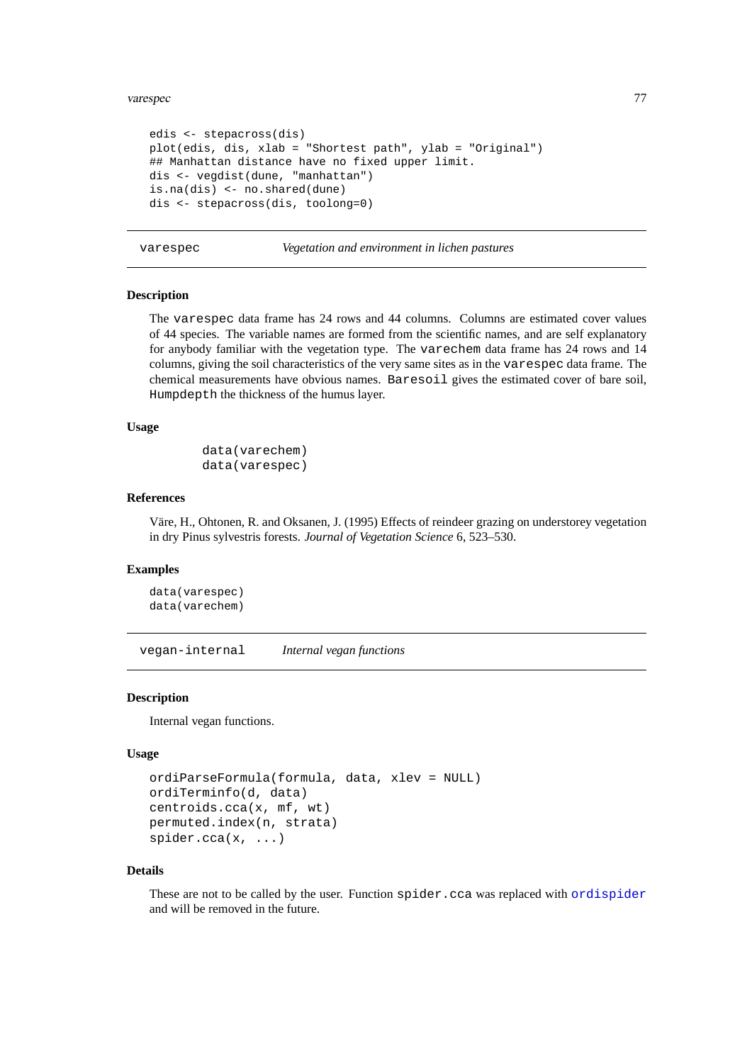```
edis <- stepacross(dis)
plot(edis, dis, xlab = "Shortest path", ylab = "Original")
## Manhattan distance have no fixed upper limit.
dis <- vegdist(dune, "manhattan")
is.na(dis) <- no.shared(dune)
dis <- stepacross(dis, toolong=0)
```

---

## varespec — *Vegetation and environment in lichen pastures*

### Description

The varespec data frame has 24 rows and 44 columns. Columns are estimated cover values of 44 species. The variable names are formed from the scientific names, and are self explanatory for anybody familiar with the vegetation type. The varechem data frame has 24 rows and 14 columns, giving the soil characteristics of the very same sites as in the varespec data frame. The chemical measurements have obvious names. Baresoil gives the estimated cover of bare soil, Humpdepth the thickness of the humus layer.

### Usage

```
data(varechem)
data(varespec)
```

### References

Väre, H., Ohtonen, R. and Oksanen, J. (1995) Effects of reindeer grazing on understorey vegetation in dry Pinus sylvestris forests. *Journal of Vegetation Science* 6, 523–530.

### Examples

```
data(varespec)
data(varechem)
```

---

## vegan-internal — *Internal vegan functions*

### Description

Internal vegan functions.

### Usage

```
ordiParseFormula(formula, data, xlev = NULL)
ordiTerminfo(d, data)
centroids.cca(x, mf, wt)
permuted.index(n, strata)
spider.cca(x, ...)
```

### Details

These are not to be called by the user. Function spider.cca was replaced with ordispider and will be removed in the future.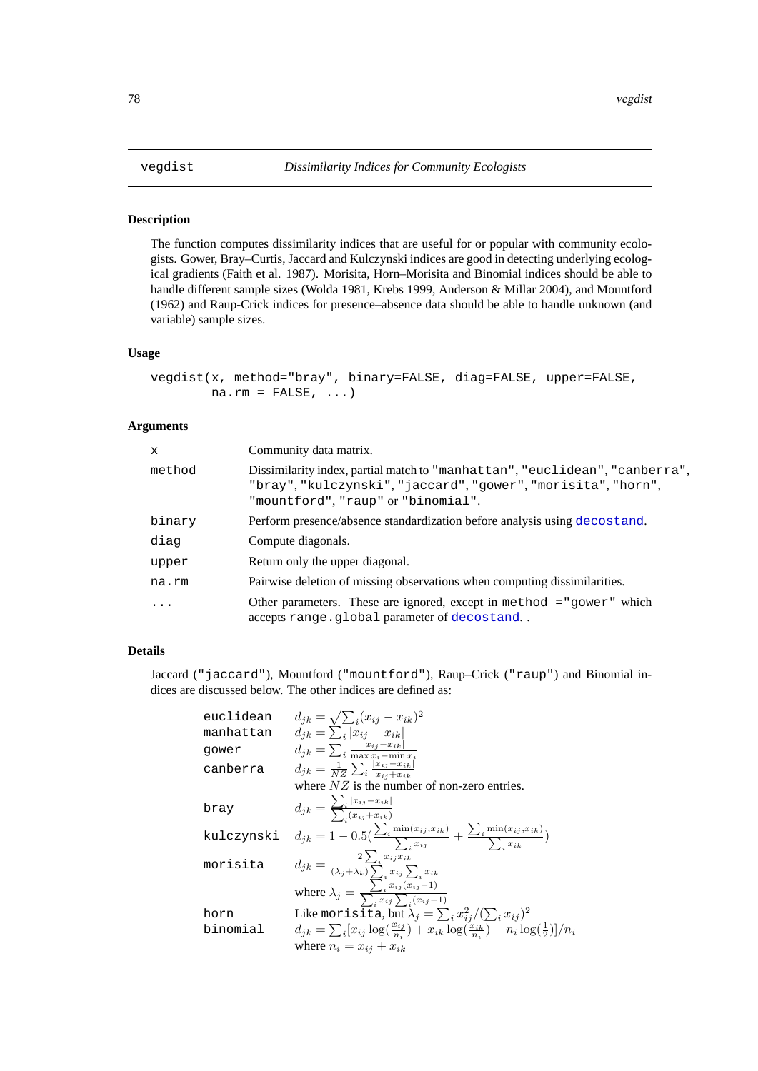# vegdist — *Dissimilarity Indices for Community Ecologists*

## Description

The function computes dissimilarity indices that are useful for or popular with community ecologists. Gower, Bray–Curtis, Jaccard and Kulczynski indices are good in detecting underlying ecological gradients (Faith et al. 1987). Morisita, Horn–Morisita and Binomial indices should be able to handle different sample sizes (Wolda 1981, Krebs 1999, Anderson & Millar 2004), and Mountford (1962) and Raup-Crick indices for presence–absence data should be able to handle unknown (and variable) sample sizes.

## Usage

```
vegdist(x, method="bray", binary=FALSE, diag=FALSE, upper=FALSE,
        na.rm = FALSE, ...)
```

## Arguments

| | |
|---|---|
| `x` | Community data matrix. |
| `method` | Dissimilarity index, partial match to `"manhattan"`, `"euclidean"`, `"canberra"`, `"bray"`, `"kulczynski"`, `"jaccard"`, `"gower"`, `"morisita"`, `"horn"`, `"mountford"`, `"raup"` or `"binomial"`. |
| `binary` | Perform presence/absence standardization before analysis using `decostand`. |
| `diag` | Compute diagonals. |
| `upper` | Return only the upper diagonal. |
| `na.rm` | Pairwise deletion of missing observations when computing dissimilarities. |
| `...` | Other parameters. These are ignored, except in `method ="gower"` which accepts `range.global` parameter of `decostand`. . |

## Details

Jaccard (`"jaccard"`), Mountford (`"mountford"`), Raup–Crick (`"raup"`) and Binomial indices are discussed below. The other indices are defined as:

| | |
|---|---|
| `euclidean` | $d_{jk} = \sqrt{\sum_i (x_{ij} - x_{ik})^2}$ |
| `manhattan` | $d_{jk} = \sum_i \lvert x_{ij} - x_{ik} \rvert$ |
| `gower` | $d_{jk} = \sum_i \frac{\lvert x_{ij} - x_{ik} \rvert}{\max x_i - \min x_i}$ |
| `canberra` | $d_{jk} = \frac{1}{NZ} \sum_i \frac{\lvert x_{ij} - x_{ik} \rvert}{x_{ij} + x_{ik}}$ <br> where $NZ$ is the number of non-zero entries. |
| `bray` | $d_{jk} = \frac{\sum_i \lvert x_{ij} - x_{ik} \rvert}{\sum_i (x_{ij} + x_{ik})}$ |
| `kulczynski` | $d_{jk} = 1 - 0.5 (\frac{\sum_i \min(x_{ij}, x_{ik})}{\sum_i x_{ij}} + \frac{\sum_i \min(x_{ij}, x_{ik})}{\sum_i x_{ik}})$ |
| `morisita` | $d_{jk} = \frac{2 \sum_i x_{ij} x_{ik}}{(\lambda_j + \lambda_k) \sum_i x_{ij} \sum_i x_{ik}}$ <br> where $\lambda_j = \frac{\sum_i x_{ij}(x_{ij} - 1)}{\sum_i x_{ij} \sum_i (x_{ij} - 1)}$ |
| `horn` | Like `morisita`, but $\lambda_j = \sum_i x_{ij}^2 / (\sum_i x_{ij})^2$ |
| `binomial` | $d_{jk} = \sum_i [x_{ij} \log(\frac{x_{ij}}{n_i}) + x_{ik} \log(\frac{x_{ik}}{n_i}) - n_i \log(\frac{1}{2})] / n_i$ <br> where $n_i = x_{ij} + x_{ik}$ |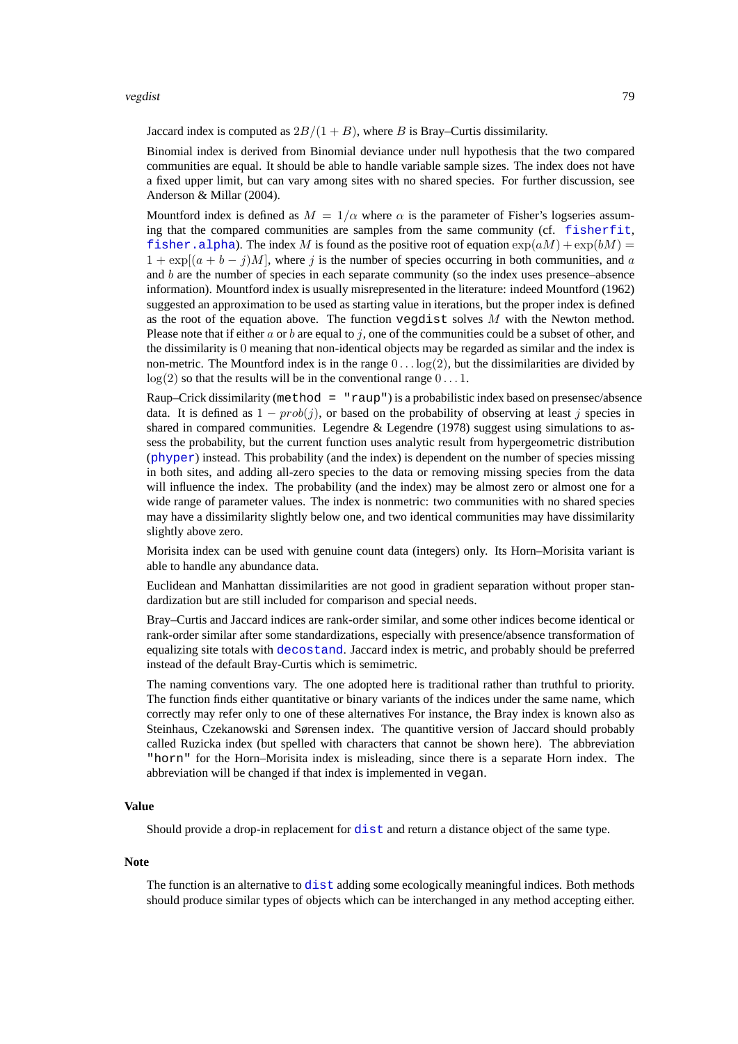Jaccard index is computed as $2B/(1+B)$, where $B$ is Bray–Curtis dissimilarity.

Binomial index is derived from Binomial deviance under null hypothesis that the two compared communities are equal. It should be able to handle variable sample sizes. The index does not have a fixed upper limit, but can vary among sites with no shared species. For further discussion, see Anderson & Millar (2004).

Mountford index is defined as $M = 1/\alpha$ where $\alpha$ is the parameter of Fisher's logseries assuming that the compared communities are samples from the same community (cf. `fisherfit`, `fisher.alpha`). The index $M$ is found as the positive root of equation $\exp(aM) + \exp(bM) = 1 + \exp[(a+b-j)M]$, where $j$ is the number of species occurring in both communities, and $a$ and $b$ are the number of species in each separate community (so the index uses presence–absence information). Mountford index is usually misrepresented in the literature: indeed Mountford (1962) suggested an approximation to be used as starting value in iterations, but the proper index is defined as the root of the equation above. The function `vegdist` solves $M$ with the Newton method. Please note that if either $a$ or $b$ are equal to $j$, one of the communities could be a subset of other, and the dissimilarity is $0$ meaning that non-identical objects may be regarded as similar and the index is non-metric. The Mountford index is in the range $0 \ldots \log(2)$, but the dissimilarities are divided by $\log(2)$ so that the results will be in the conventional range $0 \ldots 1$.

Raup–Crick dissimilarity (`method = "raup"`) is a probabilistic index based on presensec/absence data. It is defined as $1 - prob(j)$, or based on the probability of observing at least $j$ species in shared in compared communities. Legendre & Legendre (1978) suggest using simulations to assess the probability, but the current function uses analytic result from hypergeometric distribution (`phyper`) instead. This probability (and the index) is dependent on the number of species missing in both sites, and adding all-zero species to the data or removing missing species from the data will influence the index. The probability (and the index) may be almost zero or almost one for a wide range of parameter values. The index is nonmetric: two communities with no shared species may have a dissimilarity slightly below one, and two identical communities may have dissimilarity slightly above zero.

Morisita index can be used with genuine count data (integers) only. Its Horn–Morisita variant is able to handle any abundance data.

Euclidean and Manhattan dissimilarities are not good in gradient separation without proper standardization but are still included for comparison and special needs.

Bray–Curtis and Jaccard indices are rank-order similar, and some other indices become identical or rank-order similar after some standardizations, especially with presence/absence transformation of equalizing site totals with `decostand`. Jaccard index is metric, and probably should be preferred instead of the default Bray-Curtis which is semimetric.

The naming conventions vary. The one adopted here is traditional rather than truthful to priority. The function finds either quantitative or binary variants of the indices under the same name, which correctly may refer only to one of these alternatives For instance, the Bray index is known also as Steinhaus, Czekanowski and Sørensen index. The quantitive version of Jaccard should probably called Ruzicka index (but spelled with characters that cannot be shown here). The abbreviation `"horn"` for the Horn–Morisita index is misleading, since there is a separate Horn index. The abbreviation will be changed if that index is implemented in `vegan`.

### Value

Should provide a drop-in replacement for `dist` and return a distance object of the same type.

### Note

The function is an alternative to `dist` adding some ecologically meaningful indices. Both methods should produce similar types of objects which can be interchanged in any method accepting either.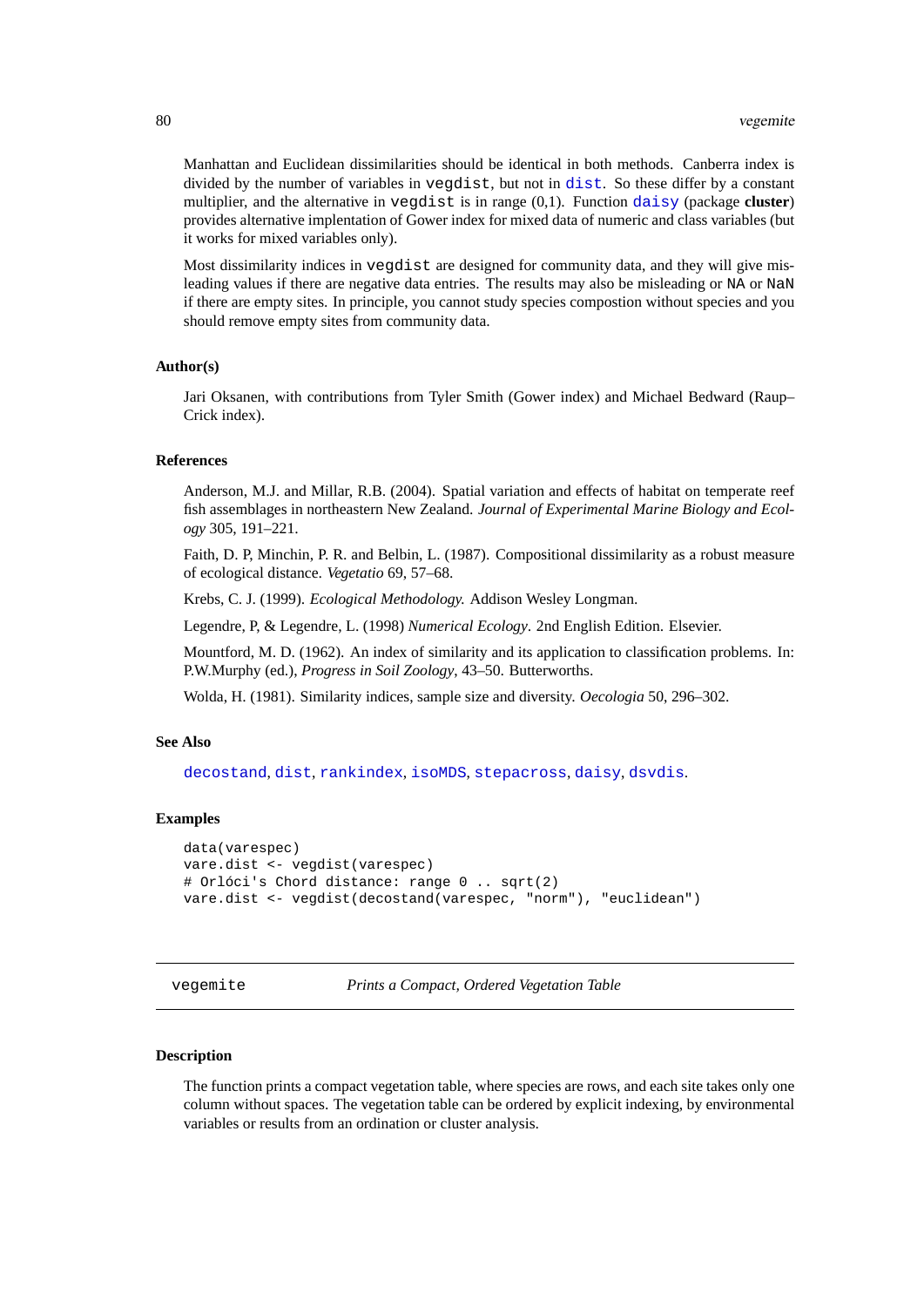Manhattan and Euclidean dissimilarities should be identical in both methods. Canberra index is divided by the number of variables in `vegdist`, but not in `dist`. So these differ by a constant multiplier, and the alternative in `vegdist` is in range (0,1). Function `daisy` (package **cluster**) provides alternative implentation of Gower index for mixed data of numeric and class variables (but it works for mixed variables only).

Most dissimilarity indices in `vegdist` are designed for community data, and they will give misleading values if there are negative data entries. The results may also be misleading or `NA` or `NaN` if there are empty sites. In principle, you cannot study species compostion without species and you should remove empty sites from community data.

### Author(s)

Jari Oksanen, with contributions from Tyler Smith (Gower index) and Michael Bedward (Raup–Crick index).

### References

Anderson, M.J. and Millar, R.B. (2004). Spatial variation and effects of habitat on temperate reef fish assemblages in northeastern New Zealand. *Journal of Experimental Marine Biology and Ecology* 305, 191–221.

Faith, D. P, Minchin, P. R. and Belbin, L. (1987). Compositional dissimilarity as a robust measure of ecological distance. *Vegetatio* 69, 57–68.

Krebs, C. J. (1999). *Ecological Methodology.* Addison Wesley Longman.

Legendre, P, & Legendre, L. (1998) *Numerical Ecology*. 2nd English Edition. Elsevier.

Mountford, M. D. (1962). An index of similarity and its application to classification problems. In: P.W.Murphy (ed.), *Progress in Soil Zoology*, 43–50. Butterworths.

Wolda, H. (1981). Similarity indices, sample size and diversity. *Oecologia* 50, 296–302.

### See Also

`decostand`, `dist`, `rankindex`, `isoMDS`, `stepacross`, `daisy`, `dsvdis`.

### Examples

```
data(varespec)
vare.dist <- vegdist(varespec)
# Orlóci's Chord distance: range 0 .. sqrt(2)
vare.dist <- vegdist(decostand(varespec, "norm"), "euclidean")
```

## vegemite *Prints a Compact, Ordered Vegetation Table*

### Description

The function prints a compact vegetation table, where species are rows, and each site takes only one column without spaces. The vegetation table can be ordered by explicit indexing, by environmental variables or results from an ordination or cluster analysis.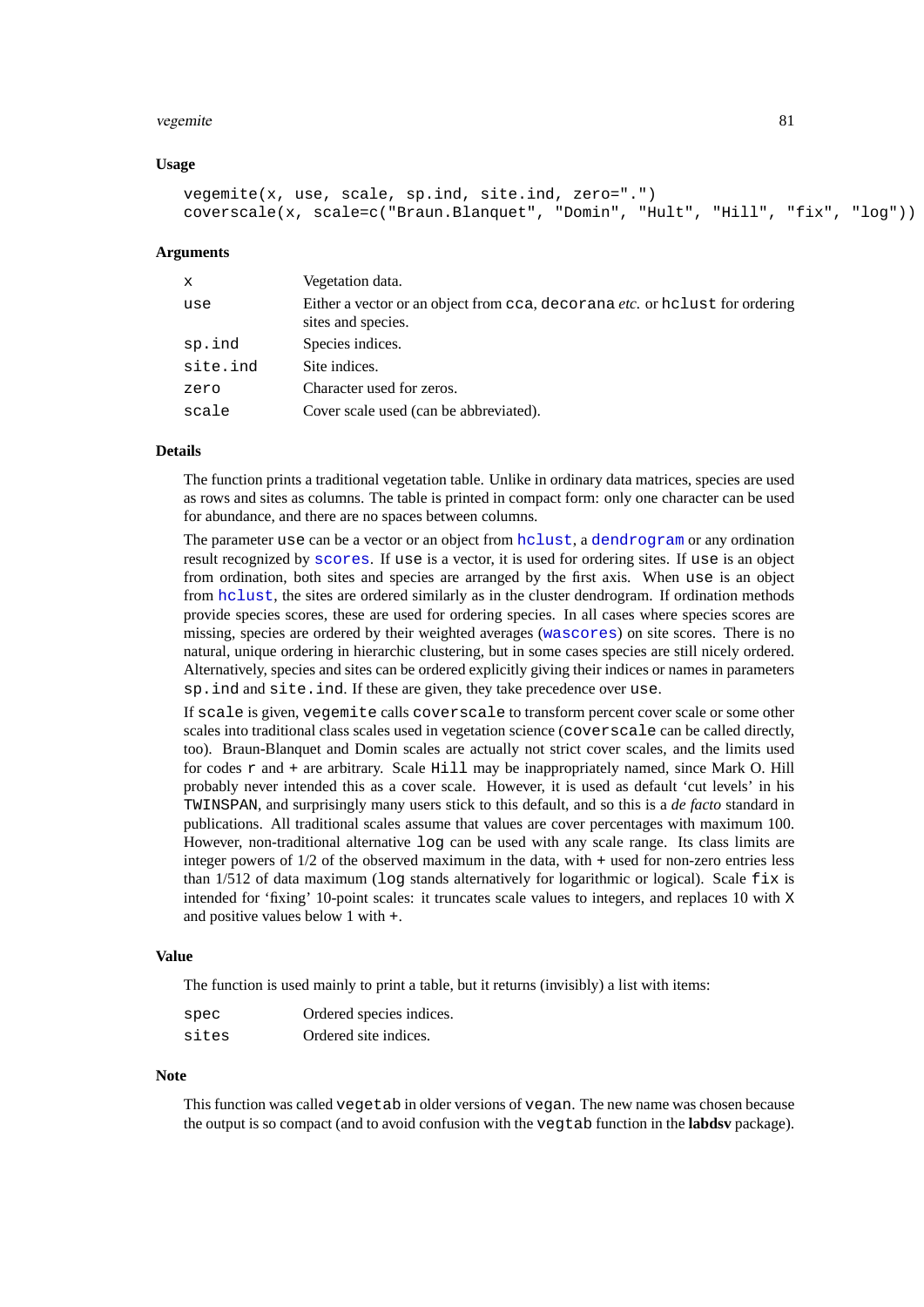### Usage

```
vegemite(x, use, scale, sp.ind, site.ind, zero=".")
coverscale(x, scale=c("Braun.Blanquet", "Domin", "Hult", "Hill", "fix", "log"))
```

### Arguments

| | |
|---|---|
| `x` | Vegetation data. |
| `use` | Either a vector or an object from `cca`, `decorana` *etc.* or `hclust` for ordering sites and species. |
| `sp.ind` | Species indices. |
| `site.ind` | Site indices. |
| `zero` | Character used for zeros. |
| `scale` | Cover scale used (can be abbreviated). |

### Details

The function prints a traditional vegetation table. Unlike in ordinary data matrices, species are used as rows and sites as columns. The table is printed in compact form: only one character can be used for abundance, and there are no spaces between columns.

The parameter `use` can be a vector or an object from `hclust`, a `dendrogram` or any ordination result recognized by `scores`. If `use` is a vector, it is used for ordering sites. If `use` is an object from ordination, both sites and species are arranged by the first axis. When `use` is an object from `hclust`, the sites are ordered similarly as in the cluster dendrogram. If ordination methods provide species scores, these are used for ordering species. In all cases where species scores are missing, species are ordered by their weighted averages (`wascores`) on site scores. There is no natural, unique ordering in hierarchic clustering, but in some cases species are still nicely ordered. Alternatively, species and sites can be ordered explicitly giving their indices or names in parameters `sp.ind` and `site.ind`. If these are given, they take precedence over `use`.

If `scale` is given, `vegemite` calls `coverscale` to transform percent cover scale or some other scales into traditional class scales used in vegetation science (`coverscale` can be called directly, too). Braun-Blanquet and Domin scales are actually not strict cover scales, and the limits used for codes `r` and `+` are arbitrary. Scale `Hill` may be inappropriately named, since Mark O. Hill probably never intended this as a cover scale. However, it is used as default 'cut levels' in his `TWINSPAN`, and surprisingly many users stick to this default, and so this is a *de facto* standard in publications. All traditional scales assume that values are cover percentages with maximum 100. However, non-traditional alternative `log` can be used with any scale range. Its class limits are integer powers of 1/2 of the observed maximum in the data, with `+` used for non-zero entries less than 1/512 of data maximum (`log` stands alternatively for logarithmic or logical). Scale `fix` is intended for 'fixing' 10-point scales: it truncates scale values to integers, and replaces 10 with `X` and positive values below 1 with `+`.

### Value

The function is used mainly to print a table, but it returns (invisibly) a list with items:

| | |
|---|---|
| `spec` | Ordered species indices. |
| `sites` | Ordered site indices. |

### Note

This function was called `vegetab` in older versions of `vegan`. The new name was chosen because the output is so compact (and to avoid confusion with the `vegtab` function in the **labdsv** package).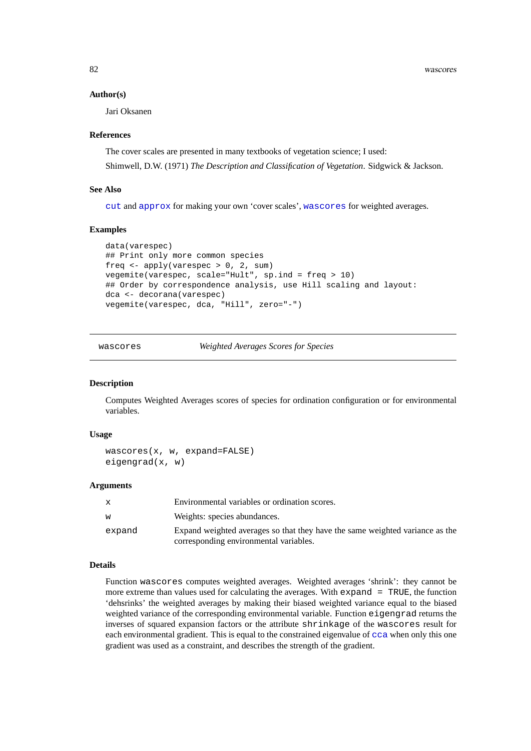### Author(s)

Jari Oksanen

### References

The cover scales are presented in many textbooks of vegetation science; I used:

Shimwell, D.W. (1971) *The Description and Classification of Vegetation*. Sidgwick & Jackson.

### See Also

`cut` and `approx` for making your own 'cover scales', `wascores` for weighted averages.

### Examples

```
data(varespec)
## Print only more common species
freq <- apply(varespec > 0, 2, sum)
vegemite(varespec, scale="Hult", sp.ind = freq > 10)
## Order by correspondence analysis, use Hill scaling and layout:
dca <- decorana(varespec)
vegemite(varespec, dca, "Hill", zero="-")
```

---

## wascores — *Weighted Averages Scores for Species*

### Description

Computes Weighted Averages scores of species for ordination configuration or for environmental variables.

### Usage

```
wascores(x, w, expand=FALSE)
eigengrad(x, w)
```

### Arguments

| | |
|---|---|
| `x` | Environmental variables or ordination scores. |
| `w` | Weights: species abundances. |
| `expand` | Expand weighted averages so that they have the same weighted variance as the corresponding environmental variables. |

### Details

Function `wascores` computes weighted averages. Weighted averages 'shrink': they cannot be more extreme than values used for calculating the averages. With `expand = TRUE`, the function 'dehsrinks' the weighted averages by making their biased weighted variance equal to the biased weighted variance of the corresponding environmental variable. Function `eigengrad` returns the inverses of squared expansion factors or the attribute `shrinkage` of the `wascores` result for each environmental gradient. This is equal to the constrained eigenvalue of `cca` when only this one gradient was used as a constraint, and describes the strength of the gradient.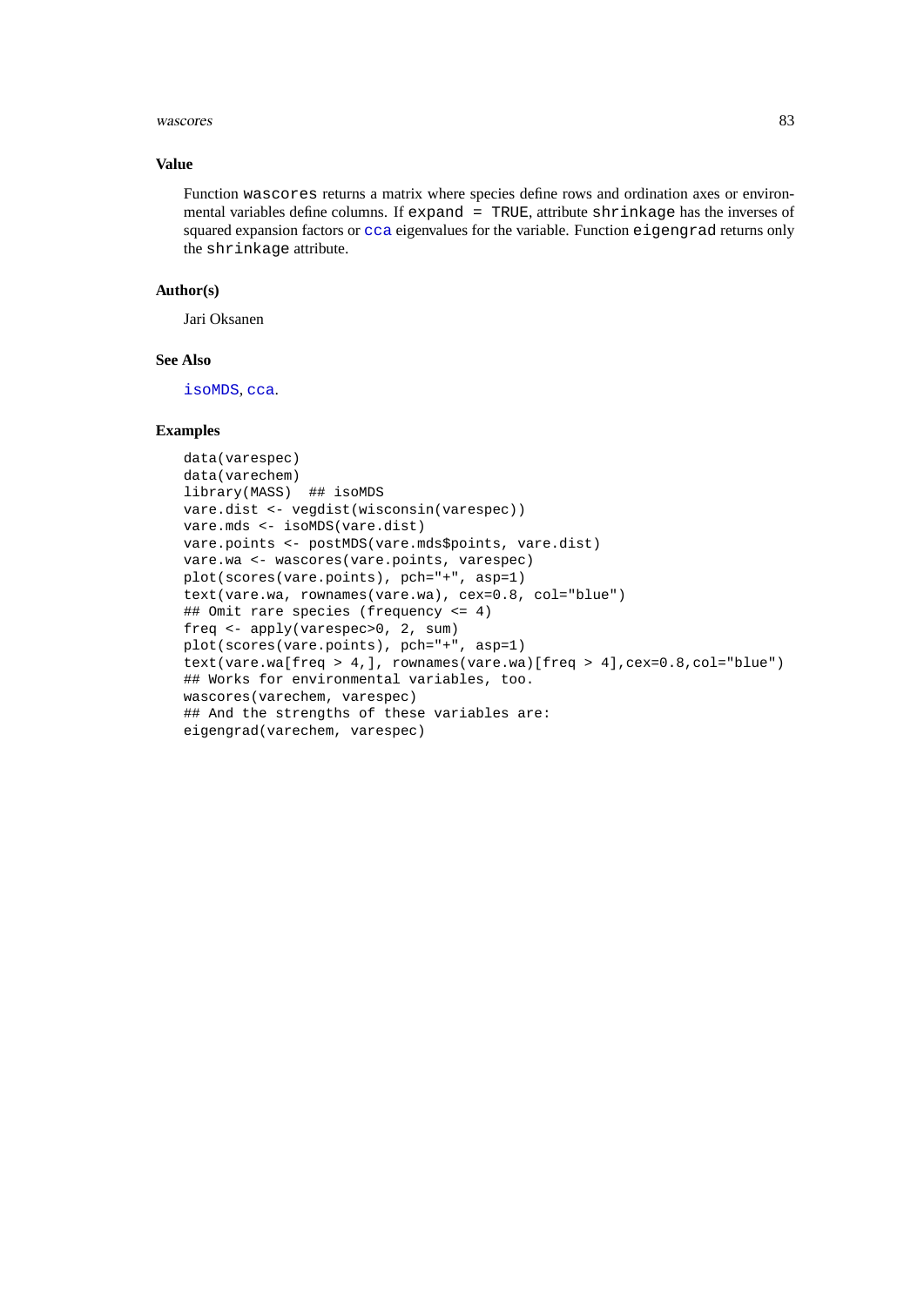### Value

Function `wascores` returns a matrix where species define rows and ordination axes or environmental variables define columns. If `expand = TRUE`, attribute `shrinkage` has the inverses of squared expansion factors or `cca` eigenvalues for the variable. Function `eigengrad` returns only the `shrinkage` attribute.

### Author(s)

Jari Oksanen

### See Also

`isoMDS`, `cca`.

### Examples

```
data(varespec)
data(varechem)
library(MASS)  ## isoMDS
vare.dist <- vegdist(wisconsin(varespec))
vare.mds <- isoMDS(vare.dist)
vare.points <- postMDS(vare.mds$points, vare.dist)
vare.wa <- wascores(vare.points, varespec)
plot(scores(vare.points), pch="+", asp=1)
text(vare.wa, rownames(vare.wa), cex=0.8, col="blue")
## Omit rare species (frequency <= 4)
freq <- apply(varespec>0, 2, sum)
plot(scores(vare.points), pch="+", asp=1)
text(vare.wa[freq > 4,], rownames(vare.wa)[freq > 4],cex=0.8,col="blue")
## Works for environmental variables, too.
wascores(varechem, varespec)
## And the strengths of these variables are:
eigengrad(varechem, varespec)
```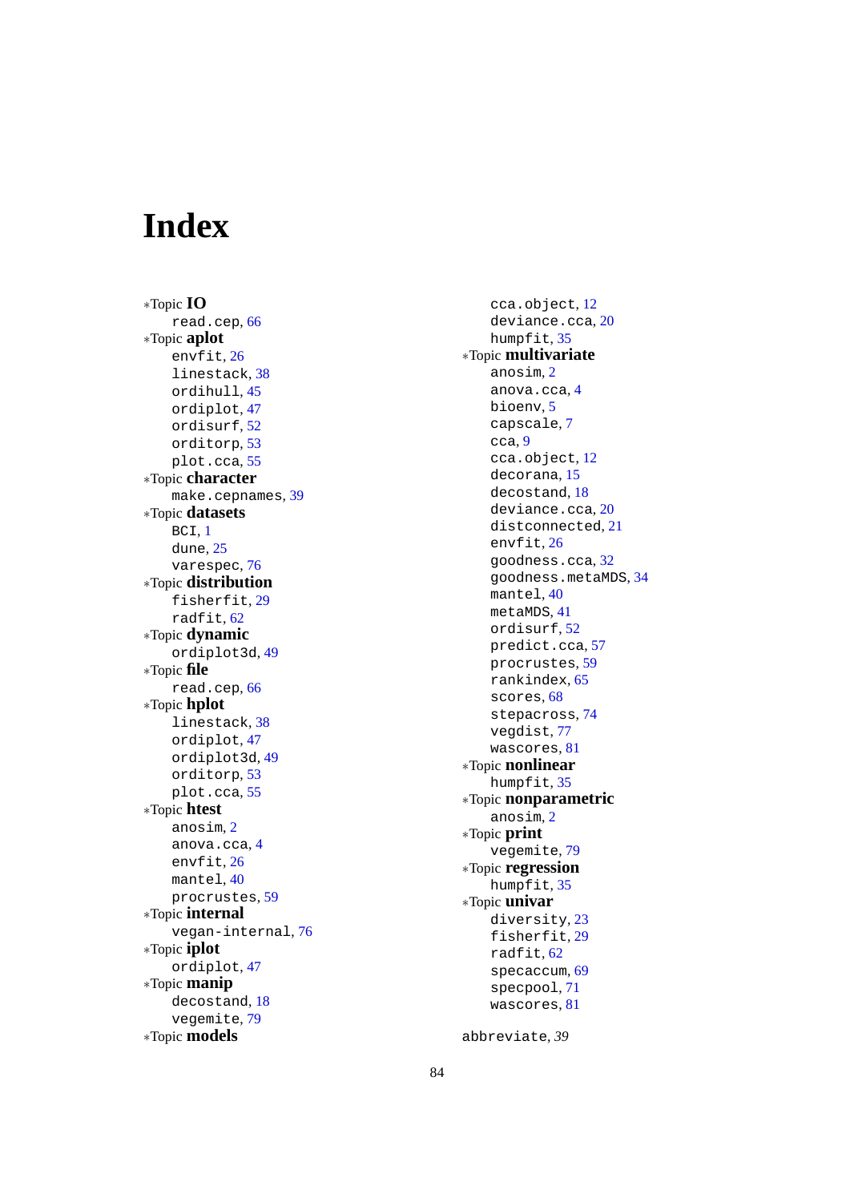# Index

*Topic **IO**
- read.cep, 66

*Topic **aplot**
- envfit, 26
- linestack, 38
- ordihull, 45
- ordiplot, 47
- ordisurf, 52
- orditorp, 53
- plot.cca, 55

*Topic **character**
- make.cepnames, 39

*Topic **datasets**
- BCI, 1
- dune, 25
- varespec, 76

*Topic **distribution**
- fisherfit, 29
- radfit, 62

*Topic **dynamic**
- ordiplot3d, 49

*Topic **file**
- read.cep, 66

*Topic **hplot**
- linestack, 38
- ordiplot, 47
- ordiplot3d, 49
- orditorp, 53
- plot.cca, 55

*Topic **htest**
- anosim, 2
- anova.cca, 4
- envfit, 26
- mantel, 40
- procrustes, 59

*Topic **internal**
- vegan-internal, 76

*Topic **iplot**
- ordiplot, 47

*Topic **manip**
- decostand, 18
- vegemite, 79

*Topic **models**
- cca.object, 12
- deviance.cca, 20
- humpfit, 35

*Topic **multivariate**
- anosim, 2
- anova.cca, 4
- bioenv, 5
- capscale, 7
- cca, 9
- cca.object, 12
- decorana, 15
- decostand, 18
- deviance.cca, 20
- distconnected, 21
- envfit, 26
- goodness.cca, 32
- goodness.metaMDS, 34
- mantel, 40
- metaMDS, 41
- ordisurf, 52
- predict.cca, 57
- procrustes, 59
- rankindex, 65
- scores, 68
- stepacross, 74
- vegdist, 77
- wascores, 81

*Topic **nonlinear**
- humpfit, 35

*Topic **nonparametric**
- anosim, 2

*Topic **print**
- vegemite, 79

*Topic **regression**
- humpfit, 35

*Topic **univar**
- diversity, 23
- fisherfit, 29
- radfit, 62
- specaccum, 69
- specpool, 71
- wascores, 81

abbreviate, *39*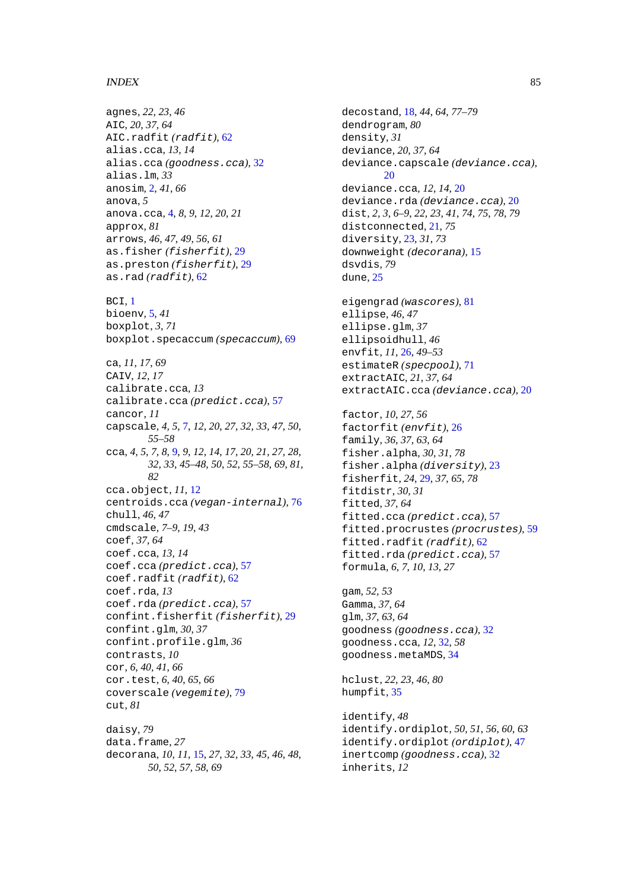agnes, *22, 23, 46*
AIC, *20, 37, 64*
AIC.radfit *(radfit)*, 62
alias.cca, *13, 14*
alias.cca *(goodness.cca)*, 32
alias.lm, *33*
anosim, 2, *41, 66*
anova, *5*
anova.cca, 4, *8, 9, 12, 20, 21*
approx, *81*
arrows, *46, 47, 49, 56, 61*
as.fisher *(fisherfit)*, 29
as.preston *(fisherfit)*, 29
as.rad *(radfit)*, 62

BCI, 1
bioenv, 5, *41*
boxplot, *3, 71*
boxplot.specaccum *(specaccum)*, 69

ca, *11, 17, 69*
CAIV, *12, 17*
calibrate.cca, *13*
calibrate.cca *(predict.cca)*, 57
cancor, *11*
capscale, *4, 5,* 7, *12, 20, 27, 32, 33, 47, 50, 55–58*
cca, *4, 5, 7, 8,* 9, *9, 12, 14, 17, 20, 21, 27, 28, 32, 33, 45–48, 50, 52, 55–58, 69, 81, 82*
cca.object, *11,* 12
centroids.cca *(vegan-internal)*, 76
chull, *46, 47*
cmdscale, *7–9, 19, 43*
coef, *37, 64*
coef.cca, *13, 14*
coef.cca *(predict.cca)*, 57
coef.radfit *(radfit)*, 62
coef.rda, *13*
coef.rda *(predict.cca)*, 57
confint.fisherfit *(fisherfit)*, 29
confint.glm, *30, 37*
confint.profile.glm, *36*
contrasts, *10*
cor, *6, 40, 41, 66*
cor.test, *6, 40, 65, 66*
coverscale *(vegemite)*, 79
cut, *81*

daisy, *79*
data.frame, *27*
decorana, *10, 11,* 15, *27, 32, 33, 45, 46, 48, 50, 52, 57, 58, 69*
decostand, 18, *44, 64, 77–79*
dendrogram, *80*
density, *31*
deviance, *20, 37, 64*
deviance.capscale *(deviance.cca)*, 20
deviance.cca, *12, 14,* 20
deviance.rda *(deviance.cca)*, 20
dist, *2, 3, 6–9, 22, 23, 41, 74, 75, 78, 79*
distconnected, 21, *75*
diversity, 23, *31, 73*
downweight *(decorana)*, 15
dsvdis, *79*
dune, 25

eigengrad *(wascores)*, 81
ellipse, *46, 47*
ellipse.glm, *37*
ellipsoidhull, *46*
envfit, *11,* 26, *49–53*
estimateR *(specpool)*, 71
extractAIC, *21, 37, 64*
extractAIC.cca *(deviance.cca)*, 20

factor, *10, 27, 56*
factorfit *(envfit)*, 26
family, *36, 37, 63, 64*
fisher.alpha, *30, 31, 78*
fisher.alpha *(diversity)*, 23
fisherfit, *24,* 29, *37, 65, 78*
fitdistr, *30, 31*
fitted, *37, 64*
fitted.cca *(predict.cca)*, 57
fitted.procrustes *(procrustes)*, 59
fitted.radfit *(radfit)*, 62
fitted.rda *(predict.cca)*, 57
formula, *6, 7, 10, 13, 27*

gam, *52, 53*
Gamma, *37, 64*
glm, *37, 63, 64*
goodness *(goodness.cca)*, 32
goodness.cca, *12,* 32, *58*
goodness.metaMDS, 34

hclust, *22, 23, 46, 80*
humpfit, 35

identify, *48*
identify.ordiplot, *50, 51, 56, 60, 63*
identify.ordiplot *(ordiplot)*, 47
inertcomp *(goodness.cca)*, 32
inherits, *12*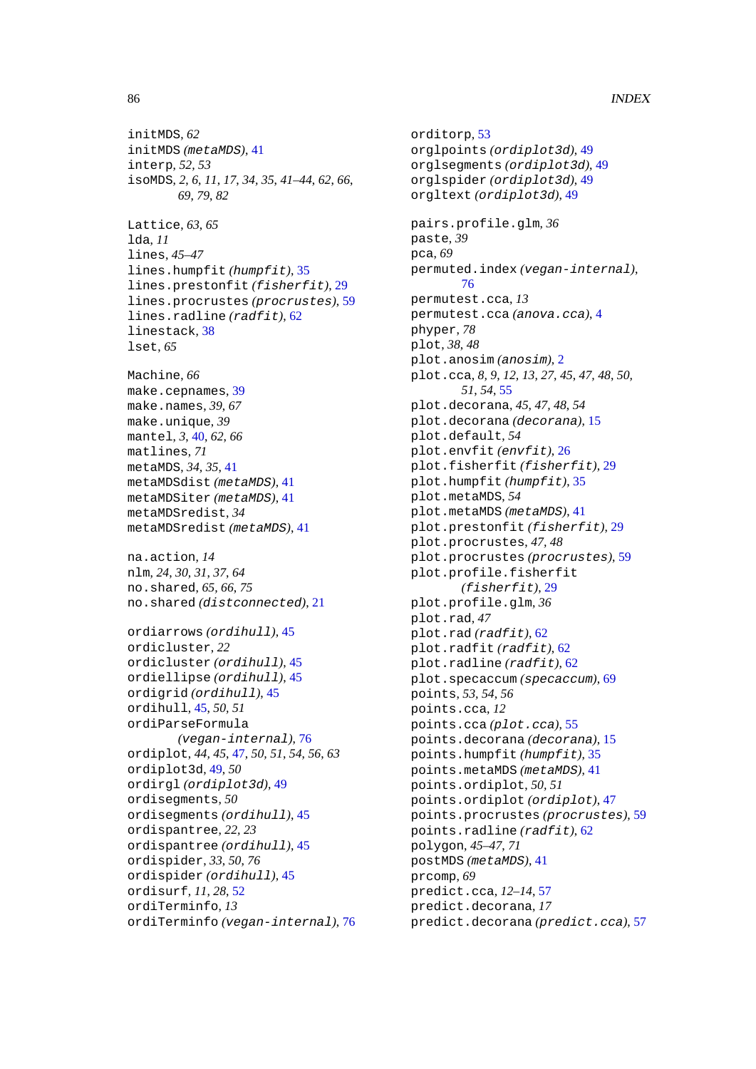initMDS, *62*
initMDS *(metaMDS)*, 41
interp, *52*, *53*
isoMDS, *2*, *6*, *11*, *17*, *34*, *35*, *41–44*, *62*, *66*, *69*, *79*, *82*

Lattice, *63*, *65*
lda, *11*
lines, *45–47*
lines.humpfit *(humpfit)*, 35
lines.prestonfit *(fisherfit)*, 29
lines.procrustes *(procrustes)*, 59
lines.radline *(radfit)*, 62
linestack, 38
lset, *65*

Machine, *66*
make.cepnames, 39
make.names, *39*, *67*
make.unique, *39*
mantel, *3*, 40, *62*, *66*
matlines, *71*
metaMDS, *34*, *35*, 41
metaMDSdist *(metaMDS)*, 41
metaMDSiter *(metaMDS)*, 41
metaMDSredist, *34*
metaMDSredist *(metaMDS)*, 41

na.action, *14*
nlm, *24*, *30*, *31*, *37*, *64*
no.shared, *65*, *66*, *75*
no.shared *(distconnected)*, 21

ordiarrows *(ordihull)*, 45
ordicluster, *22*
ordicluster *(ordihull)*, 45
ordiellipse *(ordihull)*, 45
ordigrid *(ordihull)*, 45
ordihull, 45, *50*, *51*
ordiParseFormula *(vegan-internal)*, 76
ordiplot, *44*, *45*, 47, *50*, *51*, *54*, *56*, *63*
ordiplot3d, 49, *50*
ordirgl *(ordiplot3d)*, 49
ordisegments, *50*
ordisegments *(ordihull)*, 45
ordispantree, *22*, *23*
ordispantree *(ordihull)*, 45
ordispider, *33*, *50*, *76*
ordispider *(ordihull)*, 45
ordisurf, *11*, *28*, 52
ordiTerminfo, *13*
ordiTerminfo *(vegan-internal)*, 76

orditorp, 53
orglpoints *(ordiplot3d)*, 49
orglsegments *(ordiplot3d)*, 49
orglspider *(ordiplot3d)*, 49
orgltext *(ordiplot3d)*, 49

pairs.profile.glm, *36*
paste, *39*
pca, *69*
permuted.index *(vegan-internal)*, 76
permutest.cca, *13*
permutest.cca *(anova.cca)*, 4
phyper, *78*
plot, *38*, *48*
plot.anosim *(anosim)*, 2
plot.cca, *8*, *9*, *12*, *13*, *27*, *45*, *47*, *48*, *50*, *51*, *54*, 55
plot.decorana, *45*, *47*, *48*, *54*
plot.decorana *(decorana)*, 15
plot.default, *54*
plot.envfit *(envfit)*, 26
plot.fisherfit *(fisherfit)*, 29
plot.humpfit *(humpfit)*, 35
plot.metaMDS, *54*
plot.metaMDS *(metaMDS)*, 41
plot.prestonfit *(fisherfit)*, 29
plot.procrustes, *47*, *48*
plot.procrustes *(procrustes)*, 59
plot.profile.fisherfit *(fisherfit)*, 29
plot.profile.glm, *36*
plot.rad, *47*
plot.rad *(radfit)*, 62
plot.radfit *(radfit)*, 62
plot.radline *(radfit)*, 62
plot.specaccum *(specaccum)*, 69
points, *53*, *54*, *56*
points.cca, *12*
points.cca *(plot.cca)*, 55
points.decorana *(decorana)*, 15
points.humpfit *(humpfit)*, 35
points.metaMDS *(metaMDS)*, 41
points.ordiplot, *50*, *51*
points.ordiplot *(ordiplot)*, 47
points.procrustes *(procrustes)*, 59
points.radline *(radfit)*, 62
polygon, *45–47*, *71*
postMDS *(metaMDS)*, 41
prcomp, *69*
predict.cca, *12–14*, 57
predict.decorana, *17*
predict.decorana *(predict.cca)*, 57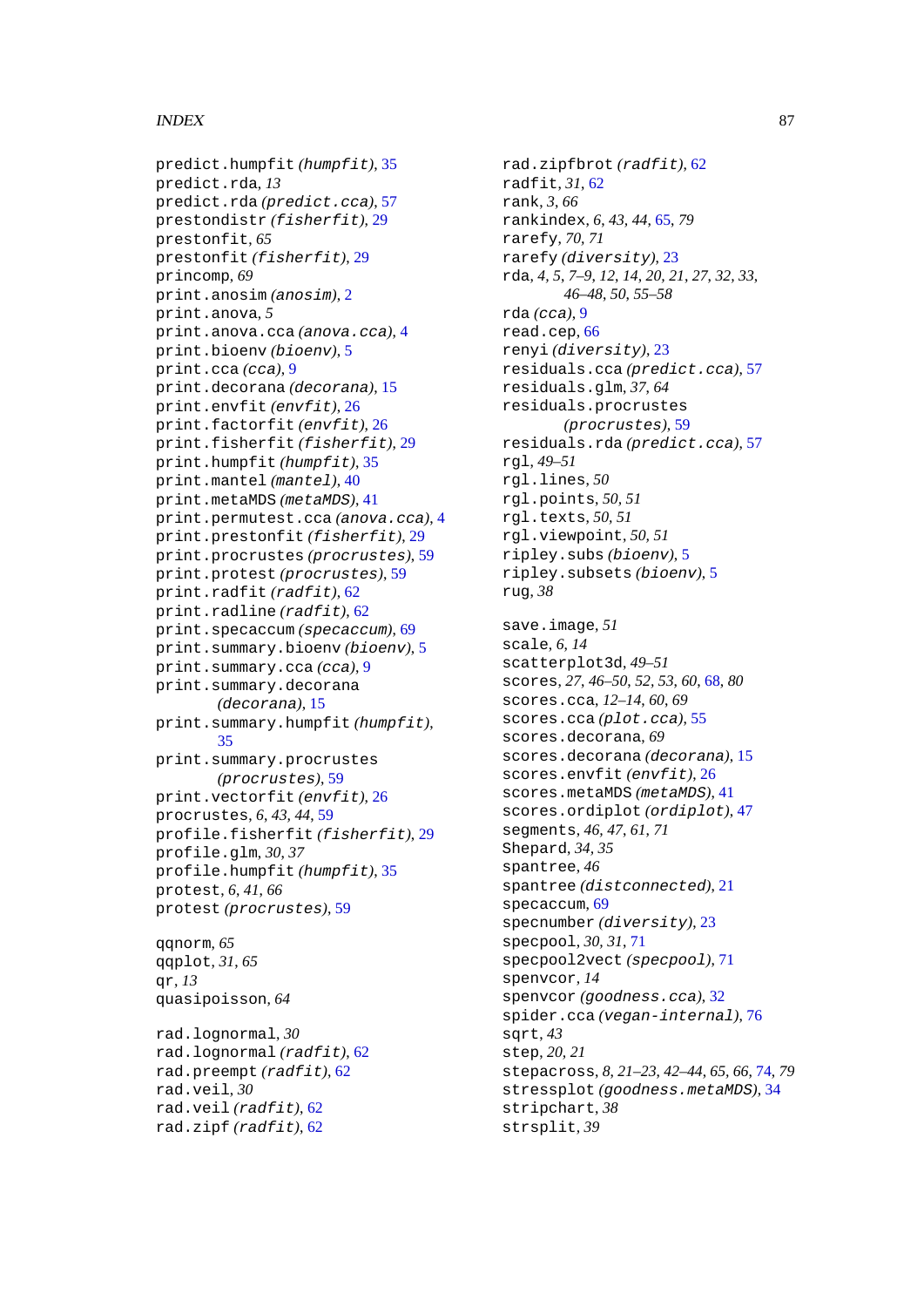predict.humpfit *(humpfit)*, 35
predict.rda, *13*
predict.rda *(predict.cca)*, 57
prestondistr *(fisherfit)*, 29
prestonfit, *65*
prestonfit *(fisherfit)*, 29
princomp, *69*
print.anosim *(anosim)*, 2
print.anova, *5*
print.anova.cca *(anova.cca)*, 4
print.bioenv *(bioenv)*, 5
print.cca *(cca)*, 9
print.decorana *(decorana)*, 15
print.envfit *(envfit)*, 26
print.factorfit *(envfit)*, 26
print.fisherfit *(fisherfit)*, 29
print.humpfit *(humpfit)*, 35
print.mantel *(mantel)*, 40
print.metaMDS *(metaMDS)*, 41
print.permutest.cca *(anova.cca)*, 4
print.prestonfit *(fisherfit)*, 29
print.procrustes *(procrustes)*, 59
print.protest *(procrustes)*, 59
print.radfit *(radfit)*, 62
print.radline *(radfit)*, 62
print.specaccum *(specaccum)*, 69
print.summary.bioenv *(bioenv)*, 5
print.summary.cca *(cca)*, 9
print.summary.decorana *(decorana)*, 15
print.summary.humpfit *(humpfit)*, 35
print.summary.procrustes *(procrustes)*, 59
print.vectorfit *(envfit)*, 26
procrustes, *6*, *43*, *44*, 59
profile.fisherfit *(fisherfit)*, 29
profile.glm, *30*, *37*
profile.humpfit *(humpfit)*, 35
protest, *6*, *41*, *66*
protest *(procrustes)*, 59

qqnorm, *65*
qqplot, *31*, *65*
qr, *13*
quasipoisson, *64*

rad.lognormal, *30*
rad.lognormal *(radfit)*, 62
rad.preempt *(radfit)*, 62
rad.veil, *30*
rad.veil *(radfit)*, 62
rad.zipf *(radfit)*, 62
rad.zipfbrot *(radfit)*, 62
radfit, *31*, 62
rank, *3*, *66*
rankindex, *6*, *43*, *44*, 65, *79*
rarefy, *70*, *71*
rarefy *(diversity)*, 23
rda, *4*, *5*, *7–9*, *12*, *14*, *20*, *21*, *27*, *32*, *33*, *46–48*, *50*, *55–58*
rda *(cca)*, 9
read.cep, 66
renyi *(diversity)*, 23
residuals.cca *(predict.cca)*, 57
residuals.glm, *37*, *64*
residuals.procrustes *(procrustes)*, 59
residuals.rda *(predict.cca)*, 57
rgl, *49–51*
rgl.lines, *50*
rgl.points, *50*, *51*
rgl.texts, *50*, *51*
rgl.viewpoint, *50*, *51*
ripley.subs *(bioenv)*, 5
ripley.subsets *(bioenv)*, 5
rug, *38*

save.image, *51*
scale, *6*, *14*
scatterplot3d, *49–51*
scores, *27*, *46–50*, *52*, *53*, *60*, 68, *80*
scores.cca, *12–14*, *60*, *69*
scores.cca *(plot.cca)*, 55
scores.decorana, *69*
scores.decorana *(decorana)*, 15
scores.envfit *(envfit)*, 26
scores.metaMDS *(metaMDS)*, 41
scores.ordiplot *(ordiplot)*, 47
segments, *46*, *47*, *61*, *71*
Shepard, *34*, *35*
spantree, *46*
spantree *(distconnected)*, 21
specaccum, 69
specnumber *(diversity)*, 23
specpool, *30*, *31*, 71
specpool2vect *(specpool)*, 71
spenvcor, *14*
spenvcor *(goodness.cca)*, 32
spider.cca *(vegan-internal)*, 76
sqrt, *43*
step, *20*, *21*
stepacross, *8*, *21–23*, *42–44*, *65*, *66*, 74, *79*
stressplot *(goodness.metaMDS)*, 34
stripchart, *38*
strsplit, *39*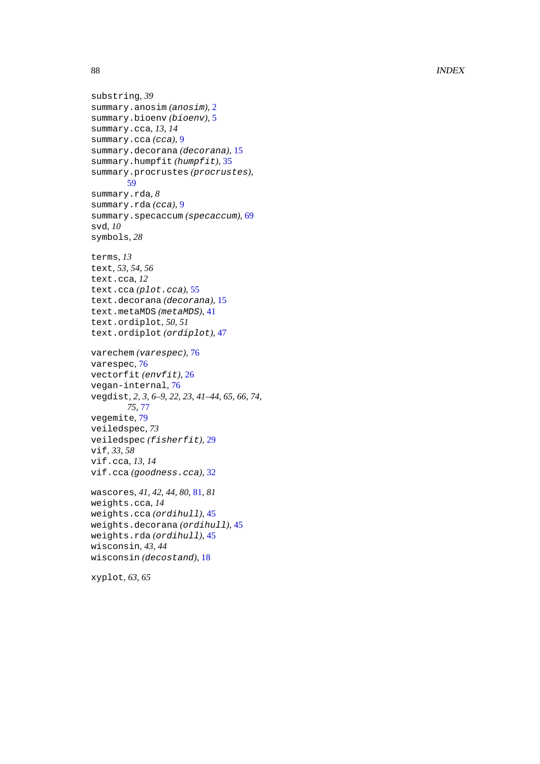substring, *39*
summary.anosim *(anosim)*, 2
summary.bioenv *(bioenv)*, 5
summary.cca, *13, 14*
summary.cca *(cca)*, 9
summary.decorana *(decorana)*, 15
summary.humpfit *(humpfit)*, 35
summary.procrustes *(procrustes)*, 59
summary.rda, *8*
summary.rda *(cca)*, 9
summary.specaccum *(specaccum)*, 69
svd, *10*
symbols, *28*

terms, *13*
text, *53*, *54*, *56*
text.cca, *12*
text.cca *(plot.cca)*, 55
text.decorana *(decorana)*, 15
text.metaMDS *(metaMDS)*, 41
text.ordiplot, *50, 51*
text.ordiplot *(ordiplot)*, 47

varechem *(varespec)*, 76
varespec, 76
vectorfit *(envfit)*, 26
vegan-internal, 76
vegdist, *2*, *3*, *6–9*, *22*, *23*, *41–44*, *65*, *66*, *74*, *75*, 77
vegemite, 79
veiledspec, *73*
veiledspec *(fisherfit)*, 29
vif, *33*, *58*
vif.cca, *13*, *14*
vif.cca *(goodness.cca)*, 32

wascores, *41*, *42*, *44*, *80*, 81, *81*
weights.cca, *14*
weights.cca *(ordihull)*, 45
weights.decorana *(ordihull)*, 45
weights.rda *(ordihull)*, 45
wisconsin, *43*, *44*
wisconsin *(decostand)*, 18

xyplot, *63*, *65*